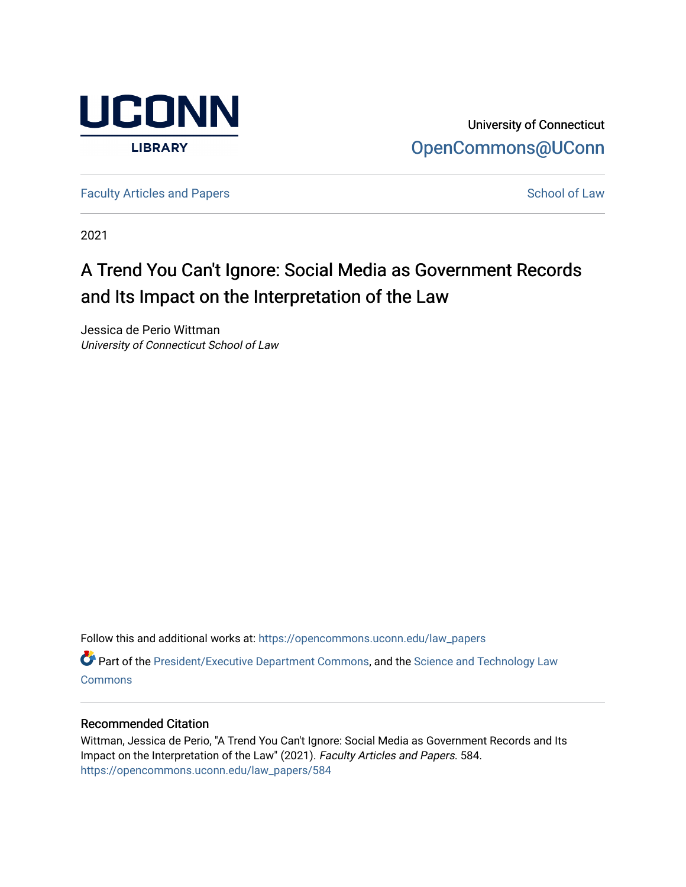UCONN LIBRARY

University of Connecticut
OpenCommons@UConn

Faculty Articles and Papers | School of Law

2021

# A Trend You Can't Ignore: Social Media as Government Records and Its Impact on the Interpretation of the Law

Jessica de Perio Wittman
*University of Connecticut School of Law*

Follow this and additional works at: https://opencommons.uconn.edu/law_papers

Part of the President/Executive Department Commons, and the Science and Technology Law Commons

## Recommended Citation

Wittman, Jessica de Perio, "A Trend You Can't Ignore: Social Media as Government Records and Its Impact on the Interpretation of the Law" (2021). *Faculty Articles and Papers*. 584.
https://opencommons.uconn.edu/law_papers/584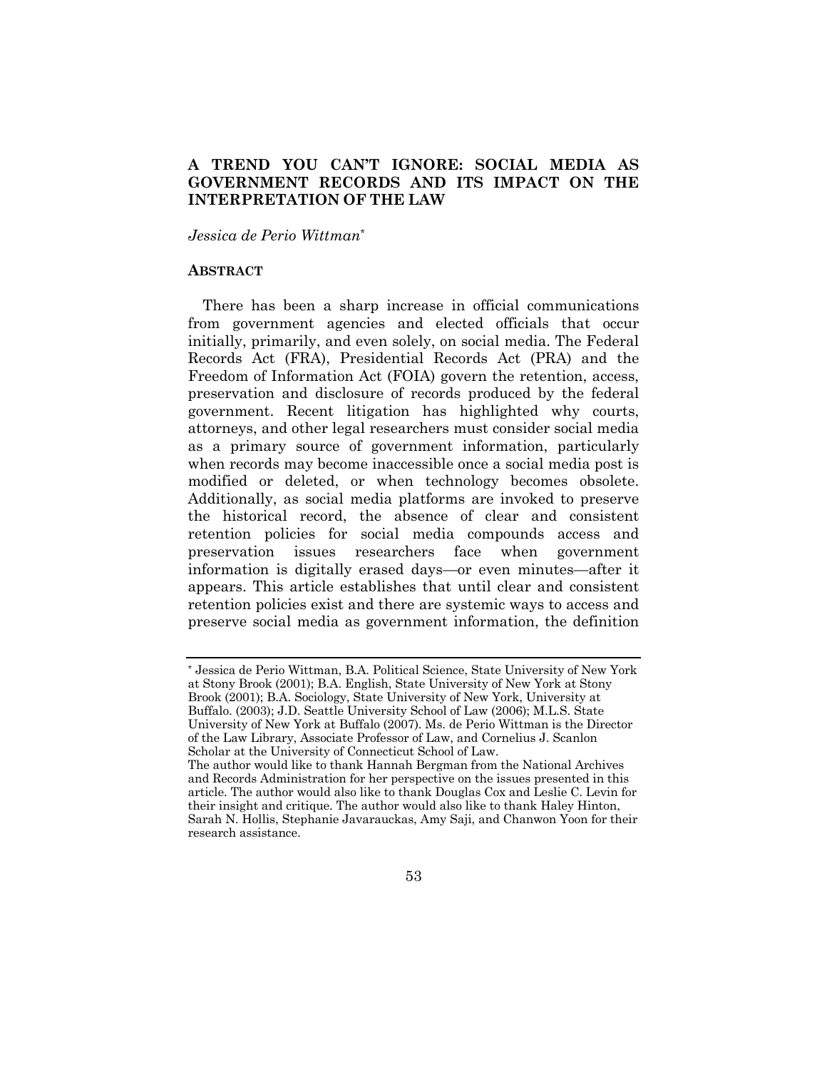# A TREND YOU CAN'T IGNORE: SOCIAL MEDIA AS GOVERNMENT RECORDS AND ITS IMPACT ON THE INTERPRETATION OF THE LAW

*Jessica de Perio Wittman*[*]

## ABSTRACT

There has been a sharp increase in official communications from government agencies and elected officials that occur initially, primarily, and even solely, on social media. The Federal Records Act (FRA), Presidential Records Act (PRA) and the Freedom of Information Act (FOIA) govern the retention, access, preservation and disclosure of records produced by the federal government. Recent litigation has highlighted why courts, attorneys, and other legal researchers must consider social media as a primary source of government information, particularly when records may become inaccessible once a social media post is modified or deleted, or when technology becomes obsolete. Additionally, as social media platforms are invoked to preserve the historical record, the absence of clear and consistent retention policies for social media compounds access and preservation issues researchers face when government information is digitally erased days—or even minutes—after it appears. This article establishes that until clear and consistent retention policies exist and there are systemic ways to access and preserve social media as government information, the definition

---

[*] Jessica de Perio Wittman, B.A. Political Science, State University of New York at Stony Brook (2001); B.A. English, State University of New York at Stony Brook (2001); B.A. Sociology, State University of New York, University at Buffalo. (2003); J.D. Seattle University School of Law (2006); M.L.S. State University of New York at Buffalo (2007). Ms. de Perio Wittman is the Director of the Law Library, Associate Professor of Law, and Cornelius J. Scanlon Scholar at the University of Connecticut School of Law.
The author would like to thank Hannah Bergman from the National Archives and Records Administration for her perspective on the issues presented in this article. The author would also like to thank Douglas Cox and Leslie C. Levin for their insight and critique. The author would also like to thank Haley Hinton, Sarah N. Hollis, Stephanie Javarauckas, Amy Saji, and Chanwon Yoon for their research assistance.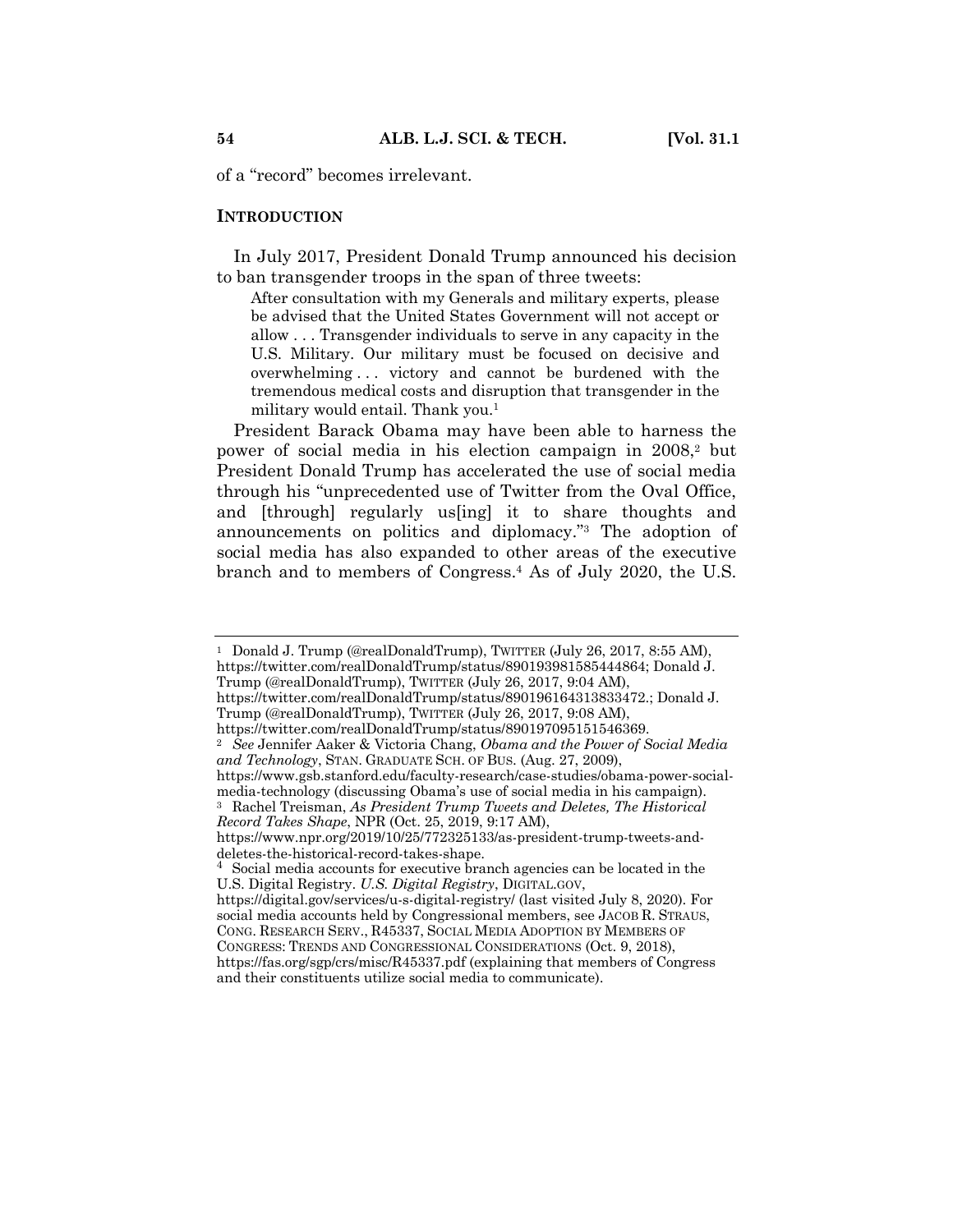of a “record” becomes irrelevant.

## INTRODUCTION

In July 2017, President Donald Trump announced his decision to ban transgender troops in the span of three tweets:

> After consultation with my Generals and military experts, please be advised that the United States Government will not accept or allow . . . Transgender individuals to serve in any capacity in the U.S. Military. Our military must be focused on decisive and overwhelming . . . victory and cannot be burdened with the tremendous medical costs and disruption that transgender in the military would entail. Thank you.[1]

President Barack Obama may have been able to harness the power of social media in his election campaign in 2008,[2] but President Donald Trump has accelerated the use of social media through his “unprecedented use of Twitter from the Oval Office, and [through] regularly us[ing] it to share thoughts and announcements on politics and diplomacy.”[3] The adoption of social media has also expanded to other areas of the executive branch and to members of Congress.[4] As of July 2020, the U.S.

---

[1] Donald J. Trump (@realDonaldTrump), TWITTER (July 26, 2017, 8:55 AM), https://twitter.com/realDonaldTrump/status/890193981585444864; Donald J. Trump (@realDonaldTrump), TWITTER (July 26, 2017, 9:04 AM), https://twitter.com/realDonaldTrump/status/890196164313833472.; Donald J. Trump (@realDonaldTrump), TWITTER (July 26, 2017, 9:08 AM), https://twitter.com/realDonaldTrump/status/890197095151546369.

[2] *See* Jennifer Aaker & Victoria Chang, *Obama and the Power of Social Media and Technology*, STAN. GRADUATE SCH. OF BUS. (Aug. 27, 2009), https://www.gsb.stanford.edu/faculty-research/case-studies/obama-power-social-media-technology (discussing Obama’s use of social media in his campaign).

[3] Rachel Treisman, *As President Trump Tweets and Deletes, The Historical Record Takes Shape*, NPR (Oct. 25, 2019, 9:17 AM), https://www.npr.org/2019/10/25/772325133/as-president-trump-tweets-and-deletes-the-historical-record-takes-shape.

[4] Social media accounts for executive branch agencies can be located in the U.S. Digital Registry. *U.S. Digital Registry*, DIGITAL.GOV, https://digital.gov/services/u-s-digital-registry/ (last visited July 8, 2020). For social media accounts held by Congressional members, see JACOB R. STRAUS, CONG. RESEARCH SERV., R45337, SOCIAL MEDIA ADOPTION BY MEMBERS OF CONGRESS: TRENDS AND CONGRESSIONAL CONSIDERATIONS (Oct. 9, 2018), https://fas.org/sgp/crs/misc/R45337.pdf (explaining that members of Congress and their constituents utilize social media to communicate).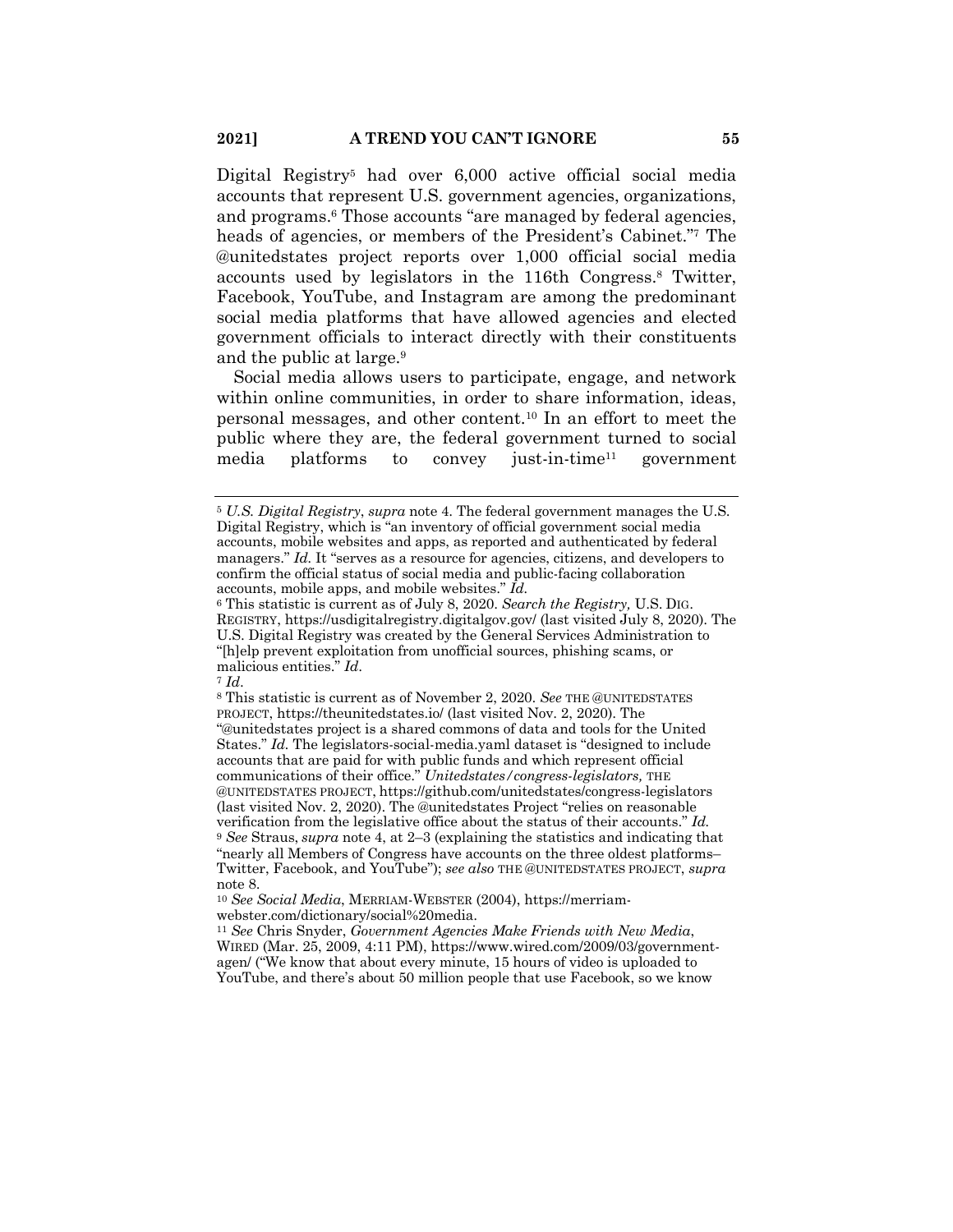Digital Registry[5] had over 6,000 active official social media accounts that represent U.S. government agencies, organizations, and programs.[6] Those accounts "are managed by federal agencies, heads of agencies, or members of the President's Cabinet."[7] The @unitedstates project reports over 1,000 official social media accounts used by legislators in the 116th Congress.[8] Twitter, Facebook, YouTube, and Instagram are among the predominant social media platforms that have allowed agencies and elected government officials to interact directly with their constituents and the public at large.[9]

Social media allows users to participate, engage, and network within online communities, in order to share information, ideas, personal messages, and other content.[10] In an effort to meet the public where they are, the federal government turned to social media platforms to convey just-in-time[11] government

---

[5] *U.S. Digital Registry*, *supra* note 4. The federal government manages the U.S. Digital Registry, which is "an inventory of official government social media accounts, mobile websites and apps, as reported and authenticated by federal managers." *Id.* It "serves as a resource for agencies, citizens, and developers to confirm the official status of social media and public-facing collaboration accounts, mobile apps, and mobile websites." *Id.*

[6] This statistic is current as of July 8, 2020. *Search the Registry,* U.S. DIG. REGISTRY, https://usdigitalregistry.digitalgov.gov/ (last visited July 8, 2020). The U.S. Digital Registry was created by the General Services Administration to "[h]elp prevent exploitation from unofficial sources, phishing scams, or malicious entities." *Id*.

[7] *Id*.

[8] This statistic is current as of November 2, 2020. *See* THE @UNITEDSTATES PROJECT, https://theunitedstates.io/ (last visited Nov. 2, 2020). The "@unitedstates project is a shared commons of data and tools for the United States." *Id.* The legislators-social-media.yaml dataset is "designed to include accounts that are paid for with public funds and which represent official communications of their office." *Unitedstates/congress-legislators,* THE @UNITEDSTATES PROJECT, https://github.com/unitedstates/congress-legislators (last visited Nov. 2, 2020). The @unitedstates Project "relies on reasonable verification from the legislative office about the status of their accounts." *Id.*

[9] *See* Straus, *supra* note 4, at 2–3 (explaining the statistics and indicating that "nearly all Members of Congress have accounts on the three oldest platforms– Twitter, Facebook, and YouTube"); *see also* THE @UNITEDSTATES PROJECT, *supra* note 8.

[10] *See Social Media*, MERRIAM-WEBSTER (2004), https://merriam-webster.com/dictionary/social%20media.

[11] *See* Chris Snyder, *Government Agencies Make Friends with New Media*, WIRED (Mar. 25, 2009, 4:11 PM), https://www.wired.com/2009/03/government-agen/ ("We know that about every minute, 15 hours of video is uploaded to YouTube, and there's about 50 million people that use Facebook, so we know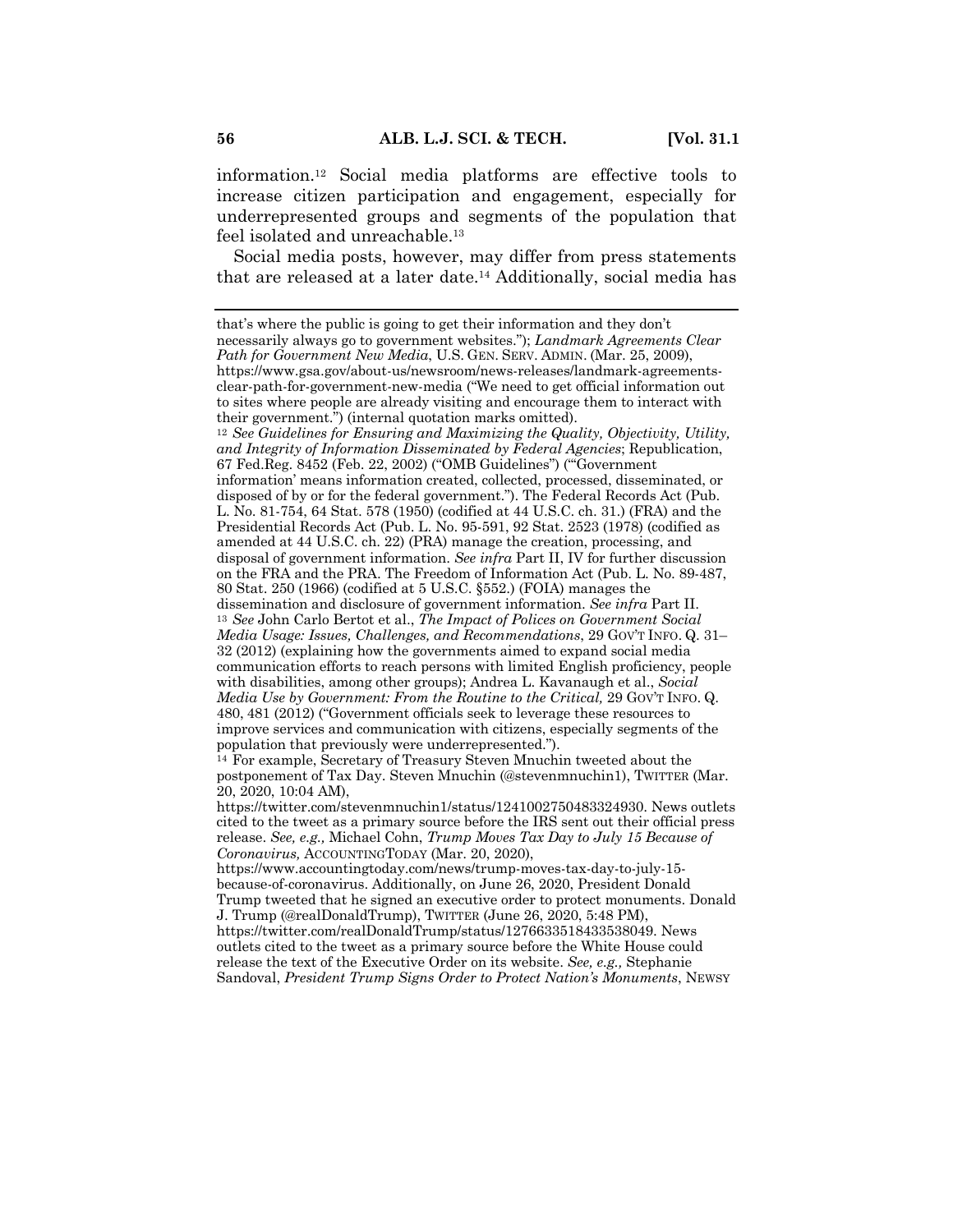information.[12] Social media platforms are effective tools to increase citizen participation and engagement, especially for underrepresented groups and segments of the population that feel isolated and unreachable.[13]

Social media posts, however, may differ from press statements that are released at a later date.[14] Additionally, social media has

---

that's where the public is going to get their information and they don't necessarily always go to government websites."); *Landmark Agreements Clear Path for Government New Media*, U.S. GEN. SERV. ADMIN. (Mar. 25, 2009), https://www.gsa.gov/about-us/newsroom/news-releases/landmark-agreements-clear-path-for-government-new-media ("We need to get official information out to sites where people are already visiting and encourage them to interact with their government.") (internal quotation marks omitted).

[12] *See Guidelines for Ensuring and Maximizing the Quality, Objectivity, Utility, and Integrity of Information Disseminated by Federal Agencies*; Republication, 67 Fed.Reg. 8452 (Feb. 22, 2002) ("OMB Guidelines") ("'Government information' means information created, collected, processed, disseminated, or disposed of by or for the federal government."). The Federal Records Act (Pub. L. No. 81-754, 64 Stat. 578 (1950) (codified at 44 U.S.C. ch. 31.) (FRA) and the Presidential Records Act (Pub. L. No. 95-591, 92 Stat. 2523 (1978) (codified as amended at 44 U.S.C. ch. 22) (PRA) manage the creation, processing, and disposal of government information. *See infra* Part II, IV for further discussion on the FRA and the PRA. The Freedom of Information Act (Pub. L. No. 89-487, 80 Stat. 250 (1966) (codified at 5 U.S.C. §552.) (FOIA) manages the dissemination and disclosure of government information. *See infra* Part II.

[13] *See* John Carlo Bertot et al., *The Impact of Polices on Government Social Media Usage: Issues, Challenges, and Recommendations*, 29 GOV'T INFO. Q. 31–32 (2012) (explaining how the governments aimed to expand social media communication efforts to reach persons with limited English proficiency, people with disabilities, among other groups); Andrea L. Kavanaugh et al., *Social Media Use by Government: From the Routine to the Critical,* 29 GOV'T INFO. Q. 480, 481 (2012) ("Government officials seek to leverage these resources to improve services and communication with citizens, especially segments of the population that previously were underrepresented.").

[14] For example, Secretary of Treasury Steven Mnuchin tweeted about the postponement of Tax Day. Steven Mnuchin (@stevenmnuchin1), TWITTER (Mar. 20, 2020, 10:04 AM), https://twitter.com/stevenmnuchin1/status/1241002750483324930. News outlets cited to the tweet as a primary source before the IRS sent out their official press release. *See, e.g.,* Michael Cohn, *Trump Moves Tax Day to July 15 Because of Coronavirus,* ACCOUNTINGTODAY (Mar. 20, 2020), https://www.accountingtoday.com/news/trump-moves-tax-day-to-july-15-because-of-coronavirus. Additionally, on June 26, 2020, President Donald Trump tweeted that he signed an executive order to protect monuments. Donald J. Trump (@realDonaldTrump), TWITTER (June 26, 2020, 5:48 PM), https://twitter.com/realDonaldTrump/status/1276633518433538049. News outlets cited to the tweet as a primary source before the White House could release the text of the Executive Order on its website. *See, e.g.,* Stephanie Sandoval, *President Trump Signs Order to Protect Nation's Monuments*, NEWSY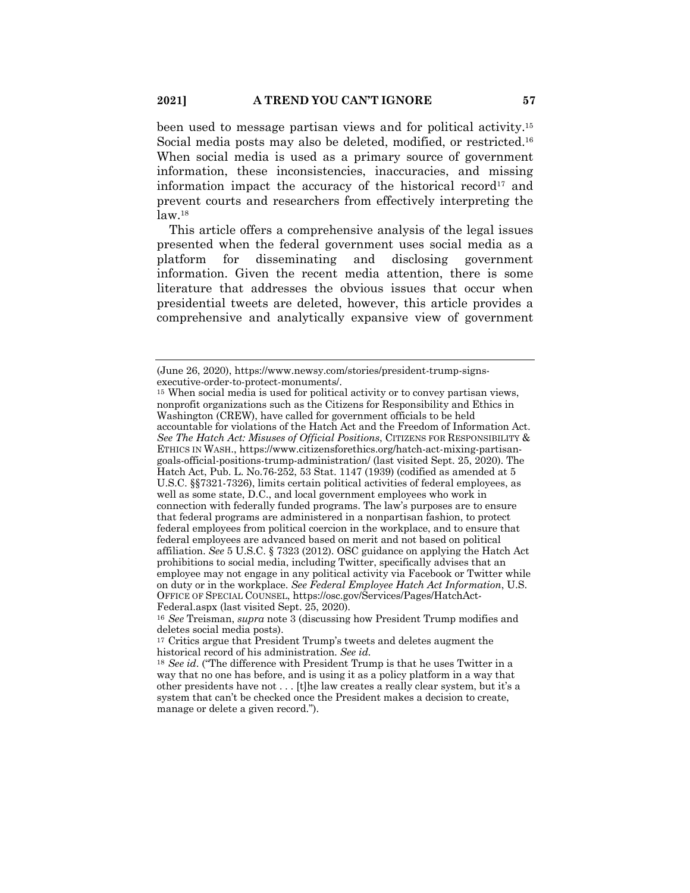been used to message partisan views and for political activity.[15] Social media posts may also be deleted, modified, or restricted.[16] When social media is used as a primary source of government information, these inconsistencies, inaccuracies, and missing information impact the accuracy of the historical record[17] and prevent courts and researchers from effectively interpreting the law.[18]

This article offers a comprehensive analysis of the legal issues presented when the federal government uses social media as a platform for disseminating and disclosing government information. Given the recent media attention, there is some literature that addresses the obvious issues that occur when presidential tweets are deleted, however, this article provides a comprehensive and analytically expansive view of government

---

(June 26, 2020), https://www.newsy.com/stories/president-trump-signs-executive-order-to-protect-monuments/.

[15] When social media is used for political activity or to convey partisan views, nonprofit organizations such as the Citizens for Responsibility and Ethics in Washington (CREW), have called for government officials to be held accountable for violations of the Hatch Act and the Freedom of Information Act. *See The Hatch Act: Misuses of Official Positions*, CITIZENS FOR RESPONSIBILITY & ETHICS IN WASH., https://www.citizensforethics.org/hatch-act-mixing-partisan-goals-official-positions-trump-administration/ (last visited Sept. 25, 2020). The Hatch Act, Pub. L. No.76-252, 53 Stat. 1147 (1939) (codified as amended at 5 U.S.C. §§7321-7326), limits certain political activities of federal employees, as well as some state, D.C., and local government employees who work in connection with federally funded programs. The law's purposes are to ensure that federal programs are administered in a nonpartisan fashion, to protect federal employees from political coercion in the workplace, and to ensure that federal employees are advanced based on merit and not based on political affiliation. *See* 5 U.S.C. § 7323 (2012). OSC guidance on applying the Hatch Act prohibitions to social media, including Twitter, specifically advises that an employee may not engage in any political activity via Facebook or Twitter while on duty or in the workplace. *See Federal Employee Hatch Act Information*, U.S. OFFICE OF SPECIAL COUNSEL, https://osc.gov/Services/Pages/HatchAct-Federal.aspx (last visited Sept. 25, 2020).

[16] *See* Treisman, *supra* note 3 (discussing how President Trump modifies and deletes social media posts).

[17] Critics argue that President Trump's tweets and deletes augment the historical record of his administration. *See id.*

[18] *See id*. ("The difference with President Trump is that he uses Twitter in a way that no one has before, and is using it as a policy platform in a way that other presidents have not . . . [t]he law creates a really clear system, but it's a system that can't be checked once the President makes a decision to create, manage or delete a given record.").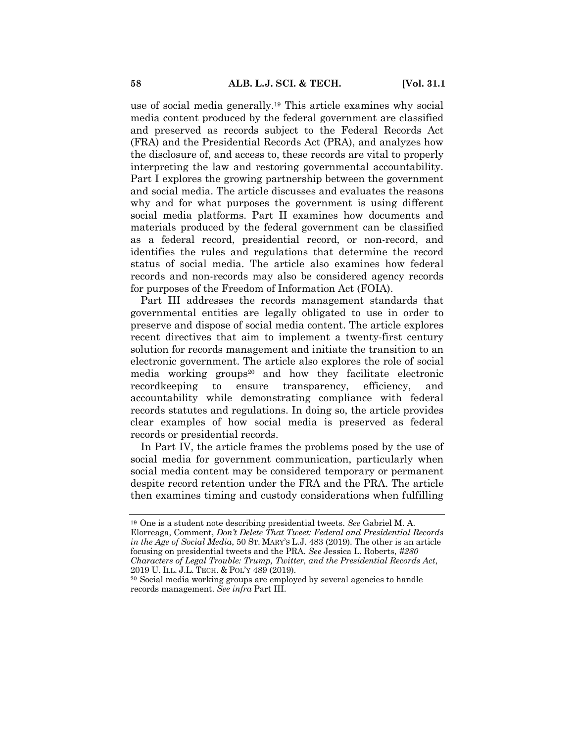use of social media generally.[19] This article examines why social media content produced by the federal government are classified and preserved as records subject to the Federal Records Act (FRA) and the Presidential Records Act (PRA), and analyzes how the disclosure of, and access to, these records are vital to properly interpreting the law and restoring governmental accountability. Part I explores the growing partnership between the government and social media. The article discusses and evaluates the reasons why and for what purposes the government is using different social media platforms. Part II examines how documents and materials produced by the federal government can be classified as a federal record, presidential record, or non-record, and identifies the rules and regulations that determine the record status of social media. The article also examines how federal records and non-records may also be considered agency records for purposes of the Freedom of Information Act (FOIA).

Part III addresses the records management standards that governmental entities are legally obligated to use in order to preserve and dispose of social media content. The article explores recent directives that aim to implement a twenty-first century solution for records management and initiate the transition to an electronic government. The article also explores the role of social media working groups[20] and how they facilitate electronic recordkeeping to ensure transparency, efficiency, and accountability while demonstrating compliance with federal records statutes and regulations. In doing so, the article provides clear examples of how social media is preserved as federal records or presidential records.

In Part IV, the article frames the problems posed by the use of social media for government communication, particularly when social media content may be considered temporary or permanent despite record retention under the FRA and the PRA. The article then examines timing and custody considerations when fulfilling

---

[19] One is a student note describing presidential tweets. *See* Gabriel M. A. Elorreaga, Comment, *Don't Delete That Tweet: Federal and Presidential Records in the Age of Social Media*, 50 ST. MARY'S L.J. 483 (2019). The other is an article focusing on presidential tweets and the PRA. *See* Jessica L. Roberts, *#280 Characters of Legal Trouble: Trump, Twitter, and the Presidential Records Act*, 2019 U. ILL. J.L. TECH. & POL'Y 489 (2019).

[20] Social media working groups are employed by several agencies to handle records management. *See infra* Part III.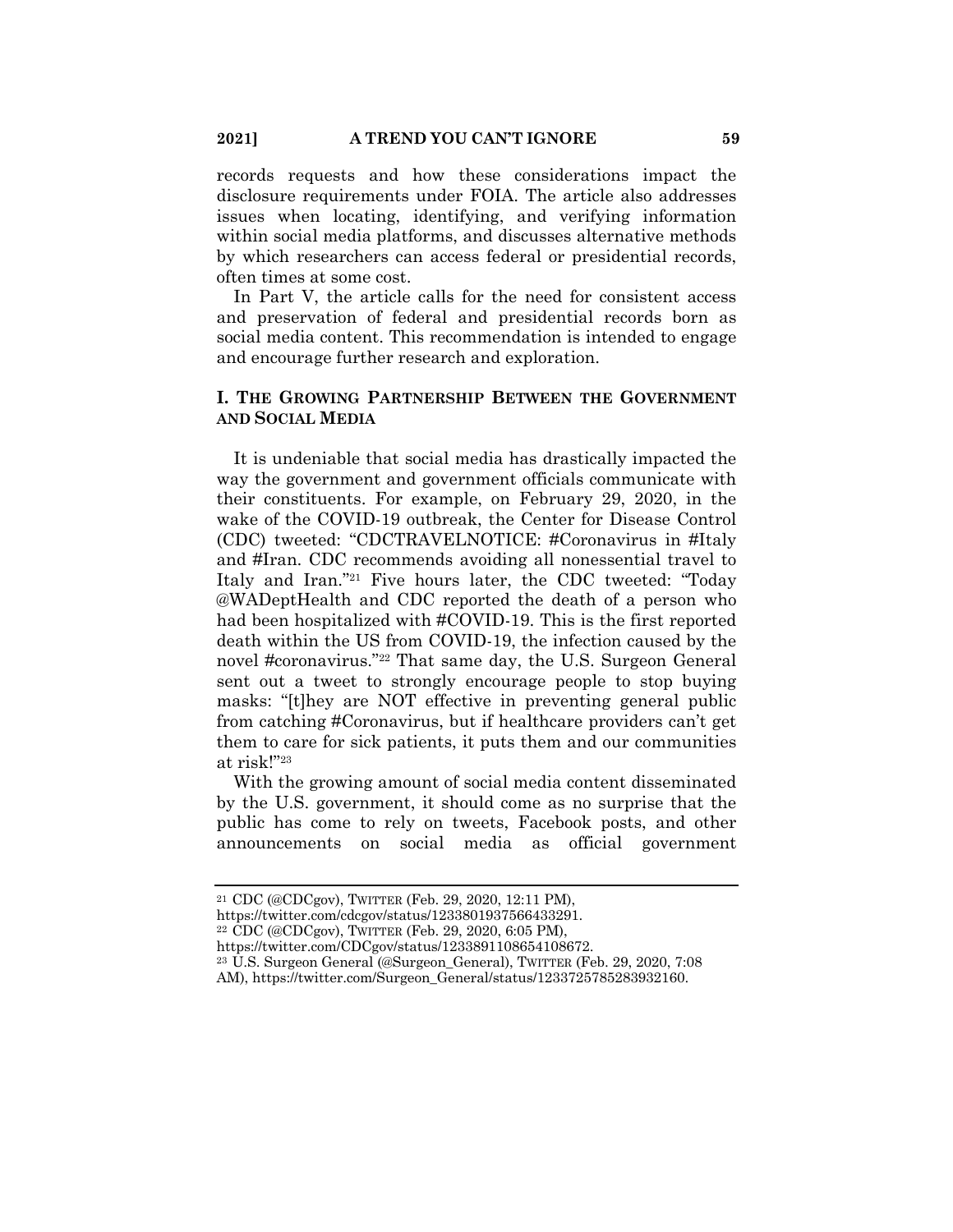records requests and how these considerations impact the disclosure requirements under FOIA. The article also addresses issues when locating, identifying, and verifying information within social media platforms, and discusses alternative methods by which researchers can access federal or presidential records, often times at some cost.

In Part V, the article calls for the need for consistent access and preservation of federal and presidential records born as social media content. This recommendation is intended to engage and encourage further research and exploration.

## I. The Growing Partnership Between the Government and Social Media

It is undeniable that social media has drastically impacted the way the government and government officials communicate with their constituents. For example, on February 29, 2020, in the wake of the COVID-19 outbreak, the Center for Disease Control (CDC) tweeted: "CDCTRAVELNOTICE: #Coronavirus in #Italy and #Iran. CDC recommends avoiding all nonessential travel to Italy and Iran."[21] Five hours later, the CDC tweeted: "Today @WADeptHealth and CDC reported the death of a person who had been hospitalized with #COVID-19. This is the first reported death within the US from COVID-19, the infection caused by the novel #coronavirus."[22] That same day, the U.S. Surgeon General sent out a tweet to strongly encourage people to stop buying masks: "[t]hey are NOT effective in preventing general public from catching #Coronavirus, but if healthcare providers can't get them to care for sick patients, it puts them and our communities at risk!"[23]

With the growing amount of social media content disseminated by the U.S. government, it should come as no surprise that the public has come to rely on tweets, Facebook posts, and other announcements on social media as official government

---

[21] CDC (@CDCgov), TWITTER (Feb. 29, 2020, 12:11 PM), https://twitter.com/cdcgov/status/1233801937566433291.

[22] CDC (@CDCgov), TWITTER (Feb. 29, 2020, 6:05 PM), https://twitter.com/CDCgov/status/1233891108654108672.

[23] U.S. Surgeon General (@Surgeon_General), TWITTER (Feb. 29, 2020, 7:08 AM), https://twitter.com/Surgeon_General/status/1233725785283932160.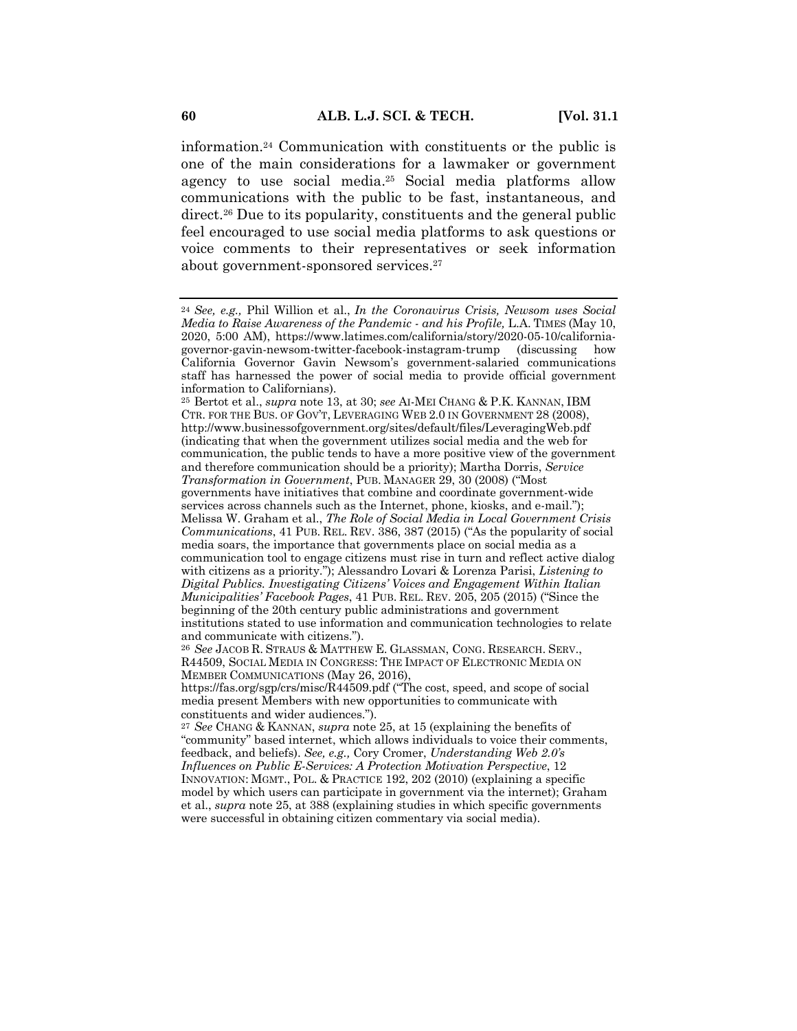information.[24] Communication with constituents or the public is one of the main considerations for a lawmaker or government agency to use social media.[25] Social media platforms allow communications with the public to be fast, instantaneous, and direct.[26] Due to its popularity, constituents and the general public feel encouraged to use social media platforms to ask questions or voice comments to their representatives or seek information about government-sponsored services.[27]

---

[24] *See, e.g.,* Phil Willion et al., *In the Coronavirus Crisis, Newsom uses Social Media to Raise Awareness of the Pandemic - and his Profile,* L.A. TIMES (May 10, 2020, 5:00 AM), https://www.latimes.com/california/story/2020-05-10/california-governor-gavin-newsom-twitter-facebook-instagram-trump (discussing how California Governor Gavin Newsom's government-salaried communications staff has harnessed the power of social media to provide official government information to Californians).

[25] Bertot et al., *supra* note 13, at 30; *see* AI-MEI CHANG & P.K. KANNAN, IBM CTR. FOR THE BUS. OF GOV'T, LEVERAGING WEB 2.0 IN GOVERNMENT 28 (2008), http://www.businessofgovernment.org/sites/default/files/LeveragingWeb.pdf (indicating that when the government utilizes social media and the web for communication, the public tends to have a more positive view of the government and therefore communication should be a priority); Martha Dorris, *Service Transformation in Government*, PUB. MANAGER 29, 30 (2008) ("Most governments have initiatives that combine and coordinate government-wide services across channels such as the Internet, phone, kiosks, and e-mail."); Melissa W. Graham et al., *The Role of Social Media in Local Government Crisis Communications*, 41 PUB. REL. REV. 386, 387 (2015) ("As the popularity of social media soars, the importance that governments place on social media as a communication tool to engage citizens must rise in turn and reflect active dialog with citizens as a priority."); Alessandro Lovari & Lorenza Parisi, *Listening to Digital Publics. Investigating Citizens' Voices and Engagement Within Italian Municipalities' Facebook Pages*, 41 PUB. REL. REV. 205, 205 (2015) ("Since the beginning of the 20th century public administrations and government institutions stated to use information and communication technologies to relate and communicate with citizens.").

[26] *See* JACOB R. STRAUS & MATTHEW E. GLASSMAN, CONG. RESEARCH. SERV., R44509, SOCIAL MEDIA IN CONGRESS: THE IMPACT OF ELECTRONIC MEDIA ON MEMBER COMMUNICATIONS (May 26, 2016), https://fas.org/sgp/crs/misc/R44509.pdf ("The cost, speed, and scope of social media present Members with new opportunities to communicate with constituents and wider audiences.").

[27] *See* CHANG & KANNAN, *supra* note 25, at 15 (explaining the benefits of "community" based internet, which allows individuals to voice their comments, feedback, and beliefs). *See, e.g.,* Cory Cromer, *Understanding Web 2.0's Influences on Public E-Services: A Protection Motivation Perspective*, 12 INNOVATION: MGMT., POL. & PRACTICE 192, 202 (2010) (explaining a specific model by which users can participate in government via the internet); Graham et al., *supra* note 25, at 388 (explaining studies in which specific governments were successful in obtaining citizen commentary via social media).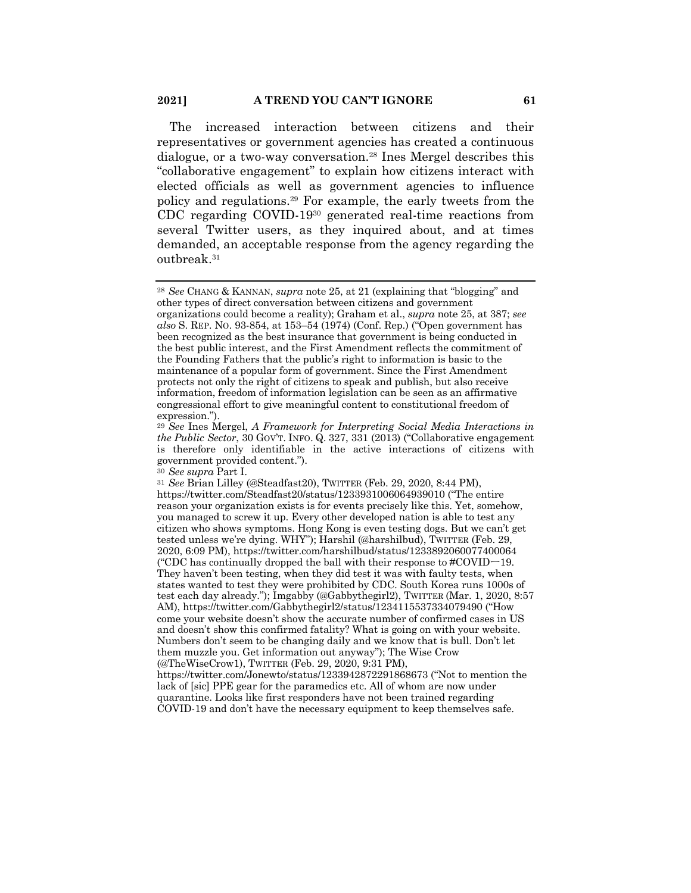The increased interaction between citizens and their representatives or government agencies has created a continuous dialogue, or a two-way conversation.[28] Ines Mergel describes this "collaborative engagement" to explain how citizens interact with elected officials as well as government agencies to influence policy and regulations.[29] For example, the early tweets from the CDC regarding COVID-19[30] generated real-time reactions from several Twitter users, as they inquired about, and at times demanded, an acceptable response from the agency regarding the outbreak.[31]

---

[28] *See* CHANG & KANNAN, *supra* note 25, at 21 (explaining that "blogging" and other types of direct conversation between citizens and government organizations could become a reality); Graham et al., *supra* note 25, at 387; *see also* S. REP. NO. 93-854, at 153–54 (1974) (Conf. Rep.) ("Open government has been recognized as the best insurance that government is being conducted in the best public interest, and the First Amendment reflects the commitment of the Founding Fathers that the public's right to information is basic to the maintenance of a popular form of government. Since the First Amendment protects not only the right of citizens to speak and publish, but also receive information, freedom of information legislation can be seen as an affirmative congressional effort to give meaningful content to constitutional freedom of expression.").

[29] *See* Ines Mergel, *A Framework for Interpreting Social Media Interactions in the Public Sector*, 30 GOV'T. INFO. Q. 327, 331 (2013) ("Collaborative engagement is therefore only identifiable in the active interactions of citizens with government provided content.").

[30] *See supra* Part I.

[31] *See* Brian Lilley (@Steadfast20), TWITTER (Feb. 29, 2020, 8:44 PM), https://twitter.com/Steadfast20/status/1233931006064939010 ("The entire reason your organization exists is for events precisely like this. Yet, somehow, you managed to screw it up. Every other developed nation is able to test any citizen who shows symptoms. Hong Kong is even testing dogs. But we can't get tested unless we're dying. WHY"); Harshil (@harshilbud), TWITTER (Feb. 29, 2020, 6:09 PM), https://twitter.com/harshilbud/status/1233892060077400064 ("CDC has continually dropped the ball with their response to #COVID—19. They haven't been testing, when they did test it was with faulty tests, when states wanted to test they were prohibited by CDC. South Korea runs 1000s of test each day already."); Imgabby (@Gabbythegirl2), TWITTER (Mar. 1, 2020, 8:57 AM), https://twitter.com/Gabbythegirl2/status/1234115537334079490 ("How come your website doesn't show the accurate number of confirmed cases in US and doesn't show this confirmed fatality? What is going on with your website. Numbers don't seem to be changing daily and we know that is bull. Don't let them muzzle you. Get information out anyway"); The Wise Crow (@TheWiseCrow1), TWITTER (Feb. 29, 2020, 9:31 PM), https://twitter.com/Jonewto/status/1233942872291868673 ("Not to mention the lack of [sic] PPE gear for the paramedics etc. All of whom are now under quarantine. Looks like first responders have not been trained regarding COVID-19 and don't have the necessary equipment to keep themselves safe.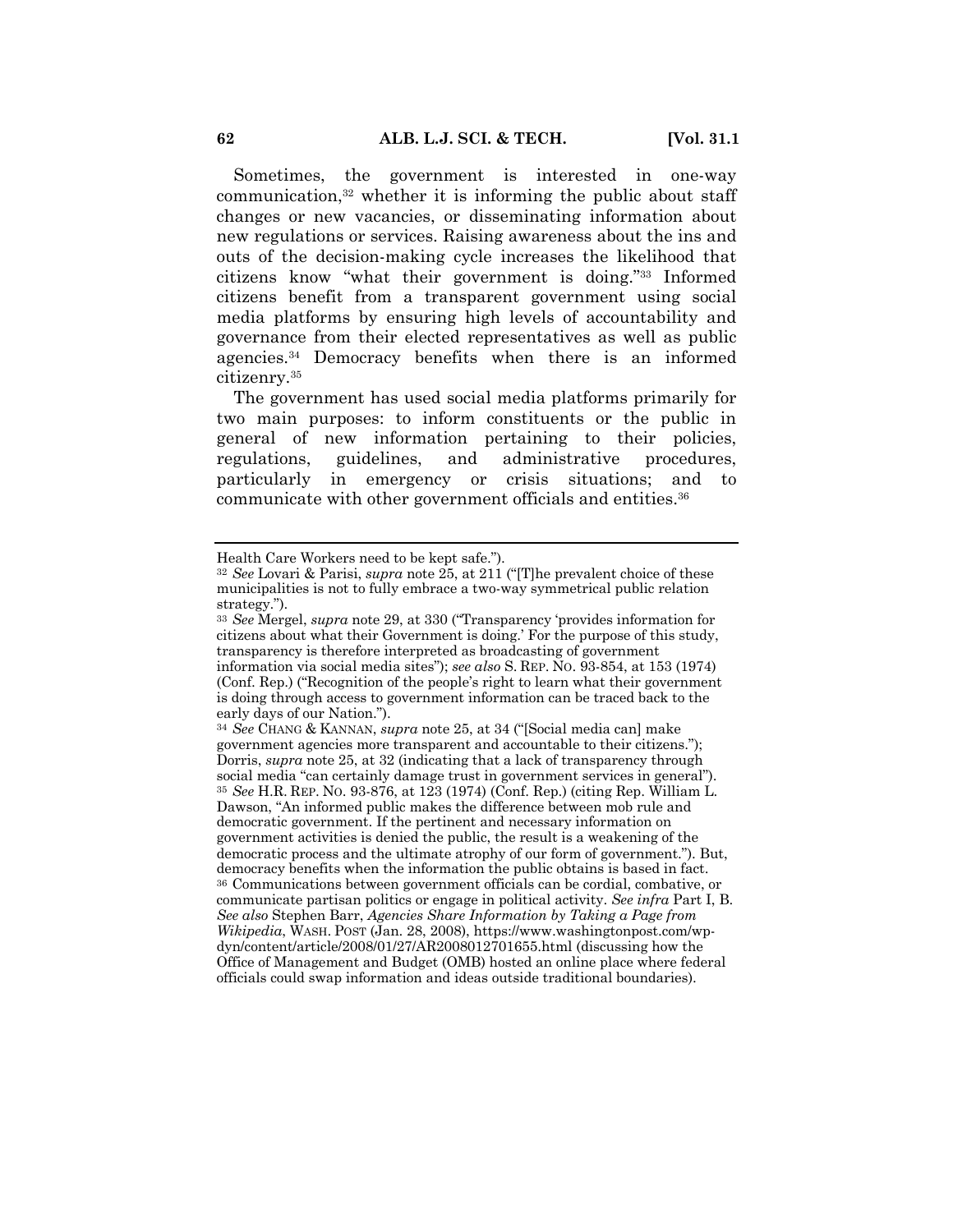Sometimes, the government is interested in one-way communication,[32] whether it is informing the public about staff changes or new vacancies, or disseminating information about new regulations or services. Raising awareness about the ins and outs of the decision-making cycle increases the likelihood that citizens know "what their government is doing."[33] Informed citizens benefit from a transparent government using social media platforms by ensuring high levels of accountability and governance from their elected representatives as well as public agencies.[34] Democracy benefits when there is an informed citizenry.[35]

The government has used social media platforms primarily for two main purposes: to inform constituents or the public in general of new information pertaining to their policies, regulations, guidelines, and administrative procedures, particularly in emergency or crisis situations; and to communicate with other government officials and entities.[36]

---

Health Care Workers need to be kept safe.").

[32] *See* Lovari & Parisi, *supra* note 25, at 211 ("[T]he prevalent choice of these municipalities is not to fully embrace a two-way symmetrical public relation strategy.").

[33] *See* Mergel, *supra* note 29, at 330 ("Transparency 'provides information for citizens about what their Government is doing.' For the purpose of this study, transparency is therefore interpreted as broadcasting of government information via social media sites"); *see also* S. REP. NO. 93-854, at 153 (1974) (Conf. Rep.) ("Recognition of the people's right to learn what their government is doing through access to government information can be traced back to the early days of our Nation.").

[34] *See* CHANG & KANNAN, *supra* note 25, at 34 ("[Social media can] make government agencies more transparent and accountable to their citizens."); Dorris, *supra* note 25, at 32 (indicating that a lack of transparency through social media "can certainly damage trust in government services in general").

[35] *See* H.R. REP. NO. 93-876, at 123 (1974) (Conf. Rep.) (citing Rep. William L. Dawson, "An informed public makes the difference between mob rule and democratic government. If the pertinent and necessary information on government activities is denied the public, the result is a weakening of the democratic process and the ultimate atrophy of our form of government."). But, democracy benefits when the information the public obtains is based in fact.

[36] Communications between government officials can be cordial, combative, or communicate partisan politics or engage in political activity. *See infra* Part I, B. *See also* Stephen Barr, *Agencies Share Information by Taking a Page from Wikipedia*, WASH. POST (Jan. 28, 2008), https://www.washingtonpost.com/wp-dyn/content/article/2008/01/27/AR2008012701655.html (discussing how the Office of Management and Budget (OMB) hosted an online place where federal officials could swap information and ideas outside traditional boundaries).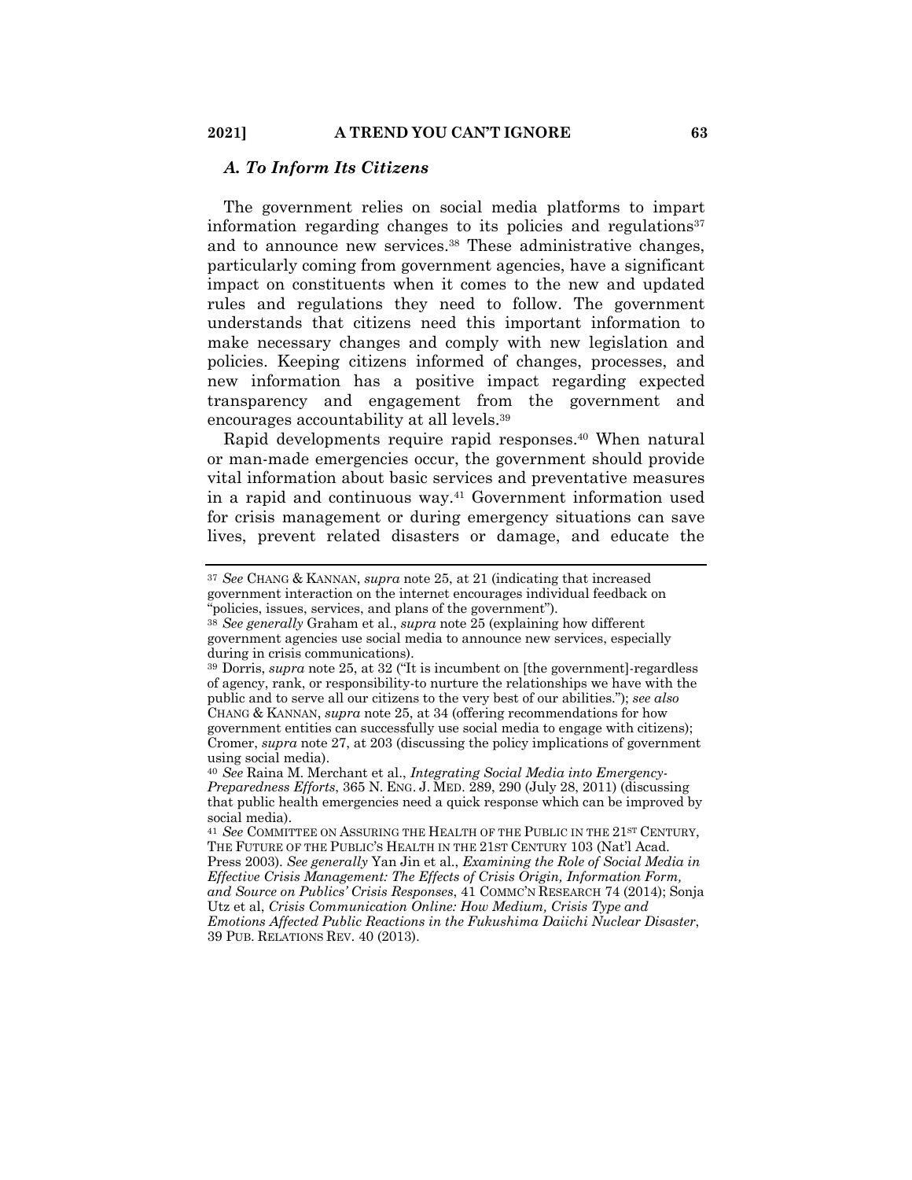### *A. To Inform Its Citizens*

The government relies on social media platforms to impart information regarding changes to its policies and regulations[37] and to announce new services.[38] These administrative changes, particularly coming from government agencies, have a significant impact on constituents when it comes to the new and updated rules and regulations they need to follow. The government understands that citizens need this important information to make necessary changes and comply with new legislation and policies. Keeping citizens informed of changes, processes, and new information has a positive impact regarding expected transparency and engagement from the government and encourages accountability at all levels.[39]

Rapid developments require rapid responses.[40] When natural or man-made emergencies occur, the government should provide vital information about basic services and preventative measures in a rapid and continuous way.[41] Government information used for crisis management or during emergency situations can save lives, prevent related disasters or damage, and educate the

---

[37] *See* CHANG & KANNAN, *supra* note 25, at 21 (indicating that increased government interaction on the internet encourages individual feedback on "policies, issues, services, and plans of the government").

[38] *See generally* Graham et al., *supra* note 25 (explaining how different government agencies use social media to announce new services, especially during in crisis communications).

[39] Dorris, *supra* note 25, at 32 ("It is incumbent on [the government]-regardless of agency, rank, or responsibility-to nurture the relationships we have with the public and to serve all our citizens to the very best of our abilities."); *see also* CHANG & KANNAN, *supra* note 25, at 34 (offering recommendations for how government entities can successfully use social media to engage with citizens); Cromer, *supra* note 27, at 203 (discussing the policy implications of government using social media).

[40] *See* Raina M. Merchant et al., *Integrating Social Media into Emergency-Preparedness Efforts*, 365 N. ENG. J. MED. 289, 290 (July 28, 2011) (discussing that public health emergencies need a quick response which can be improved by social media).

[41] *See* COMMITTEE ON ASSURING THE HEALTH OF THE PUBLIC IN THE 21ST CENTURY, THE FUTURE OF THE PUBLIC'S HEALTH IN THE 21ST CENTURY 103 (Nat'l Acad. Press 2003). *See generally* Yan Jin et al., *Examining the Role of Social Media in Effective Crisis Management: The Effects of Crisis Origin, Information Form, and Source on Publics' Crisis Responses*, 41 COMMC'N RESEARCH 74 (2014); Sonja Utz et al, *Crisis Communication Online: How Medium, Crisis Type and Emotions Affected Public Reactions in the Fukushima Daiichi Nuclear Disaster*, 39 PUB. RELATIONS REV. 40 (2013).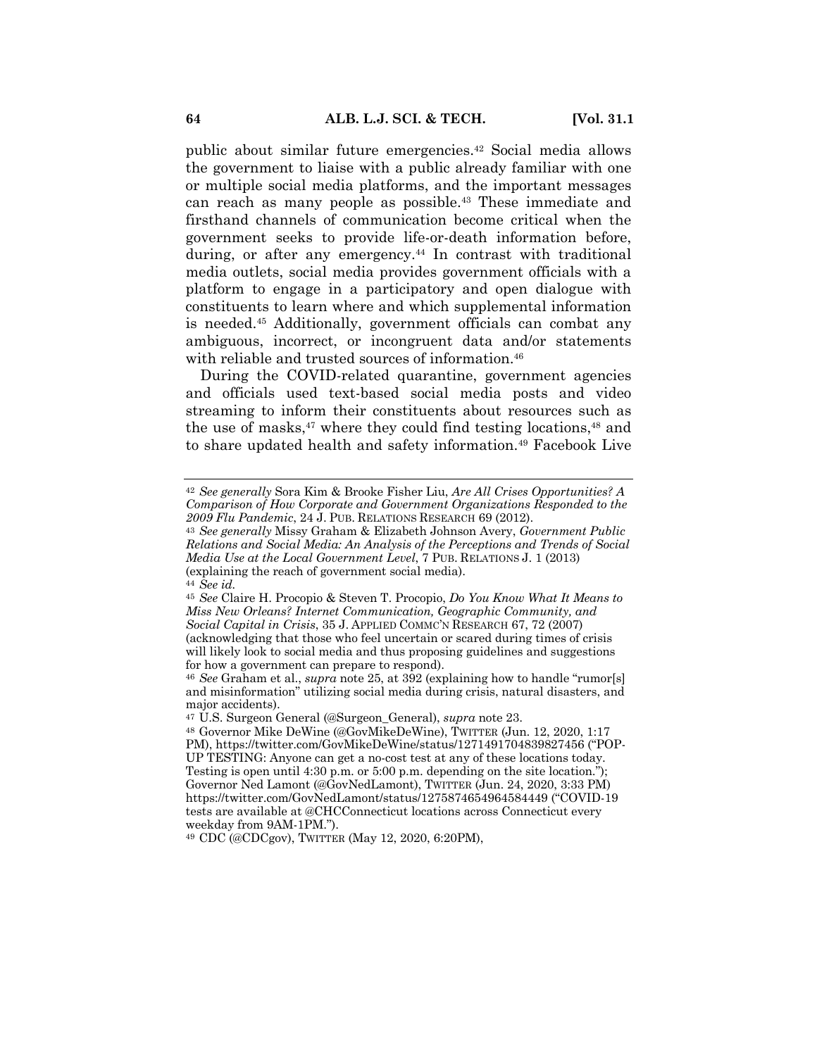public about similar future emergencies.[42] Social media allows the government to liaise with a public already familiar with one or multiple social media platforms, and the important messages can reach as many people as possible.[43] These immediate and firsthand channels of communication become critical when the government seeks to provide life-or-death information before, during, or after any emergency.[44] In contrast with traditional media outlets, social media provides government officials with a platform to engage in a participatory and open dialogue with constituents to learn where and which supplemental information is needed.[45] Additionally, government officials can combat any ambiguous, incorrect, or incongruent data and/or statements with reliable and trusted sources of information.[46]

During the COVID-related quarantine, government agencies and officials used text-based social media posts and video streaming to inform their constituents about resources such as the use of masks,[47] where they could find testing locations,[48] and to share updated health and safety information.[49] Facebook Live

---

[42] *See generally* Sora Kim & Brooke Fisher Liu, *Are All Crises Opportunities? A Comparison of How Corporate and Government Organizations Responded to the 2009 Flu Pandemic*, 24 J. PUB. RELATIONS RESEARCH 69 (2012).

[43] *See generally* Missy Graham & Elizabeth Johnson Avery, *Government Public Relations and Social Media: An Analysis of the Perceptions and Trends of Social Media Use at the Local Government Level*, 7 PUB. RELATIONS J. 1 (2013) (explaining the reach of government social media).

[44] *See id.*

[45] *See* Claire H. Procopio & Steven T. Procopio, *Do You Know What It Means to Miss New Orleans? Internet Communication, Geographic Community, and Social Capital in Crisis*, 35 J. APPLIED COMMC'N RESEARCH 67, 72 (2007) (acknowledging that those who feel uncertain or scared during times of crisis will likely look to social media and thus proposing guidelines and suggestions for how a government can prepare to respond).

[46] *See* Graham et al., *supra* note 25, at 392 (explaining how to handle "rumor[s] and misinformation" utilizing social media during crisis, natural disasters, and major accidents).

[47] U.S. Surgeon General (@Surgeon_General), *supra* note 23.

[48] Governor Mike DeWine (@GovMikeDeWine), TWITTER (Jun. 12, 2020, 1:17 PM), https://twitter.com/GovMikeDeWine/status/1271491704839827456 ("POP-UP TESTING: Anyone can get a no-cost test at any of these locations today. Testing is open until 4:30 p.m. or 5:00 p.m. depending on the site location."); Governor Ned Lamont (@GovNedLamont), TWITTER (Jun. 24, 2020, 3:33 PM) https://twitter.com/GovNedLamont/status/1275874654964584449 ("COVID-19 tests are available at @CHCConnecticut locations across Connecticut every weekday from 9AM-1PM.").

[49] CDC (@CDCgov), TWITTER (May 12, 2020, 6:20PM),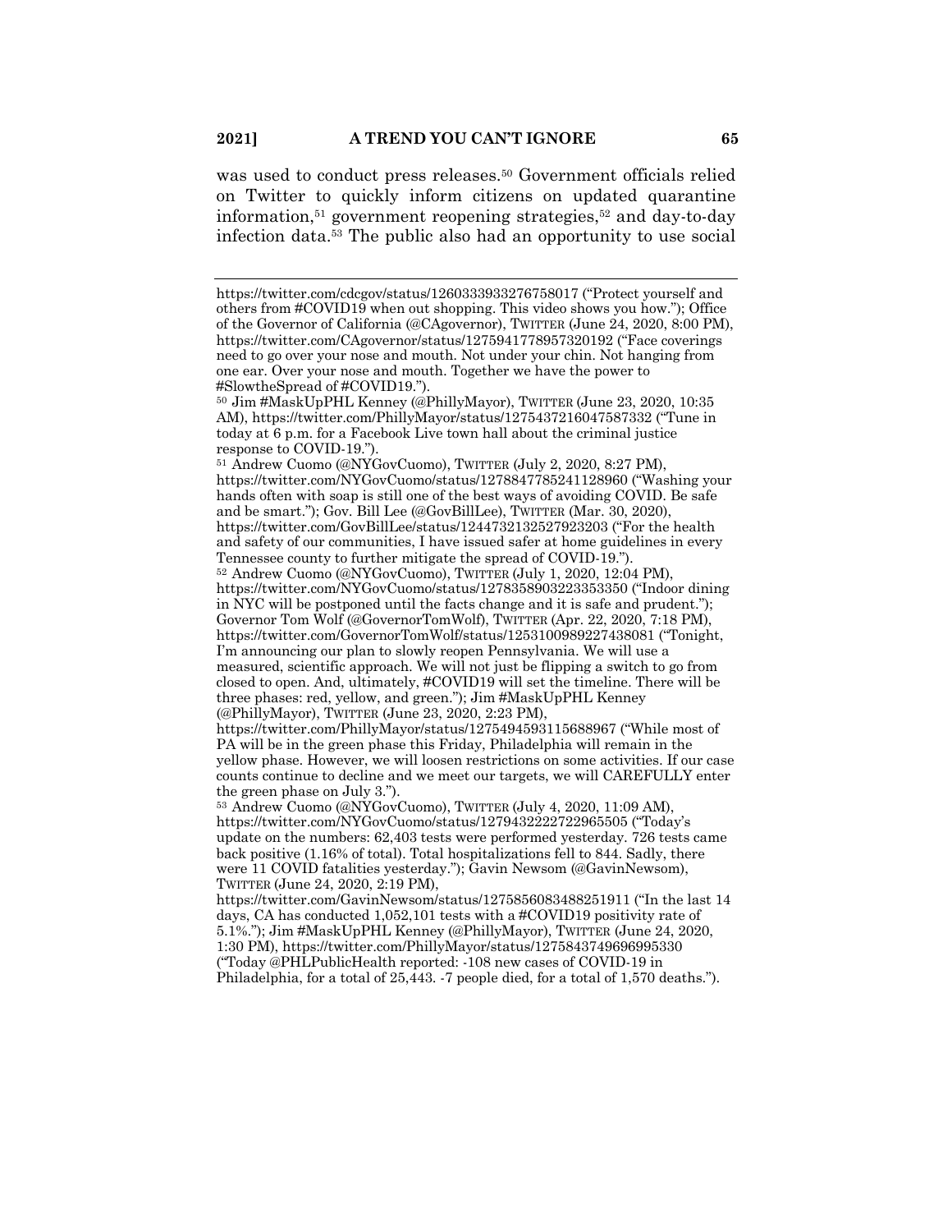was used to conduct press releases.[50] Government officials relied on Twitter to quickly inform citizens on updated quarantine information,[51] government reopening strategies,[52] and day-to-day infection data.[53] The public also had an opportunity to use social

---

https://twitter.com/cdcgov/status/1260333933276758017 ("Protect yourself and others from #COVID19 when out shopping. This video shows you how."); Office of the Governor of California (@CAgovernor), TWITTER (June 24, 2020, 8:00 PM), https://twitter.com/CAgovernor/status/1275941778957320192 ("Face coverings need to go over your nose and mouth. Not under your chin. Not hanging from one ear. Over your nose and mouth. Together we have the power to #SlowtheSpread of #COVID19.").

[50] Jim #MaskUpPHL Kenney (@PhillyMayor), TWITTER (June 23, 2020, 10:35 AM), https://twitter.com/PhillyMayor/status/1275437216047587332 ("Tune in today at 6 p.m. for a Facebook Live town hall about the criminal justice response to COVID-19.").

[51] Andrew Cuomo (@NYGovCuomo), TWITTER (July 2, 2020, 8:27 PM), https://twitter.com/NYGovCuomo/status/1278847785241128960 ("Washing your hands often with soap is still one of the best ways of avoiding COVID. Be safe and be smart."); Gov. Bill Lee (@GovBillLee), TWITTER (Mar. 30, 2020), https://twitter.com/GovBillLee/status/1244732132527923203 ("For the health and safety of our communities, I have issued safer at home guidelines in every Tennessee county to further mitigate the spread of COVID-19.").

[52] Andrew Cuomo (@NYGovCuomo), TWITTER (July 1, 2020, 12:04 PM), https://twitter.com/NYGovCuomo/status/1278358903223353350 ("Indoor dining in NYC will be postponed until the facts change and it is safe and prudent."); Governor Tom Wolf (@GovernorTomWolf), TWITTER (Apr. 22, 2020, 7:18 PM), https://twitter.com/GovernorTomWolf/status/1253100989227438081 ("Tonight, I'm announcing our plan to slowly reopen Pennsylvania. We will use a measured, scientific approach. We will not just be flipping a switch to go from closed to open. And, ultimately, #COVID19 will set the timeline. There will be three phases: red, yellow, and green."); Jim #MaskUpPHL Kenney (@PhillyMayor), TWITTER (June 23, 2020, 2:23 PM), https://twitter.com/PhillyMayor/status/1275494593115688967 ("While most of PA will be in the green phase this Friday, Philadelphia will remain in the yellow phase. However, we will loosen restrictions on some activities. If our case counts continue to decline and we meet our targets, we will CAREFULLY enter the green phase on July 3.").

[53] Andrew Cuomo (@NYGovCuomo), TWITTER (July 4, 2020, 11:09 AM), https://twitter.com/NYGovCuomo/status/1279432222722965505 ("Today's update on the numbers: 62,403 tests were performed yesterday. 726 tests came back positive (1.16% of total). Total hospitalizations fell to 844. Sadly, there were 11 COVID fatalities yesterday."); Gavin Newsom (@GavinNewsom), TWITTER (June 24, 2020, 2:19 PM), https://twitter.com/GavinNewsom/status/1275856083488251911 ("In the last 14 days, CA has conducted 1,052,101 tests with a #COVID19 positivity rate of 5.1%."); Jim #MaskUpPHL Kenney (@PhillyMayor), TWITTER (June 24, 2020, 1:30 PM), https://twitter.com/PhillyMayor/status/1275843749696995330 ("Today @PHLPublicHealth reported: -108 new cases of COVID-19 in Philadelphia, for a total of 25,443. -7 people died, for a total of 1,570 deaths.").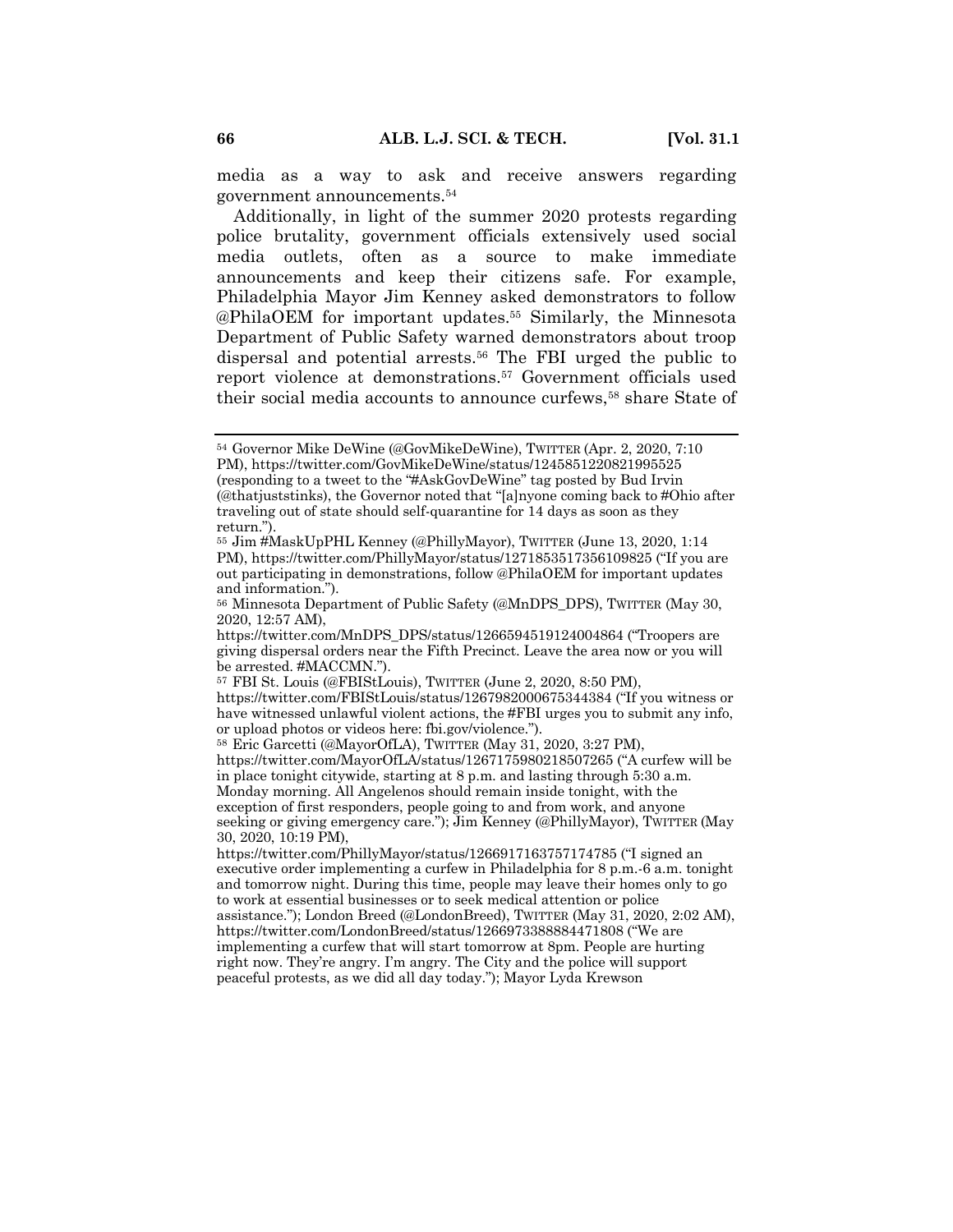media as a way to ask and receive answers regarding government announcements.[54]

Additionally, in light of the summer 2020 protests regarding police brutality, government officials extensively used social media outlets, often as a source to make immediate announcements and keep their citizens safe. For example, Philadelphia Mayor Jim Kenney asked demonstrators to follow @PhilaOEM for important updates.[55] Similarly, the Minnesota Department of Public Safety warned demonstrators about troop dispersal and potential arrests.[56] The FBI urged the public to report violence at demonstrations.[57] Government officials used their social media accounts to announce curfews,[58] share State of

---

[54] Governor Mike DeWine (@GovMikeDeWine), TWITTER (Apr. 2, 2020, 7:10 PM), https://twitter.com/GovMikeDeWine/status/1245851220821995525 (responding to a tweet to the "#AskGovDeWine" tag posted by Bud Irvin (@thatjuststinks), the Governor noted that "[a]nyone coming back to #Ohio after traveling out of state should self-quarantine for 14 days as soon as they return.").

[55] Jim #MaskUpPHL Kenney (@PhillyMayor), TWITTER (June 13, 2020, 1:14 PM), https://twitter.com/PhillyMayor/status/1271853517356109825 ("If you are out participating in demonstrations, follow @PhilaOEM for important updates and information.").

[56] Minnesota Department of Public Safety (@MnDPS_DPS), TWITTER (May 30, 2020, 12:57 AM), https://twitter.com/MnDPS_DPS/status/1266594519124004864 ("Troopers are giving dispersal orders near the Fifth Precinct. Leave the area now or you will be arrested. #MACCMN.").

[57] FBI St. Louis (@FBIStLouis), TWITTER (June 2, 2020, 8:50 PM), https://twitter.com/FBIStLouis/status/1267982000675344384 ("If you witness or have witnessed unlawful violent actions, the #FBI urges you to submit any info, or upload photos or videos here: fbi.gov/violence.").

[58] Eric Garcetti (@MayorOfLA), TWITTER (May 31, 2020, 3:27 PM), https://twitter.com/MayorOfLA/status/1267175980218507265 ("A curfew will be in place tonight citywide, starting at 8 p.m. and lasting through 5:30 a.m. Monday morning. All Angelenos should remain inside tonight, with the exception of first responders, people going to and from work, and anyone seeking or giving emergency care."); Jim Kenney (@PhillyMayor), TWITTER (May 30, 2020, 10:19 PM), https://twitter.com/PhillyMayor/status/1266917163757174785 ("I signed an executive order implementing a curfew in Philadelphia for 8 p.m.-6 a.m. tonight and tomorrow night. During this time, people may leave their homes only to go to work at essential businesses or to seek medical attention or police assistance."); London Breed (@LondonBreed), TWITTER (May 31, 2020, 2:02 AM), https://twitter.com/LondonBreed/status/1266973388884471808 ("We are implementing a curfew that will start tomorrow at 8pm. People are hurting right now. They're angry. I'm angry. The City and the police will support peaceful protests, as we did all day today."); Mayor Lyda Krewson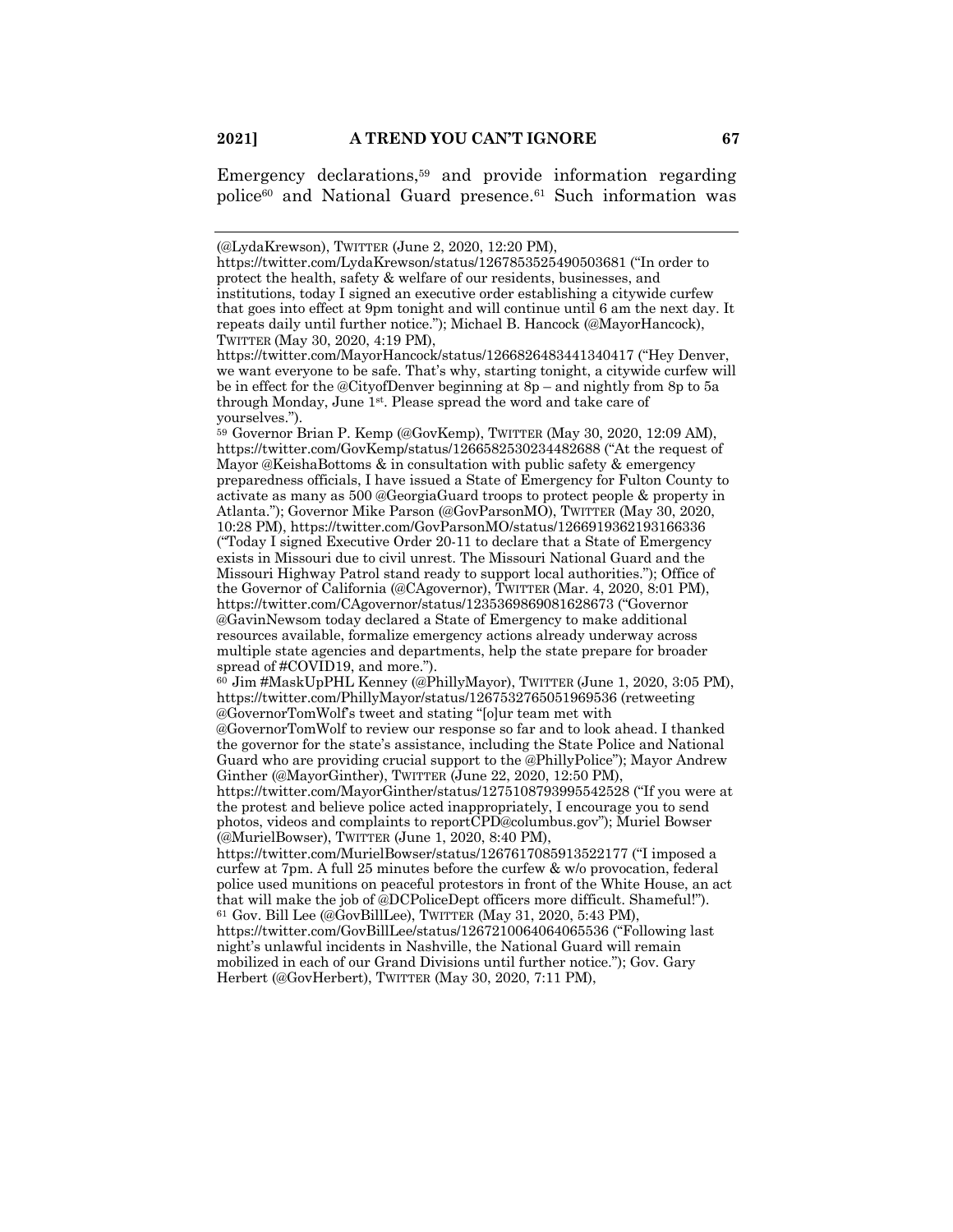Emergency declarations,[59] and provide information regarding police[60] and National Guard presence.[61] Such information was

---

(@LydaKrewson), TWITTER (June 2, 2020, 12:20 PM), https://twitter.com/LydaKrewson/status/1267853525490503681 ("In order to protect the health, safety & welfare of our residents, businesses, and institutions, today I signed an executive order establishing a citywide curfew that goes into effect at 9pm tonight and will continue until 6 am the next day. It repeats daily until further notice."); Michael B. Hancock (@MayorHancock), TWITTER (May 30, 2020, 4:19 PM), https://twitter.com/MayorHancock/status/1266826483441340417 ("Hey Denver, we want everyone to be safe. That's why, starting tonight, a citywide curfew will be in effect for the @CityofDenver beginning at 8p – and nightly from 8p to 5a through Monday, June 1st. Please spread the word and take care of yourselves.").

[59] Governor Brian P. Kemp (@GovKemp), TWITTER (May 30, 2020, 12:09 AM), https://twitter.com/GovKemp/status/1266582530234482688 ("At the request of Mayor @KeishaBottoms & in consultation with public safety & emergency preparedness officials, I have issued a State of Emergency for Fulton County to activate as many as 500 @GeorgiaGuard troops to protect people & property in Atlanta."); Governor Mike Parson (@GovParsonMO), TWITTER (May 30, 2020, 10:28 PM), https://twitter.com/GovParsonMO/status/1266919362193166336 ("Today I signed Executive Order 20-11 to declare that a State of Emergency exists in Missouri due to civil unrest. The Missouri National Guard and the Missouri Highway Patrol stand ready to support local authorities."); Office of the Governor of California (@CAgovernor), TWITTER (Mar. 4, 2020, 8:01 PM), https://twitter.com/CAgovernor/status/1235369869081628673 ("Governor @GavinNewsom today declared a State of Emergency to make additional resources available, formalize emergency actions already underway across multiple state agencies and departments, help the state prepare for broader spread of #COVID19, and more.").

[60] Jim #MaskUpPHL Kenney (@PhillyMayor), TWITTER (June 1, 2020, 3:05 PM), https://twitter.com/PhillyMayor/status/1267532765051969536 (retweeting @GovernorTomWolf's tweet and stating "[o]ur team met with @GovernorTomWolf to review our response so far and to look ahead. I thanked the governor for the state's assistance, including the State Police and National Guard who are providing crucial support to the @PhillyPolice"); Mayor Andrew Ginther (@MayorGinther), TWITTER (June 22, 2020, 12:50 PM), https://twitter.com/MayorGinther/status/1275108793995542528 ("If you were at the protest and believe police acted inappropriately, I encourage you to send photos, videos and complaints to reportCPD@columbus.gov"); Muriel Bowser (@MurielBowser), TWITTER (June 1, 2020, 8:40 PM), https://twitter.com/MurielBowser/status/1267617085913522177 ("I imposed a curfew at 7pm. A full 25 minutes before the curfew & w/o provocation, federal police used munitions on peaceful protestors in front of the White House, an act that will make the job of @DCPoliceDept officers more difficult. Shameful!").

[61] Gov. Bill Lee (@GovBillLee), TWITTER (May 31, 2020, 5:43 PM), https://twitter.com/GovBillLee/status/1267210064064065536 ("Following last night's unlawful incidents in Nashville, the National Guard will remain mobilized in each of our Grand Divisions until further notice."); Gov. Gary Herbert (@GovHerbert), TWITTER (May 30, 2020, 7:11 PM),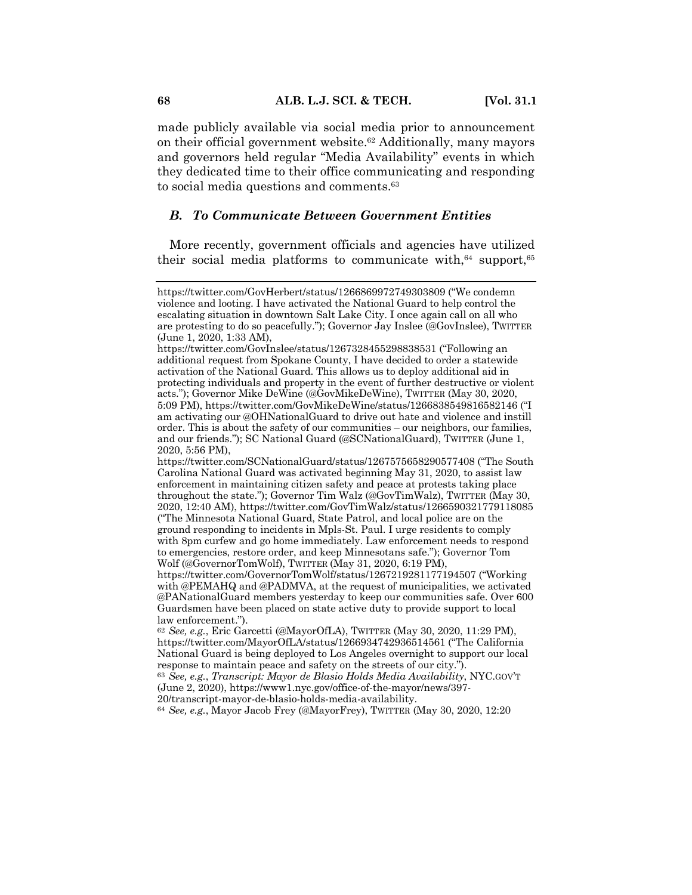made publicly available via social media prior to announcement on their official government website.[62] Additionally, many mayors and governors held regular "Media Availability" events in which they dedicated time to their office communicating and responding to social media questions and comments.[63]

### *B. To Communicate Between Government Entities*

More recently, government officials and agencies have utilized their social media platforms to communicate with,[64] support,[65]

---

https://twitter.com/GovHerbert/status/1266869972749303809 ("We condemn violence and looting. I have activated the National Guard to help control the escalating situation in downtown Salt Lake City. I once again call on all who are protesting to do so peacefully."); Governor Jay Inslee (@GovInslee), TWITTER (June 1, 2020, 1:33 AM), https://twitter.com/GovInslee/status/1267328455298838531 ("Following an additional request from Spokane County, I have decided to order a statewide activation of the National Guard. This allows us to deploy additional aid in protecting individuals and property in the event of further destructive or violent acts."); Governor Mike DeWine (@GovMikeDeWine), TWITTER (May 30, 2020, 5:09 PM), https://twitter.com/GovMikeDeWine/status/1266838549816582146 ("I am activating our @OHNationalGuard to drive out hate and violence and instill order. This is about the safety of our communities – our neighbors, our families, and our friends."); SC National Guard (@SCNationalGuard), TWITTER (June 1, 2020, 5:56 PM), https://twitter.com/SCNationalGuard/status/1267575658290577408 ("The South Carolina National Guard was activated beginning May 31, 2020, to assist law enforcement in maintaining citizen safety and peace at protests taking place throughout the state."); Governor Tim Walz (@GovTimWalz), TWITTER (May 30, 2020, 12:40 AM), https://twitter.com/GovTimWalz/status/1266590321779118085 ("The Minnesota National Guard, State Patrol, and local police are on the ground responding to incidents in Mpls-St. Paul. I urge residents to comply with 8pm curfew and go home immediately. Law enforcement needs to respond to emergencies, restore order, and keep Minnesotans safe."); Governor Tom Wolf (@GovernorTomWolf), TWITTER (May 31, 2020, 6:19 PM), https://twitter.com/GovernorTomWolf/status/1267219281177194507 ("Working with @PEMAHQ and @PADMVA, at the request of municipalities, we activated @PANationalGuard members yesterday to keep our communities safe. Over 600 Guardsmen have been placed on state active duty to provide support to local law enforcement.").

[62] *See, e.g.*, Eric Garcetti (@MayorOfLA), TWITTER (May 30, 2020, 11:29 PM), https://twitter.com/MayorOfLA/status/1266934742936514561 ("The California National Guard is being deployed to Los Angeles overnight to support our local response to maintain peace and safety on the streets of our city.").

[63] *See, e.g.*, *Transcript: Mayor de Blasio Holds Media Availability*, NYC.GOV'T (June 2, 2020), https://www1.nyc.gov/office-of-the-mayor/news/397-20/transcript-mayor-de-blasio-holds-media-availability.

[64] *See, e.g.*, Mayor Jacob Frey (@MayorFrey), TWITTER (May 30, 2020, 12:20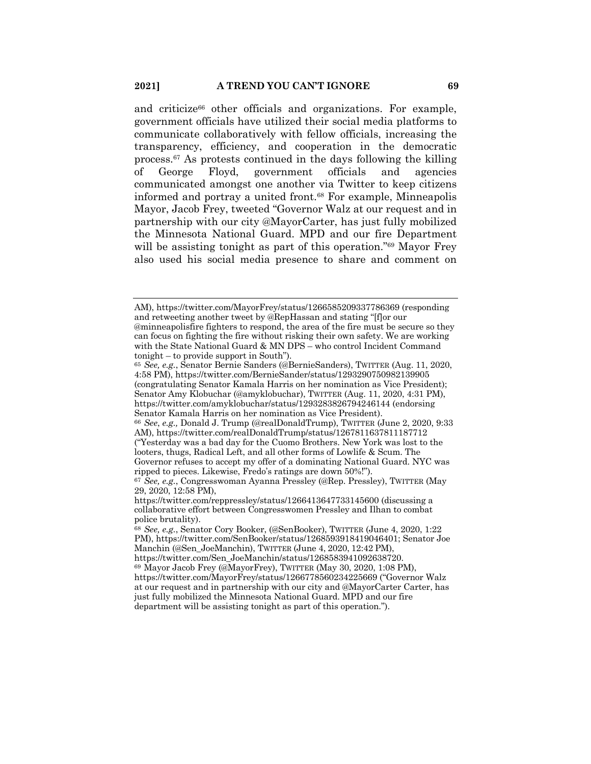and criticize[66] other officials and organizations. For example, government officials have utilized their social media platforms to communicate collaboratively with fellow officials, increasing the transparency, efficiency, and cooperation in the democratic process.[67] As protests continued in the days following the killing of George Floyd, government officials and agencies communicated amongst one another via Twitter to keep citizens informed and portray a united front.[68] For example, Minneapolis Mayor, Jacob Frey, tweeted "Governor Walz at our request and in partnership with our city @MayorCarter, has just fully mobilized the Minnesota National Guard. MPD and our fire Department will be assisting tonight as part of this operation."[69] Mayor Frey also used his social media presence to share and comment on

---

AM), https://twitter.com/MayorFrey/status/1266585209337786369 (responding and retweeting another tweet by @RepHassan and stating "[f]or our @minneapolisfire fighters to respond, the area of the fire must be secure so they can focus on fighting the fire without risking their own safety. We are working with the State National Guard & MN DPS – who control Incident Command tonight – to provide support in South").

[65] *See, e.g.*, Senator Bernie Sanders (@BernieSanders), TWITTER (Aug. 11, 2020, 4:58 PM), https://twitter.com/BernieSander/status/1293290750982139905 (congratulating Senator Kamala Harris on her nomination as Vice President); Senator Amy Klobuchar (@amyklobuchar), TWITTER (Aug. 11, 2020, 4:31 PM), https://twitter.com/amyklobuchar/status/1293283826794246144 (endorsing Senator Kamala Harris on her nomination as Vice President).

[66] *See*, *e.g.,* Donald J. Trump (@realDonaldTrump), TWITTER (June 2, 2020, 9:33 AM), https://twitter.com/realDonaldTrump/status/1267811637811187712 ("Yesterday was a bad day for the Cuomo Brothers. New York was lost to the looters, thugs, Radical Left, and all other forms of Lowlife & Scum. The Governor refuses to accept my offer of a dominating National Guard. NYC was ripped to pieces. Likewise, Fredo's ratings are down 50%!").

[67] *See, e.g.*, Congresswoman Ayanna Pressley (@Rep. Pressley), TWITTER (May 29, 2020, 12:58 PM), https://twitter.com/reppressley/status/1266413647733145600 (discussing a collaborative effort between Congresswomen Pressley and Ilhan to combat police brutality).

[68] *See, e.g.*, Senator Cory Booker, (@SenBooker), TWITTER (June 4, 2020, 1:22 PM), https://twitter.com/SenBooker/status/1268593918419046401; Senator Joe Manchin (@Sen_JoeManchin), TWITTER (June 4, 2020, 12:42 PM), https://twitter.com/Sen_JoeManchin/status/1268583941092638720.

[69] Mayor Jacob Frey (@MayorFrey), TWITTER (May 30, 2020, 1:08 PM), https://twitter.com/MayorFrey/status/1266778560234225669 ("Governor Walz at our request and in partnership with our city and @MayorCarter Carter, has just fully mobilized the Minnesota National Guard. MPD and our fire department will be assisting tonight as part of this operation.").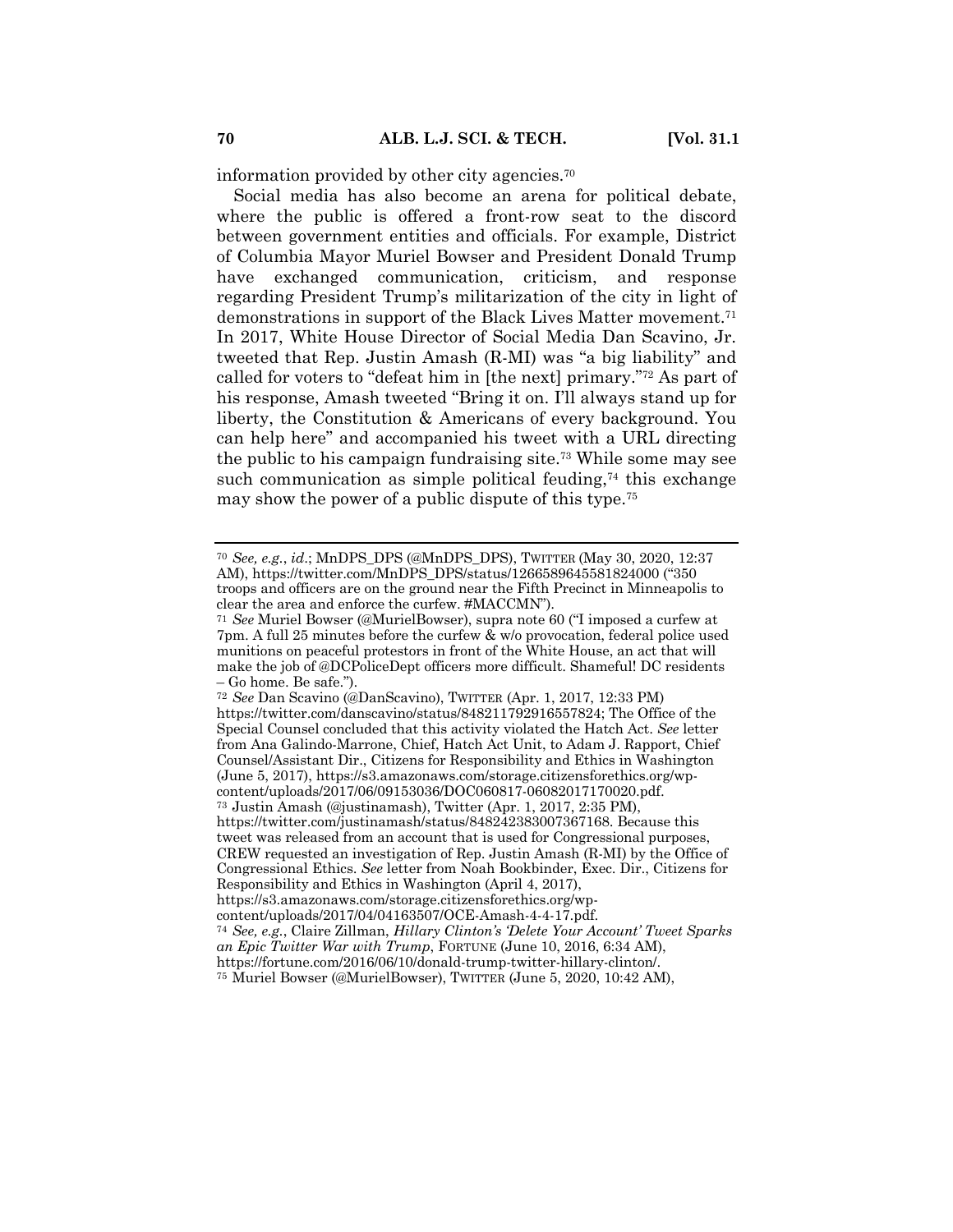information provided by other city agencies.[70]

Social media has also become an arena for political debate, where the public is offered a front-row seat to the discord between government entities and officials. For example, District of Columbia Mayor Muriel Bowser and President Donald Trump have exchanged communication, criticism, and response regarding President Trump's militarization of the city in light of demonstrations in support of the Black Lives Matter movement.[71] In 2017, White House Director of Social Media Dan Scavino, Jr. tweeted that Rep. Justin Amash (R-MI) was "a big liability" and called for voters to "defeat him in [the next] primary."[72] As part of his response, Amash tweeted "Bring it on. I'll always stand up for liberty, the Constitution & Americans of every background. You can help here" and accompanied his tweet with a URL directing the public to his campaign fundraising site.[73] While some may see such communication as simple political feuding,[74] this exchange may show the power of a public dispute of this type.[75]

---

[70] *See, e.g.*, *id*.; MnDPS_DPS (@MnDPS_DPS), TWITTER (May 30, 2020, 12:37 AM), https://twitter.com/MnDPS_DPS/status/1266589645581824000 ("350 troops and officers are on the ground near the Fifth Precinct in Minneapolis to clear the area and enforce the curfew. #MACCMN").

[71] *See* Muriel Bowser (@MurielBowser), supra note 60 ("I imposed a curfew at 7pm. A full 25 minutes before the curfew & w/o provocation, federal police used munitions on peaceful protestors in front of the White House, an act that will make the job of @DCPoliceDept officers more difficult. Shameful! DC residents – Go home. Be safe.").

[72] *See* Dan Scavino (@DanScavino), TWITTER (Apr. 1, 2017, 12:33 PM) https://twitter.com/danscavino/status/848211792916557824; The Office of the Special Counsel concluded that this activity violated the Hatch Act. *See* letter from Ana Galindo-Marrone, Chief, Hatch Act Unit, to Adam J. Rapport, Chief Counsel/Assistant Dir., Citizens for Responsibility and Ethics in Washington (June 5, 2017), https://s3.amazonaws.com/storage.citizensforethics.org/wp-content/uploads/2017/06/09153036/DOC060817-06082017170020.pdf.

[73] Justin Amash (@justinamash), Twitter (Apr. 1, 2017, 2:35 PM), https://twitter.com/justinamash/status/848242383007367168. Because this tweet was released from an account that is used for Congressional purposes, CREW requested an investigation of Rep. Justin Amash (R-MI) by the Office of Congressional Ethics. *See* letter from Noah Bookbinder, Exec. Dir., Citizens for Responsibility and Ethics in Washington (April 4, 2017), https://s3.amazonaws.com/storage.citizensforethics.org/wp-content/uploads/2017/04/04163507/OCE-Amash-4-4-17.pdf.

[74] *See, e.g.*, Claire Zillman, *Hillary Clinton's 'Delete Your Account' Tweet Sparks an Epic Twitter War with Trump*, FORTUNE (June 10, 2016, 6:34 AM), https://fortune.com/2016/06/10/donald-trump-twitter-hillary-clinton/.

[75] Muriel Bowser (@MurielBowser), TWITTER (June 5, 2020, 10:42 AM),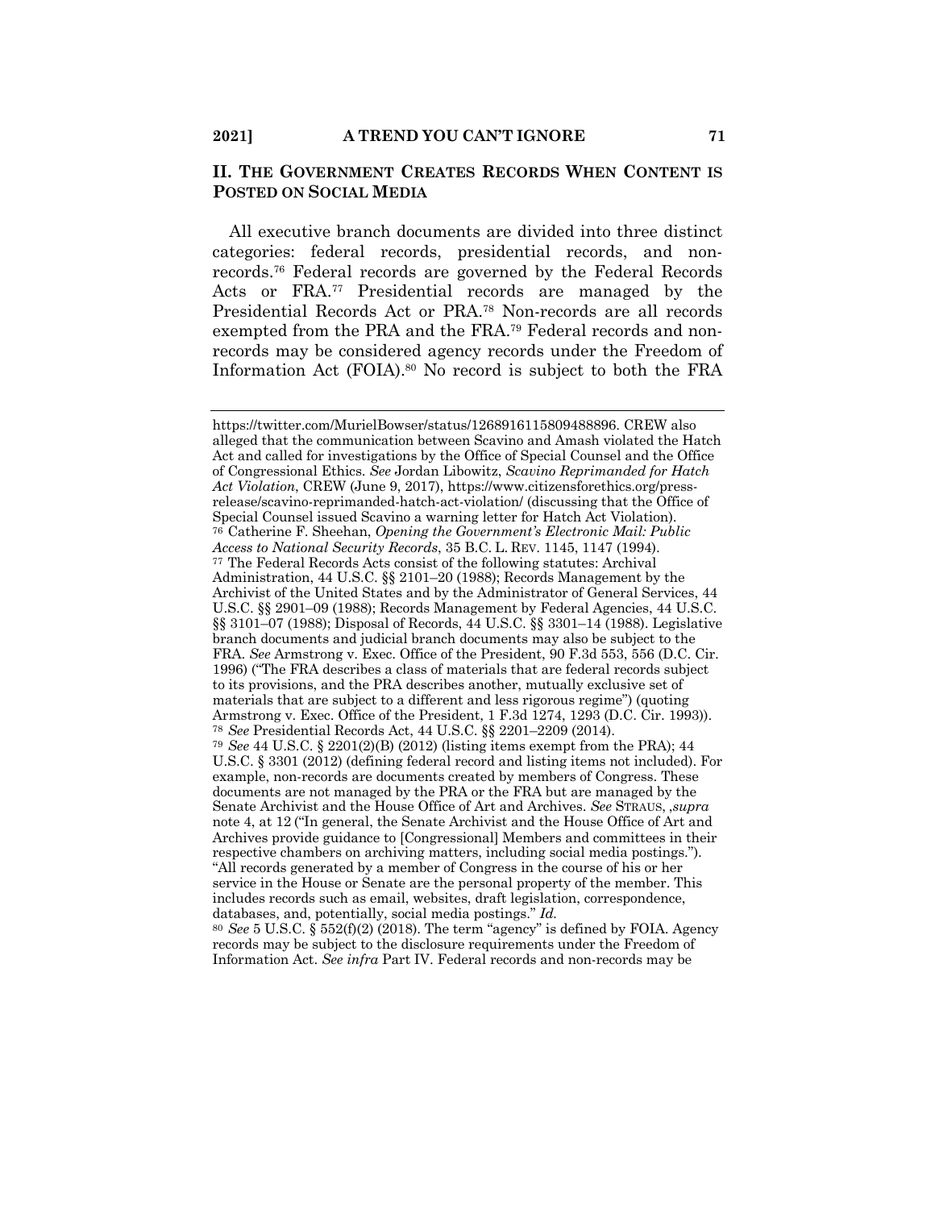## II. THE GOVERNMENT CREATES RECORDS WHEN CONTENT IS POSTED ON SOCIAL MEDIA

All executive branch documents are divided into three distinct categories: federal records, presidential records, and non-records.[76] Federal records are governed by the Federal Records Acts or FRA.[77] Presidential records are managed by the Presidential Records Act or PRA.[78] Non-records are all records exempted from the PRA and the FRA.[79] Federal records and non-records may be considered agency records under the Freedom of Information Act (FOIA).[80] No record is subject to both the FRA

---

https://twitter.com/MurielBowser/status/1268916115809488896. CREW also alleged that the communication between Scavino and Amash violated the Hatch Act and called for investigations by the Office of Special Counsel and the Office of Congressional Ethics. *See* Jordan Libowitz, *Scavino Reprimanded for Hatch Act Violation*, CREW (June 9, 2017), https://www.citizensforethics.org/press-release/scavino-reprimanded-hatch-act-violation/ (discussing that the Office of Special Counsel issued Scavino a warning letter for Hatch Act Violation).

[76] Catherine F. Sheehan, *Opening the Government's Electronic Mail: Public Access to National Security Records*, 35 B.C. L. REV. 1145, 1147 (1994).

[77] The Federal Records Acts consist of the following statutes: Archival Administration, 44 U.S.C. §§ 2101–20 (1988); Records Management by the Archivist of the United States and by the Administrator of General Services, 44 U.S.C. §§ 2901–09 (1988); Records Management by Federal Agencies, 44 U.S.C. §§ 3101–07 (1988); Disposal of Records, 44 U.S.C. §§ 3301–14 (1988). Legislative branch documents and judicial branch documents may also be subject to the FRA. *See* Armstrong v. Exec. Office of the President, 90 F.3d 553, 556 (D.C. Cir. 1996) ("The FRA describes a class of materials that are federal records subject to its provisions, and the PRA describes another, mutually exclusive set of materials that are subject to a different and less rigorous regime") (quoting Armstrong v. Exec. Office of the President, 1 F.3d 1274, 1293 (D.C. Cir. 1993)).

[78] *See* Presidential Records Act, 44 U.S.C. §§ 2201–2209 (2014).

[79] *See* 44 U.S.C. § 2201(2)(B) (2012) (listing items exempt from the PRA); 44 U.S.C. § 3301 (2012) (defining federal record and listing items not included). For example, non-records are documents created by members of Congress. These documents are not managed by the PRA or the FRA but are managed by the Senate Archivist and the House Office of Art and Archives. *See* STRAUS, ,*supra* note 4, at 12 ("In general, the Senate Archivist and the House Office of Art and Archives provide guidance to [Congressional] Members and committees in their respective chambers on archiving matters, including social media postings."). "All records generated by a member of Congress in the course of his or her service in the House or Senate are the personal property of the member. This includes records such as email, websites, draft legislation, correspondence, databases, and, potentially, social media postings." *Id.*

[80] *See* 5 U.S.C. § 552(f)(2) (2018). The term "agency" is defined by FOIA. Agency records may be subject to the disclosure requirements under the Freedom of Information Act. *See infra* Part IV. Federal records and non-records may be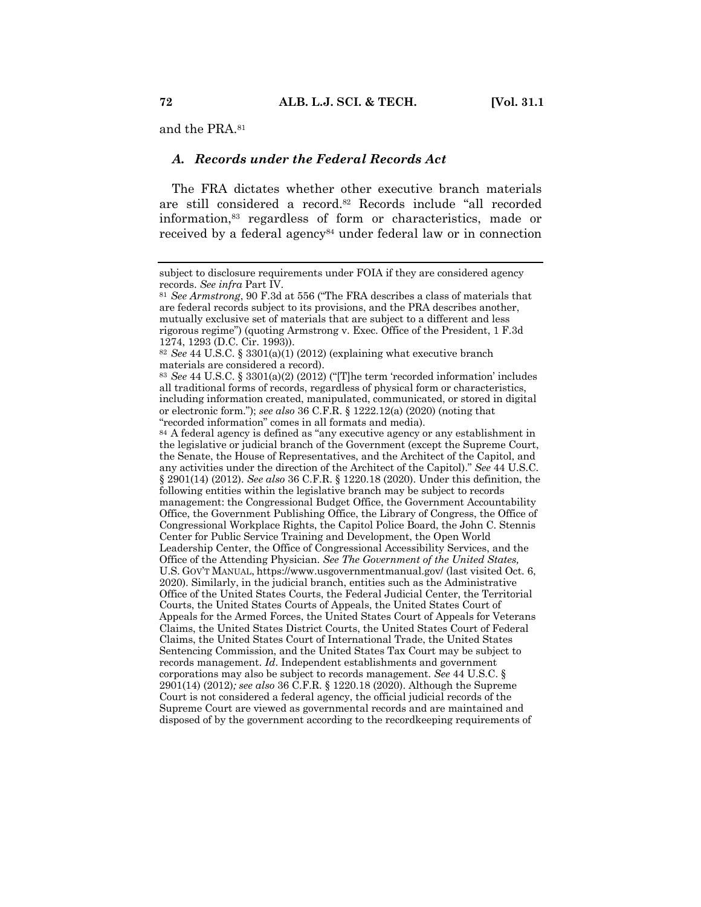and the PRA.[81]

### *A. Records under the Federal Records Act*

The FRA dictates whether other executive branch materials are still considered a record.[82] Records include "all recorded information,[83] regardless of form or characteristics, made or received by a federal agency[84] under federal law or in connection

---

subject to disclosure requirements under FOIA if they are considered agency records. *See infra* Part IV.

[81] *See Armstrong*, 90 F.3d at 556 ("The FRA describes a class of materials that are federal records subject to its provisions, and the PRA describes another, mutually exclusive set of materials that are subject to a different and less rigorous regime") (quoting Armstrong v. Exec. Office of the President, 1 F.3d 1274, 1293 (D.C. Cir. 1993)).

[82] *See* 44 U.S.C. § 3301(a)(1) (2012) (explaining what executive branch materials are considered a record).

[83] *See* 44 U.S.C. § 3301(a)(2) (2012) ("[T]he term 'recorded information' includes all traditional forms of records, regardless of physical form or characteristics, including information created, manipulated, communicated, or stored in digital or electronic form."); *see also* 36 C.F.R. § 1222.12(a) (2020) (noting that "recorded information" comes in all formats and media).

[84] A federal agency is defined as "any executive agency or any establishment in the legislative or judicial branch of the Government (except the Supreme Court, the Senate, the House of Representatives, and the Architect of the Capitol, and any activities under the direction of the Architect of the Capitol)." *See* 44 U.S.C. § 2901(14) (2012). *See also* 36 C.F.R. § 1220.18 (2020). Under this definition, the following entities within the legislative branch may be subject to records management: the Congressional Budget Office, the Government Accountability Office, the Government Publishing Office, the Library of Congress, the Office of Congressional Workplace Rights, the Capitol Police Board, the John C. Stennis Center for Public Service Training and Development, the Open World Leadership Center, the Office of Congressional Accessibility Services, and the Office of the Attending Physician. *See The Government of the United States,* U.S. GOV'T MANUAL, https://www.usgovernmentmanual.gov/ (last visited Oct. 6, 2020). Similarly, in the judicial branch, entities such as the Administrative Office of the United States Courts, the Federal Judicial Center, the Territorial Courts, the United States Courts of Appeals, the United States Court of Appeals for the Armed Forces, the United States Court of Appeals for Veterans Claims, the United States District Courts, the United States Court of Federal Claims, the United States Court of International Trade, the United States Sentencing Commission, and the United States Tax Court may be subject to records management. *Id*. Independent establishments and government corporations may also be subject to records management. *See* 44 U.S.C. § 2901(14) (2012)*; see also* 36 C.F.R. § 1220.18 (2020). Although the Supreme Court is not considered a federal agency, the official judicial records of the Supreme Court are viewed as governmental records and are maintained and disposed of by the government according to the recordkeeping requirements of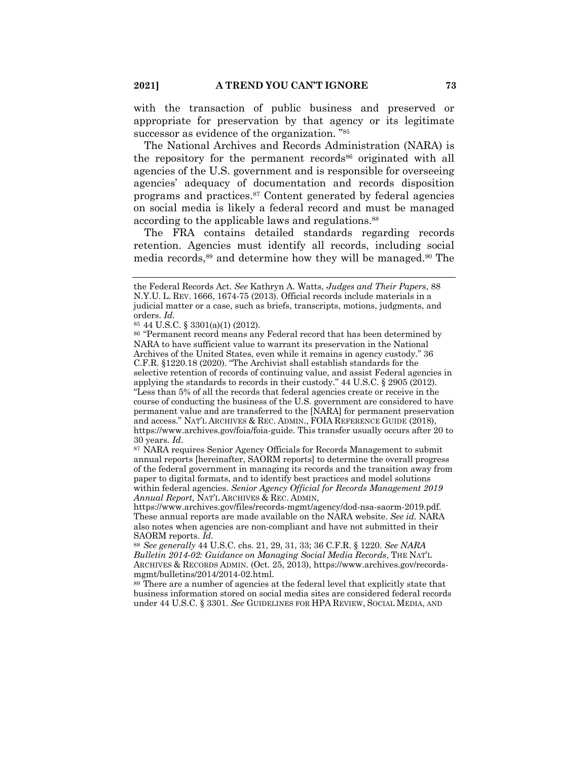with the transaction of public business and preserved or appropriate for preservation by that agency or its legitimate successor as evidence of the organization. "[85]

The National Archives and Records Administration (NARA) is the repository for the permanent records[86] originated with all agencies of the U.S. government and is responsible for overseeing agencies' adequacy of documentation and records disposition programs and practices.[87] Content generated by federal agencies on social media is likely a federal record and must be managed according to the applicable laws and regulations.[88]

The FRA contains detailed standards regarding records retention. Agencies must identify all records, including social media records,[89] and determine how they will be managed.[90] The

---

the Federal Records Act. *See* Kathryn A. Watts, *Judges and Their Papers*, 88 N.Y.U. L. REV. 1666, 1674-75 (2013). Official records include materials in a judicial matter or a case, such as briefs, transcripts, motions, judgments, and orders. *Id.*

[85] 44 U.S.C. § 3301(a)(1) (2012).

[86] "Permanent record means any Federal record that has been determined by NARA to have sufficient value to warrant its preservation in the National Archives of the United States, even while it remains in agency custody." 36 C.F.R. §1220.18 (2020). "The Archivist shall establish standards for the selective retention of records of continuing value, and assist Federal agencies in applying the standards to records in their custody." 44 U.S.C. § 2905 (2012). "Less than 5% of all the records that federal agencies create or receive in the course of conducting the business of the U.S. government are considered to have permanent value and are transferred to the [NARA] for permanent preservation and access." NAT'L ARCHIVES & REC. ADMIN., FOIA REFERENCE GUIDE (2018), https://www.archives.gov/foia/foia-guide. This transfer usually occurs after 20 to 30 years. *Id*.

[87] NARA requires Senior Agency Officials for Records Management to submit annual reports [hereinafter, SAORM reports] to determine the overall progress of the federal government in managing its records and the transition away from paper to digital formats, and to identify best practices and model solutions within federal agencies. *Senior Agency Official for Records Management 2019 Annual Report,* NAT'L ARCHIVES & REC. ADMIN, https://www.archives.gov/files/records-mgmt/agency/dod-nsa-saorm-2019.pdf. These annual reports are made available on the NARA website. *See id.* NARA also notes when agencies are non-compliant and have not submitted in their SAORM reports. *Id.*

[88] *See generally* 44 U.S.C. chs. 21, 29, 31, 33; 36 C.F.R. § 1220. *See NARA Bulletin 2014-02: Guidance on Managing Social Media Records*, THE NAT'L ARCHIVES & RECORDS ADMIN. (Oct. 25, 2013), https://www.archives.gov/records-mgmt/bulletins/2014/2014-02.html.

[89] There are a number of agencies at the federal level that explicitly state that business information stored on social media sites are considered federal records under 44 U.S.C. § 3301. *See* GUIDELINES FOR HPA REVIEW, SOCIAL MEDIA, AND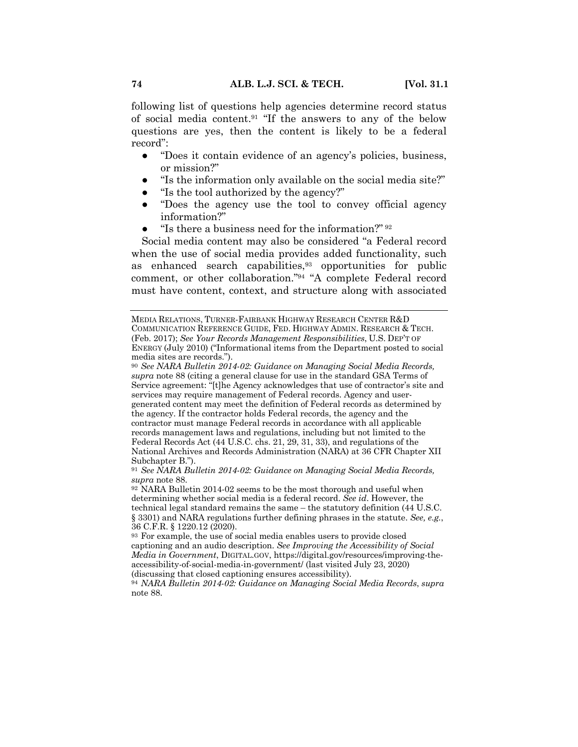following list of questions help agencies determine record status of social media content.[91] "If the answers to any of the below questions are yes, then the content is likely to be a federal record":

- "Does it contain evidence of an agency's policies, business, or mission?"
- "Is the information only available on the social media site?"
- "Is the tool authorized by the agency?"
- "Does the agency use the tool to convey official agency information?"
- "Is there a business need for the information?"[92]

Social media content may also be considered "a Federal record when the use of social media provides added functionality, such as enhanced search capabilities,[93] opportunities for public comment, or other collaboration."[94] "A complete Federal record must have content, context, and structure along with associated

---

MEDIA RELATIONS, TURNER-FAIRBANK HIGHWAY RESEARCH CENTER R&D COMMUNICATION REFERENCE GUIDE, FED. HIGHWAY ADMIN. RESEARCH & TECH. (Feb. 2017); *See Your Records Management Responsibilities*, U.S. DEP'T OF ENERGY (July 2010) ("Informational items from the Department posted to social media sites are records.").

[90] *See NARA Bulletin 2014-02: Guidance on Managing Social Media Records*, *supra* note 88 (citing a general clause for use in the standard GSA Terms of Service agreement: "[t]he Agency acknowledges that use of contractor's site and services may require management of Federal records. Agency and user-generated content may meet the definition of Federal records as determined by the agency. If the contractor holds Federal records, the agency and the contractor must manage Federal records in accordance with all applicable records management laws and regulations, including but not limited to the Federal Records Act (44 U.S.C. chs. 21, 29, 31, 33), and regulations of the National Archives and Records Administration (NARA) at 36 CFR Chapter XII Subchapter B.").

[91] *See NARA Bulletin 2014-02: Guidance on Managing Social Media Records*, *supra* note 88.

[92] NARA Bulletin 2014-02 seems to be the most thorough and useful when determining whether social media is a federal record. *See id*. However, the technical legal standard remains the same – the statutory definition (44 U.S.C. § 3301) and NARA regulations further defining phrases in the statute. *See, e.g.*, 36 C.F.R. § 1220.12 (2020).

[93] For example, the use of social media enables users to provide closed captioning and an audio description. *See Improving the Accessibility of Social Media in Government*, DIGITAL.GOV, https://digital.gov/resources/improving-the-accessibility-of-social-media-in-government/ (last visited July 23, 2020) (discussing that closed captioning ensures accessibility).

[94] *NARA Bulletin 2014-02: Guidance on Managing Social Media Records*, *supra* note 88.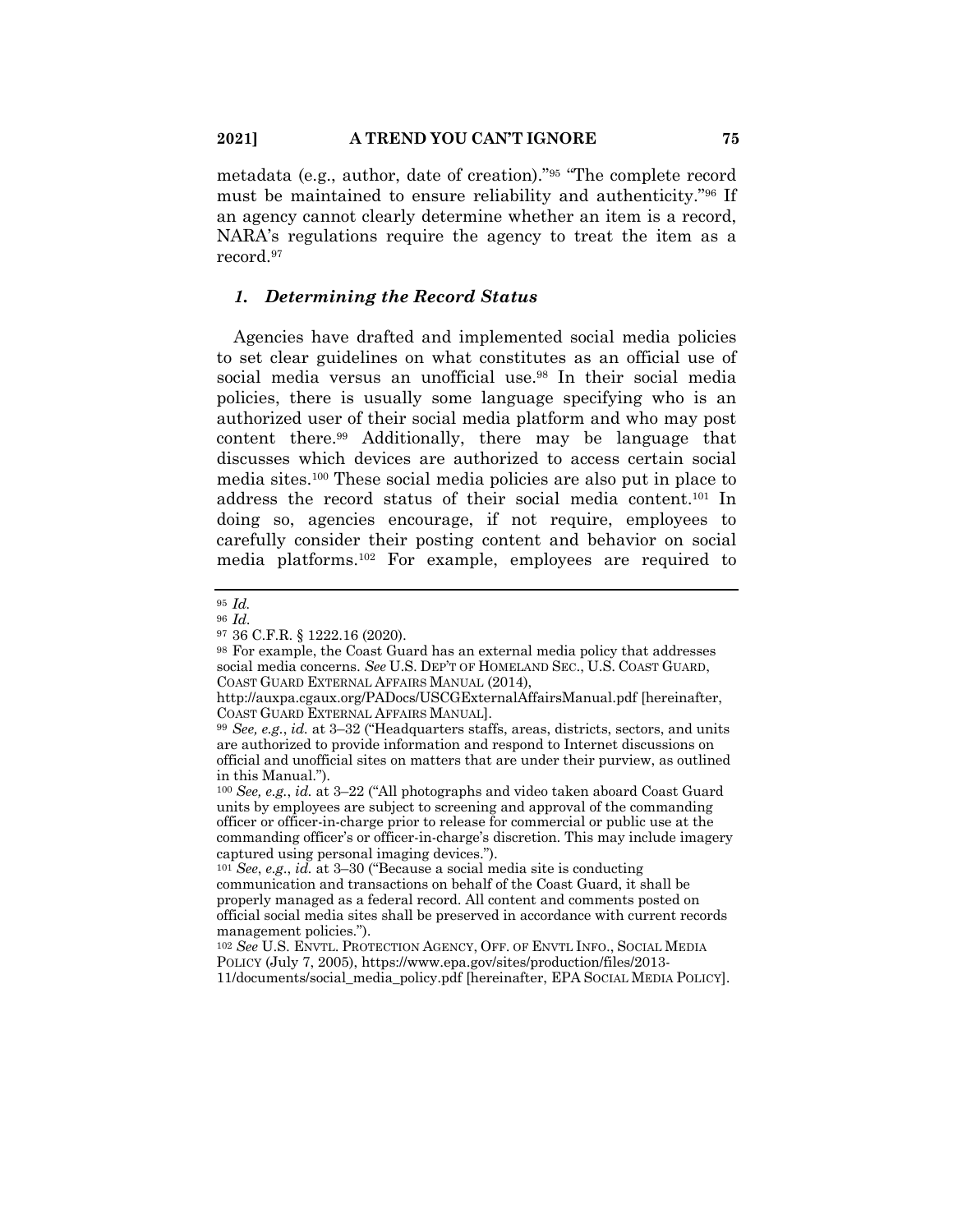metadata (e.g., author, date of creation)."[95] "The complete record must be maintained to ensure reliability and authenticity."[96] If an agency cannot clearly determine whether an item is a record, NARA's regulations require the agency to treat the item as a record.[97]

### *1. Determining the Record Status*

Agencies have drafted and implemented social media policies to set clear guidelines on what constitutes as an official use of social media versus an unofficial use.[98] In their social media policies, there is usually some language specifying who is an authorized user of their social media platform and who may post content there.[99] Additionally, there may be language that discusses which devices are authorized to access certain social media sites.[100] These social media policies are also put in place to address the record status of their social media content.[101] In doing so, agencies encourage, if not require, employees to carefully consider their posting content and behavior on social media platforms.[102] For example, employees are required to

---

[95] *Id.*

[96] *Id.*

[97] 36 C.F.R. § 1222.16 (2020).

[98] For example, the Coast Guard has an external media policy that addresses social media concerns. *See* U.S. DEP'T OF HOMELAND SEC., U.S. COAST GUARD, COAST GUARD EXTERNAL AFFAIRS MANUAL (2014), http://auxpa.cgaux.org/PADocs/USCGExternalAffairsManual.pdf [hereinafter, COAST GUARD EXTERNAL AFFAIRS MANUAL].

[99] *See, e.g.*, *id.* at 3–32 ("Headquarters staffs, areas, districts, sectors, and units are authorized to provide information and respond to Internet discussions on official and unofficial sites on matters that are under their purview, as outlined in this Manual.").

[100] *See, e.g.*, *id.* at 3–22 ("All photographs and video taken aboard Coast Guard units by employees are subject to screening and approval of the commanding officer or officer-in-charge prior to release for commercial or public use at the commanding officer's or officer-in-charge's discretion. This may include imagery captured using personal imaging devices.").

[101] *See*, *e.g*., *id.* at 3–30 ("Because a social media site is conducting communication and transactions on behalf of the Coast Guard, it shall be properly managed as a federal record. All content and comments posted on official social media sites shall be preserved in accordance with current records management policies.").

[102] *See* U.S. ENVTL. PROTECTION AGENCY, OFF. OF ENVTL INFO., SOCIAL MEDIA POLICY (July 7, 2005), https://www.epa.gov/sites/production/files/2013-11/documents/social_media_policy.pdf [hereinafter, EPA SOCIAL MEDIA POLICY].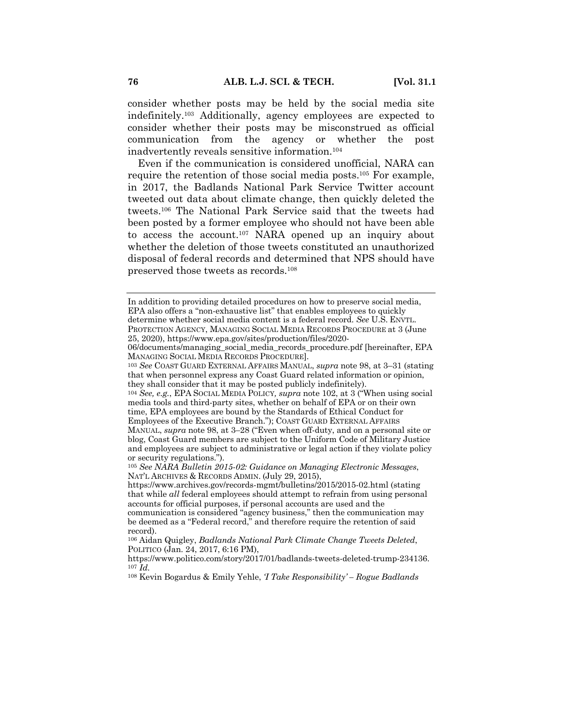consider whether posts may be held by the social media site indefinitely.[103] Additionally, agency employees are expected to consider whether their posts may be misconstrued as official communication from the agency or whether the post inadvertently reveals sensitive information.[104]

Even if the communication is considered unofficial, NARA can require the retention of those social media posts.[105] For example, in 2017, the Badlands National Park Service Twitter account tweeted out data about climate change, then quickly deleted the tweets.[106] The National Park Service said that the tweets had been posted by a former employee who should not have been able to access the account.[107] NARA opened up an inquiry about whether the deletion of those tweets constituted an unauthorized disposal of federal records and determined that NPS should have preserved those tweets as records.[108]

---

In addition to providing detailed procedures on how to preserve social media, EPA also offers a "non-exhaustive list" that enables employees to quickly determine whether social media content is a federal record. *See* U.S. ENVTL. PROTECTION AGENCY, MANAGING SOCIAL MEDIA RECORDS PROCEDURE at 3 (June 25, 2020), https://www.epa.gov/sites/production/files/2020-06/documents/managing_social_media_records_procedure.pdf [hereinafter, EPA MANAGING SOCIAL MEDIA RECORDS PROCEDURE].

[103] *See* COAST GUARD EXTERNAL AFFAIRS MANUAL, *supra* note 98, at 3–31 (stating that when personnel express any Coast Guard related information or opinion, they shall consider that it may be posted publicly indefinitely).

[104] *See, e.g.*, EPA SOCIAL MEDIA POLICY*, supra* note 102, at 3 ("When using social media tools and third-party sites, whether on behalf of EPA or on their own time, EPA employees are bound by the Standards of Ethical Conduct for Employees of the Executive Branch."); COAST GUARD EXTERNAL AFFAIRS MANUAL, *supra* note 98, at 3–28 ("Even when off-duty, and on a personal site or blog, Coast Guard members are subject to the Uniform Code of Military Justice and employees are subject to administrative or legal action if they violate policy or security regulations.").

[105] *See NARA Bulletin 2015-02: Guidance on Managing Electronic Messages*, NAT'L ARCHIVES & RECORDS ADMIN. (July 29, 2015), https://www.archives.gov/records-mgmt/bulletins/2015/2015-02.html (stating that while *all* federal employees should attempt to refrain from using personal accounts for official purposes, if personal accounts are used and the communication is considered "agency business," then the communication may be deemed as a "Federal record," and therefore require the retention of said record).

[106] Aidan Quigley, *Badlands National Park Climate Change Tweets Deleted*, POLITICO (Jan. 24, 2017, 6:16 PM), https://www.politico.com/story/2017/01/badlands-tweets-deleted-trump-234136.

[107] *Id.*

[108] Kevin Bogardus & Emily Yehle, *'I Take Responsibility' – Rogue Badlands*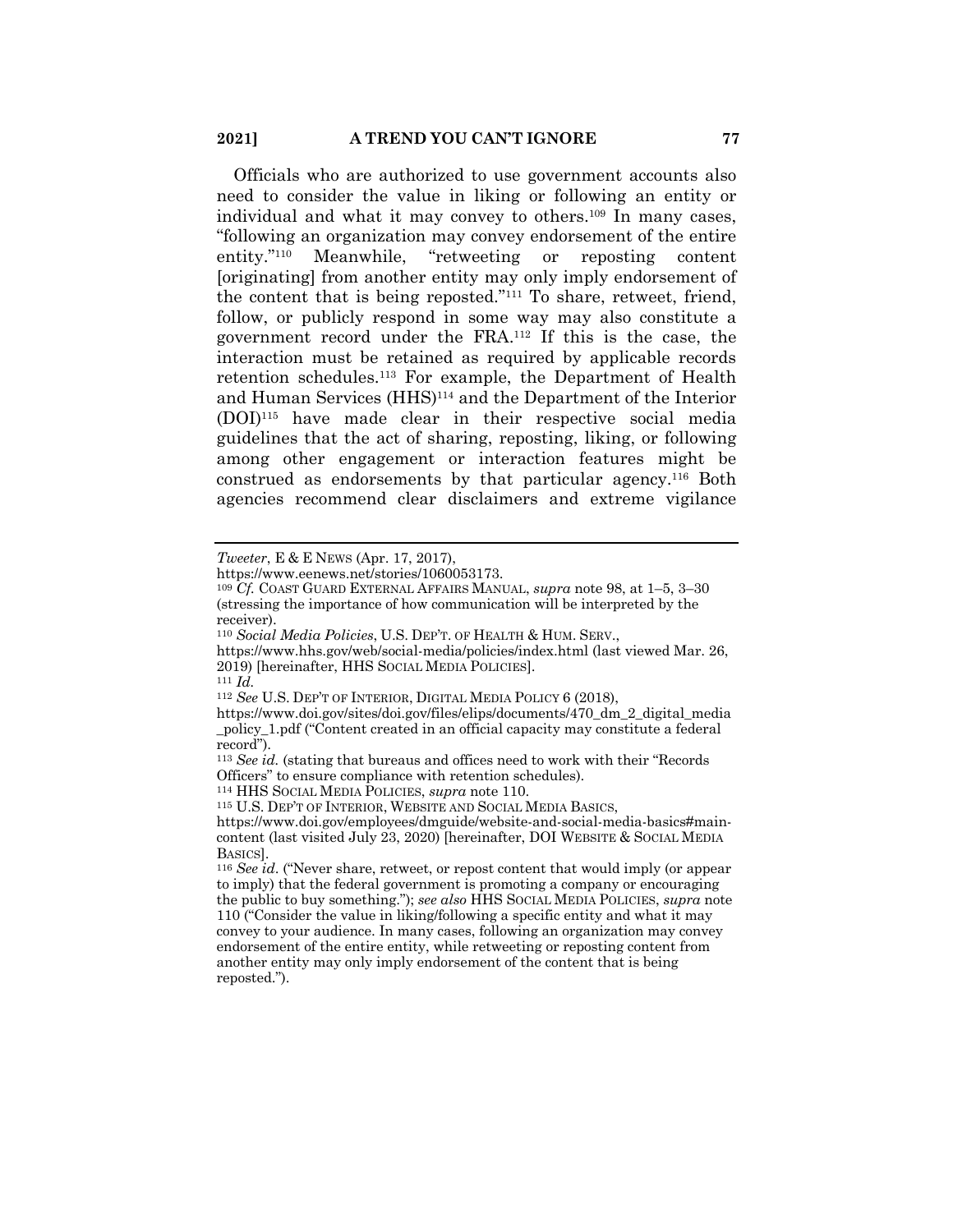Officials who are authorized to use government accounts also need to consider the value in liking or following an entity or individual and what it may convey to others.[109] In many cases, "following an organization may convey endorsement of the entire entity."[110] Meanwhile, "retweeting or reposting content [originating] from another entity may only imply endorsement of the content that is being reposted."[111] To share, retweet, friend, follow, or publicly respond in some way may also constitute a government record under the FRA.[112] If this is the case, the interaction must be retained as required by applicable records retention schedules.[113] For example, the Department of Health and Human Services (HHS)[114] and the Department of the Interior (DOI)[115] have made clear in their respective social media guidelines that the act of sharing, reposting, liking, or following among other engagement or interaction features might be construed as endorsements by that particular agency.[116] Both agencies recommend clear disclaimers and extreme vigilance

---

*Tweeter*, E & E NEWS (Apr. 17, 2017), https://www.eenews.net/stories/1060053173.

[109] *Cf.* COAST GUARD EXTERNAL AFFAIRS MANUAL, *supra* note 98, at 1–5, 3–30 (stressing the importance of how communication will be interpreted by the receiver).

[110] *Social Media Policies*, U.S. DEP'T. OF HEALTH & HUM. SERV., https://www.hhs.gov/web/social-media/policies/index.html (last viewed Mar. 26, 2019) [hereinafter, HHS SOCIAL MEDIA POLICIES].

[111] *Id.*

[112] *See* U.S. DEP'T OF INTERIOR, DIGITAL MEDIA POLICY 6 (2018), https://www.doi.gov/sites/doi.gov/files/elips/documents/470_dm_2_digital_media_policy_1.pdf ("Content created in an official capacity may constitute a federal record").

[113] *See id.* (stating that bureaus and offices need to work with their "Records Officers" to ensure compliance with retention schedules).

[114] HHS SOCIAL MEDIA POLICIES, *supra* note 110.

[115] U.S. DEP'T OF INTERIOR, WEBSITE AND SOCIAL MEDIA BASICS, https://www.doi.gov/employees/dmguide/website-and-social-media-basics#main-content (last visited July 23, 2020) [hereinafter, DOI WEBSITE & SOCIAL MEDIA BASICS].

[116] *See id.* ("Never share, retweet, or repost content that would imply (or appear to imply) that the federal government is promoting a company or encouraging the public to buy something."); *see also* HHS SOCIAL MEDIA POLICIES, *supra* note 110 ("Consider the value in liking/following a specific entity and what it may convey to your audience. In many cases, following an organization may convey endorsement of the entire entity, while retweeting or reposting content from another entity may only imply endorsement of the content that is being reposted.").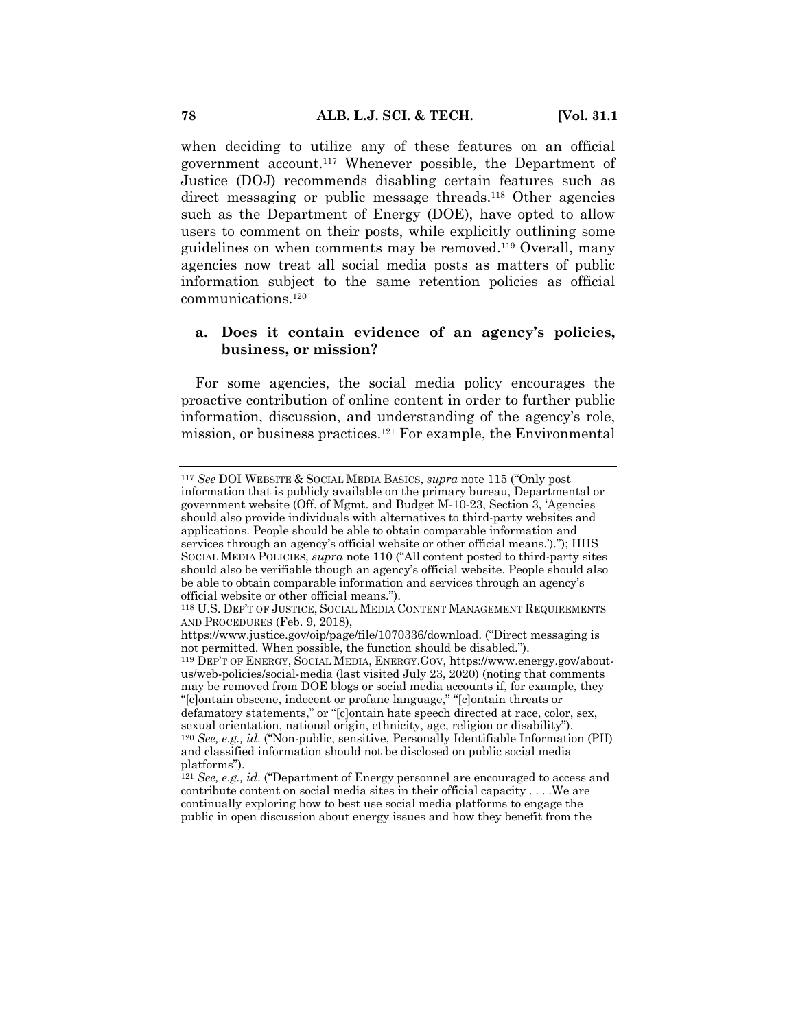when deciding to utilize any of these features on an official government account.[117] Whenever possible, the Department of Justice (DOJ) recommends disabling certain features such as direct messaging or public message threads.[118] Other agencies such as the Department of Energy (DOE), have opted to allow users to comment on their posts, while explicitly outlining some guidelines on when comments may be removed.[119] Overall, many agencies now treat all social media posts as matters of public information subject to the same retention policies as official communications.[120]

### a. Does it contain evidence of an agency's policies, business, or mission?

For some agencies, the social media policy encourages the proactive contribution of online content in order to further public information, discussion, and understanding of the agency's role, mission, or business practices.[121] For example, the Environmental

---

[117] *See* DOI WEBSITE & SOCIAL MEDIA BASICS, *supra* note 115 ("Only post information that is publicly available on the primary bureau, Departmental or government website (Off. of Mgmt. and Budget M-10-23, Section 3, 'Agencies should also provide individuals with alternatives to third-party websites and applications. People should be able to obtain comparable information and services through an agency's official website or other official means.')."); HHS SOCIAL MEDIA POLICIES, *supra* note 110 ("All content posted to third-party sites should also be verifiable though an agency's official website. People should also be able to obtain comparable information and services through an agency's official website or other official means.").

[118] U.S. DEP'T OF JUSTICE, SOCIAL MEDIA CONTENT MANAGEMENT REQUIREMENTS AND PROCEDURES (Feb. 9, 2018), https://www.justice.gov/oip/page/file/1070336/download. ("Direct messaging is not permitted. When possible, the function should be disabled.").

[119] DEP'T OF ENERGY, SOCIAL MEDIA, ENERGY.GOV, https://www.energy.gov/about-us/web-policies/social-media (last visited July 23, 2020) (noting that comments may be removed from DOE blogs or social media accounts if, for example, they "[c]ontain obscene, indecent or profane language," "[c]ontain threats or defamatory statements," or "[c]ontain hate speech directed at race, color, sex, sexual orientation, national origin, ethnicity, age, religion or disability").

[120] *See, e.g., id.* ("Non-public, sensitive, Personally Identifiable Information (PII) and classified information should not be disclosed on public social media platforms").

[121] *See, e.g., id.* ("Department of Energy personnel are encouraged to access and contribute content on social media sites in their official capacity . . . .We are continually exploring how to best use social media platforms to engage the public in open discussion about energy issues and how they benefit from the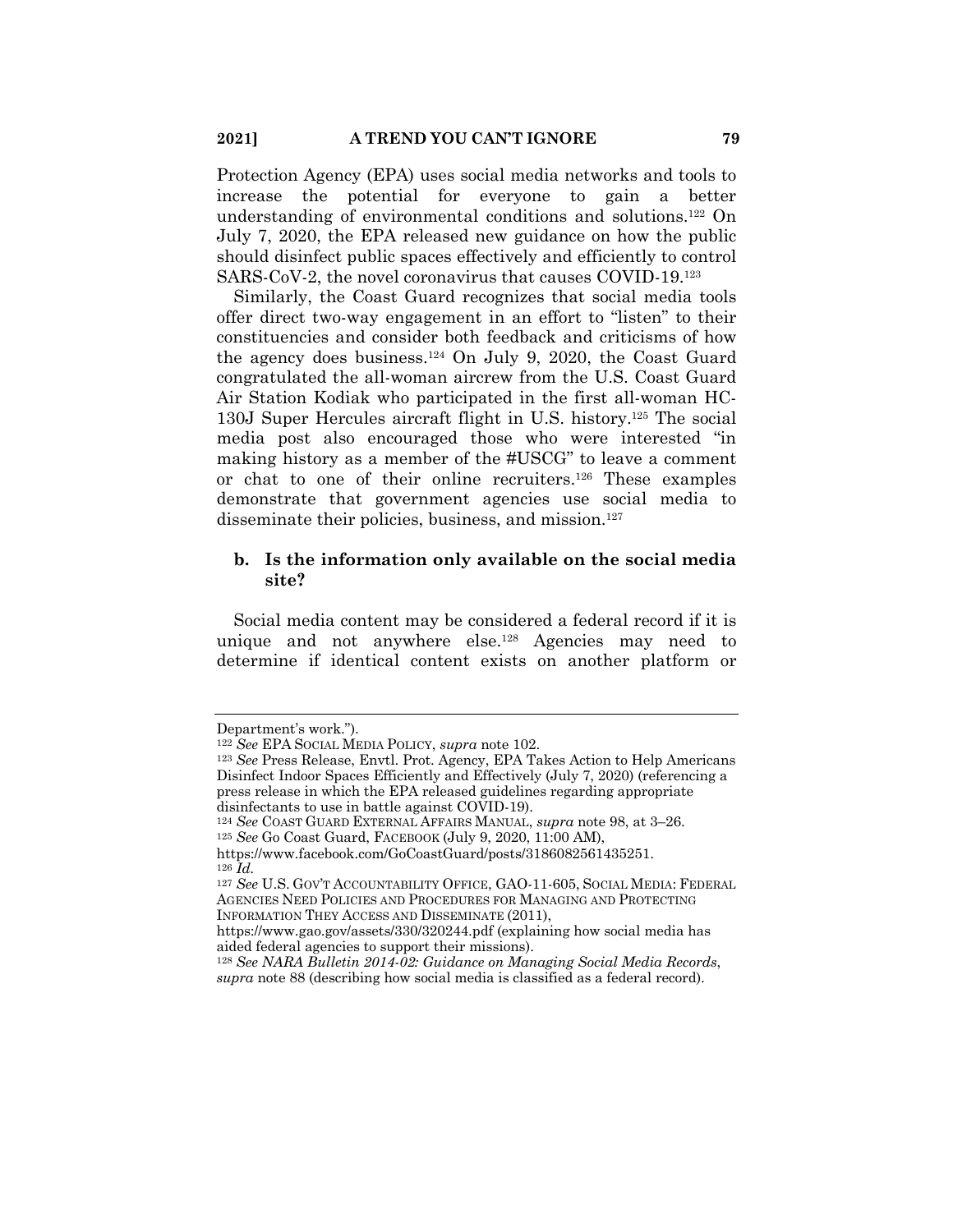Protection Agency (EPA) uses social media networks and tools to increase the potential for everyone to gain a better understanding of environmental conditions and solutions.[122] On July 7, 2020, the EPA released new guidance on how the public should disinfect public spaces effectively and efficiently to control SARS-CoV-2, the novel coronavirus that causes COVID-19.[123]

Similarly, the Coast Guard recognizes that social media tools offer direct two-way engagement in an effort to "listen" to their constituencies and consider both feedback and criticisms of how the agency does business.[124] On July 9, 2020, the Coast Guard congratulated the all-woman aircrew from the U.S. Coast Guard Air Station Kodiak who participated in the first all-woman HC-130J Super Hercules aircraft flight in U.S. history.[125] The social media post also encouraged those who were interested "in making history as a member of the #USCG" to leave a comment or chat to one of their online recruiters.[126] These examples demonstrate that government agencies use social media to disseminate their policies, business, and mission.[127]

### b. Is the information only available on the social media site?

Social media content may be considered a federal record if it is unique and not anywhere else.[128] Agencies may need to determine if identical content exists on another platform or

---

Department's work.").

[122] *See* EPA SOCIAL MEDIA POLICY, *supra* note 102.

[123] *See* Press Release, Envtl. Prot. Agency, EPA Takes Action to Help Americans Disinfect Indoor Spaces Efficiently and Effectively (July 7, 2020) (referencing a press release in which the EPA released guidelines regarding appropriate disinfectants to use in battle against COVID-19).

[124] *See* COAST GUARD EXTERNAL AFFAIRS MANUAL, *supra* note 98, at 3–26.

[125] *See* Go Coast Guard, FACEBOOK (July 9, 2020, 11:00 AM), https://www.facebook.com/GoCoastGuard/posts/3186082561435251.

[126] *Id.*

[127] *See* U.S. GOV'T ACCOUNTABILITY OFFICE, GAO-11-605, SOCIAL MEDIA: FEDERAL AGENCIES NEED POLICIES AND PROCEDURES FOR MANAGING AND PROTECTING INFORMATION THEY ACCESS AND DISSEMINATE (2011), https://www.gao.gov/assets/330/320244.pdf (explaining how social media has aided federal agencies to support their missions).

[128] *See NARA Bulletin 2014-02: Guidance on Managing Social Media Records*, *supra* note 88 (describing how social media is classified as a federal record).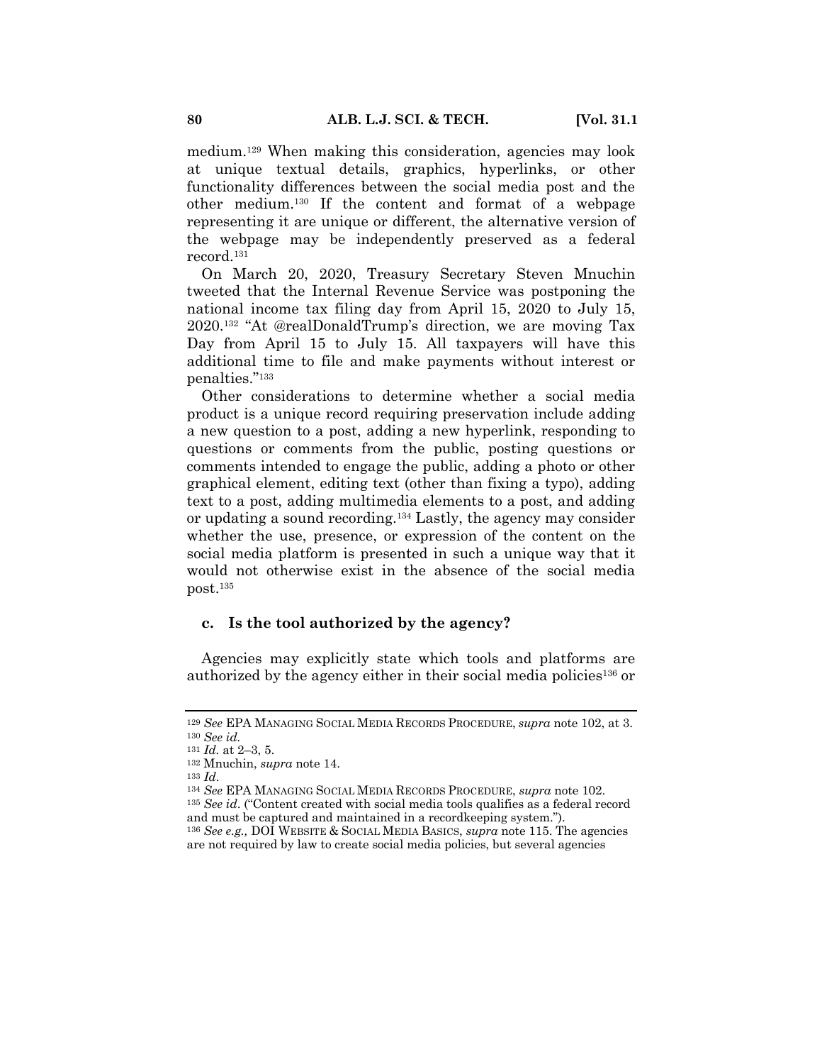medium.[129] When making this consideration, agencies may look at unique textual details, graphics, hyperlinks, or other functionality differences between the social media post and the other medium.[130] If the content and format of a webpage representing it are unique or different, the alternative version of the webpage may be independently preserved as a federal record.[131]

On March 20, 2020, Treasury Secretary Steven Mnuchin tweeted that the Internal Revenue Service was postponing the national income tax filing day from April 15, 2020 to July 15, 2020.[132] "At @realDonaldTrump's direction, we are moving Tax Day from April 15 to July 15. All taxpayers will have this additional time to file and make payments without interest or penalties."[133]

Other considerations to determine whether a social media product is a unique record requiring preservation include adding a new question to a post, adding a new hyperlink, responding to questions or comments from the public, posting questions or comments intended to engage the public, adding a photo or other graphical element, editing text (other than fixing a typo), adding text to a post, adding multimedia elements to a post, and adding or updating a sound recording.[134] Lastly, the agency may consider whether the use, presence, or expression of the content on the social media platform is presented in such a unique way that it would not otherwise exist in the absence of the social media post.[135]

#### c. Is the tool authorized by the agency?

Agencies may explicitly state which tools and platforms are authorized by the agency either in their social media policies[136] or

---

[129] *See* EPA MANAGING SOCIAL MEDIA RECORDS PROCEDURE, *supra* note 102, at 3.

[130] *See id.*

[131] *Id.* at 2–3, 5.

[132] Mnuchin, *supra* note 14.

[133] *Id.*

[134] *See* EPA MANAGING SOCIAL MEDIA RECORDS PROCEDURE, *supra* note 102.

[135] *See id.* ("Content created with social media tools qualifies as a federal record and must be captured and maintained in a recordkeeping system.").

[136] *See e.g.,* DOI WEBSITE & SOCIAL MEDIA BASICS, *supra* note 115. The agencies are not required by law to create social media policies, but several agencies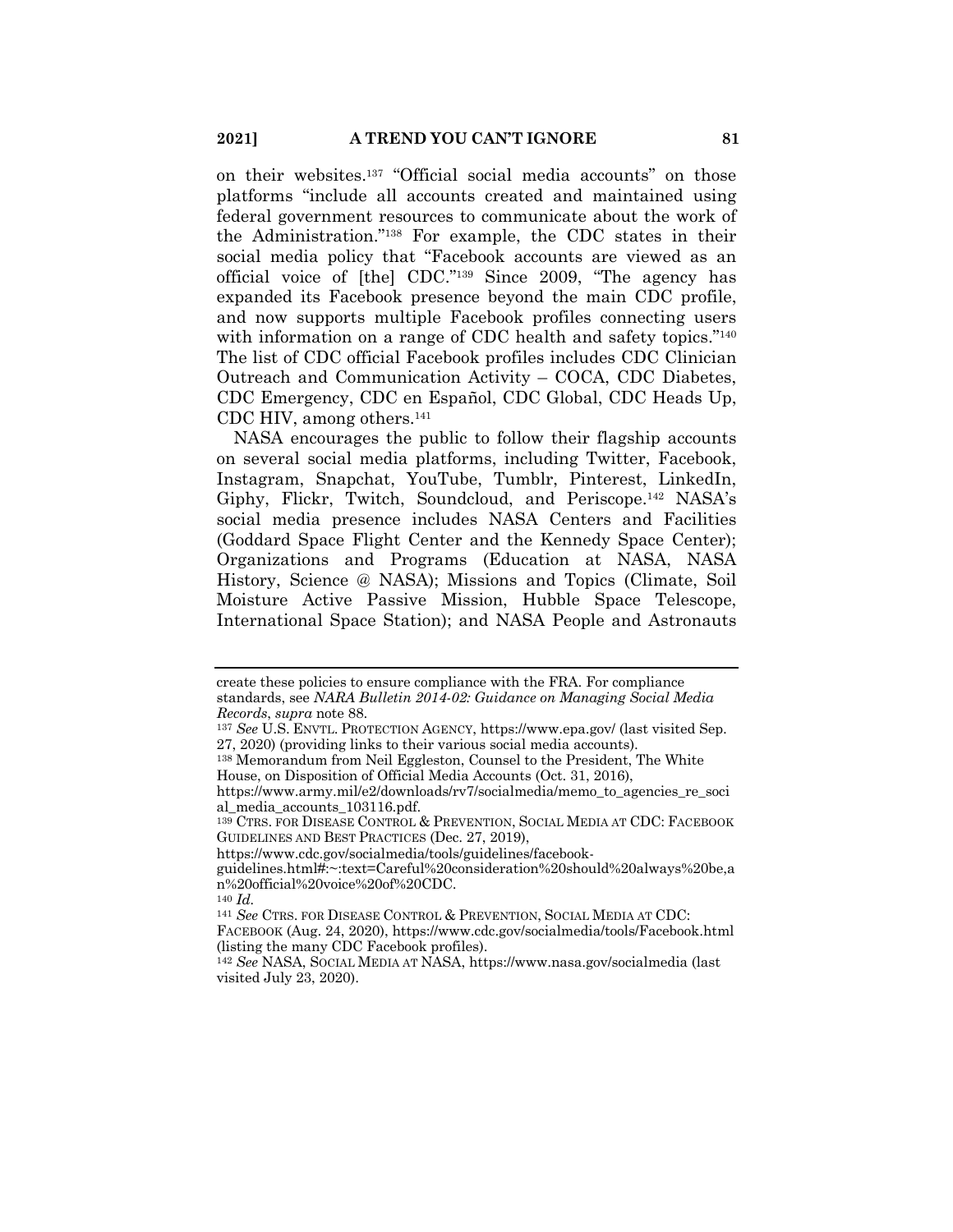on their websites.[137] "Official social media accounts" on those platforms "include all accounts created and maintained using federal government resources to communicate about the work of the Administration."[138] For example, the CDC states in their social media policy that "Facebook accounts are viewed as an official voice of [the] CDC."[139] Since 2009, "The agency has expanded its Facebook presence beyond the main CDC profile, and now supports multiple Facebook profiles connecting users with information on a range of CDC health and safety topics."[140] The list of CDC official Facebook profiles includes CDC Clinician Outreach and Communication Activity – COCA, CDC Diabetes, CDC Emergency, CDC en Español, CDC Global, CDC Heads Up, CDC HIV, among others.[141]

NASA encourages the public to follow their flagship accounts on several social media platforms, including Twitter, Facebook, Instagram, Snapchat, YouTube, Tumblr, Pinterest, LinkedIn, Giphy, Flickr, Twitch, Soundcloud, and Periscope.[142] NASA's social media presence includes NASA Centers and Facilities (Goddard Space Flight Center and the Kennedy Space Center); Organizations and Programs (Education at NASA, NASA History, Science @ NASA); Missions and Topics (Climate, Soil Moisture Active Passive Mission, Hubble Space Telescope, International Space Station); and NASA People and Astronauts

---

create these policies to ensure compliance with the FRA. For compliance standards, see *NARA Bulletin 2014-02: Guidance on Managing Social Media Records*, *supra* note 88.

[137] *See* U.S. ENVTL. PROTECTION AGENCY, https://www.epa.gov/ (last visited Sep. 27, 2020) (providing links to their various social media accounts).

[138] Memorandum from Neil Eggleston, Counsel to the President, The White House, on Disposition of Official Media Accounts (Oct. 31, 2016), https://www.army.mil/e2/downloads/rv7/socialmedia/memo_to_agencies_re_social_media_accounts_103116.pdf.

[139] CTRS. FOR DISEASE CONTROL & PREVENTION, SOCIAL MEDIA AT CDC: FACEBOOK GUIDELINES AND BEST PRACTICES (Dec. 27, 2019), https://www.cdc.gov/socialmedia/tools/guidelines/facebook-guidelines.html#:~:text=Careful%20consideration%20should%20always%20be,an%20official%20voice%20of%20CDC.

[140] *Id.*

[141] *See* CTRS. FOR DISEASE CONTROL & PREVENTION, SOCIAL MEDIA AT CDC: FACEBOOK (Aug. 24, 2020), https://www.cdc.gov/socialmedia/tools/Facebook.html (listing the many CDC Facebook profiles).

[142] *See* NASA, SOCIAL MEDIA AT NASA, https://www.nasa.gov/socialmedia (last visited July 23, 2020).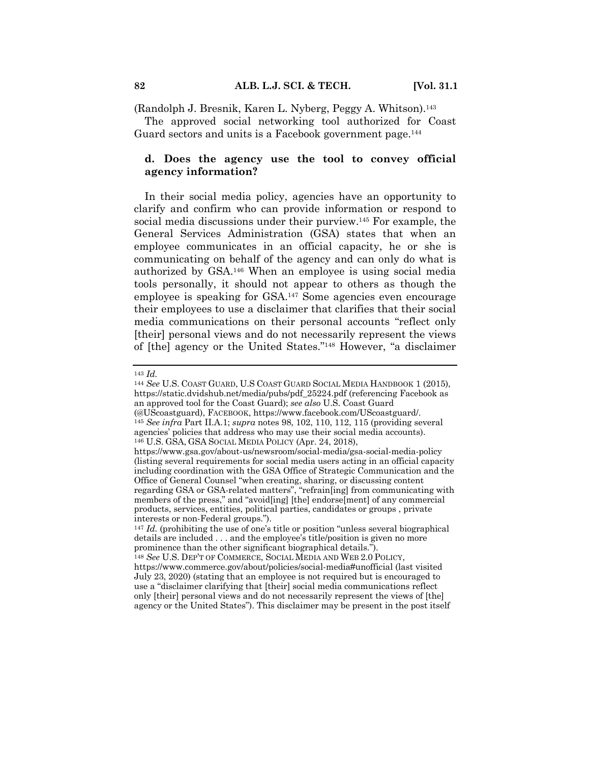(Randolph J. Bresnik, Karen L. Nyberg, Peggy A. Whitson).[143]

The approved social networking tool authorized for Coast Guard sectors and units is a Facebook government page.[144]

### d. Does the agency use the tool to convey official agency information?

In their social media policy, agencies have an opportunity to clarify and confirm who can provide information or respond to social media discussions under their purview.[145] For example, the General Services Administration (GSA) states that when an employee communicates in an official capacity, he or she is communicating on behalf of the agency and can only do what is authorized by GSA.[146] When an employee is using social media tools personally, it should not appear to others as though the employee is speaking for GSA.[147] Some agencies even encourage their employees to use a disclaimer that clarifies that their social media communications on their personal accounts "reflect only [their] personal views and do not necessarily represent the views of [the] agency or the United States."[148] However, "a disclaimer

---

[143] *Id.*

[144] *See* U.S. COAST GUARD, U.S COAST GUARD SOCIAL MEDIA HANDBOOK 1 (2015), https://static.dvidshub.net/media/pubs/pdf_25224.pdf (referencing Facebook as an approved tool for the Coast Guard); *see also* U.S. Coast Guard (@UScoastguard), FACEBOOK, https://www.facebook.com/UScoastguard/.

[145] *See infra* Part II.A.1; *supra* notes 98, 102, 110, 112, 115 (providing several agencies' policies that address who may use their social media accounts).

[146] U.S. GSA, GSA SOCIAL MEDIA POLICY (Apr. 24, 2018), https://www.gsa.gov/about-us/newsroom/social-media/gsa-social-media-policy (listing several requirements for social media users acting in an official capacity including coordination with the GSA Office of Strategic Communication and the Office of General Counsel "when creating, sharing, or discussing content regarding GSA or GSA-related matters", "refrain[ing] from communicating with members of the press," and "avoid[ing] [the] endorse[ment] of any commercial products, services, entities, political parties, candidates or groups , private interests or non-Federal groups.").

[147] *Id.* (prohibiting the use of one's title or position "unless several biographical details are included . . . and the employee's title/position is given no more prominence than the other significant biographical details.").

[148] *See* U.S. DEP'T OF COMMERCE, SOCIAL MEDIA AND WEB 2.0 POLICY, https://www.commerce.gov/about/policies/social-media#unofficial (last visited July 23, 2020) (stating that an employee is not required but is encouraged to use a "disclaimer clarifying that [their] social media communications reflect only [their] personal views and do not necessarily represent the views of [the] agency or the United States"). This disclaimer may be present in the post itself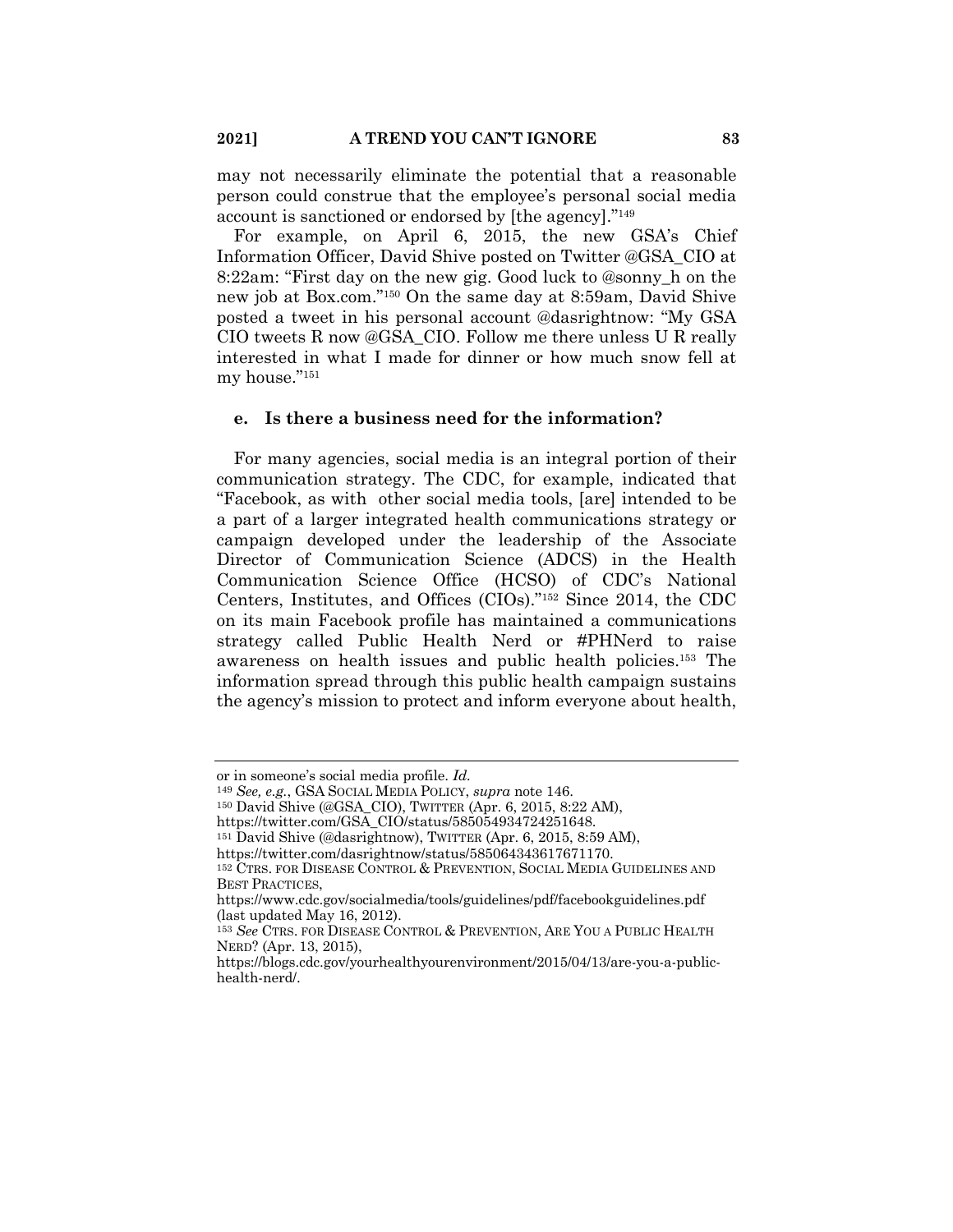may not necessarily eliminate the potential that a reasonable person could construe that the employee's personal social media account is sanctioned or endorsed by [the agency]."[149]

For example, on April 6, 2015, the new GSA's Chief Information Officer, David Shive posted on Twitter @GSA_CIO at 8:22am: "First day on the new gig. Good luck to @sonny_h on the new job at Box.com."[150] On the same day at 8:59am, David Shive posted a tweet in his personal account @dasrightnow: "My GSA CIO tweets R now @GSA_CIO. Follow me there unless U R really interested in what I made for dinner or how much snow fell at my house."[151]

#### e. Is there a business need for the information?

For many agencies, social media is an integral portion of their communication strategy. The CDC, for example, indicated that "Facebook, as with other social media tools, [are] intended to be a part of a larger integrated health communications strategy or campaign developed under the leadership of the Associate Director of Communication Science (ADCS) in the Health Communication Science Office (HCSO) of CDC's National Centers, Institutes, and Offices (CIOs)."[152] Since 2014, the CDC on its main Facebook profile has maintained a communications strategy called Public Health Nerd or #PHNerd to raise awareness on health issues and public health policies.[153] The information spread through this public health campaign sustains the agency's mission to protect and inform everyone about health,

---

or in someone's social media profile. *Id.*

[149] *See, e.g.*, GSA SOCIAL MEDIA POLICY, *supra* note 146.

[150] David Shive (@GSA_CIO), TWITTER (Apr. 6, 2015, 8:22 AM), https://twitter.com/GSA_CIO/status/585054934724251648.

[151] David Shive (@dasrightnow), TWITTER (Apr. 6, 2015, 8:59 AM), https://twitter.com/dasrightnow/status/585064343617671170.

[152] CTRS. FOR DISEASE CONTROL & PREVENTION, SOCIAL MEDIA GUIDELINES AND BEST PRACTICES, https://www.cdc.gov/socialmedia/tools/guidelines/pdf/facebookguidelines.pdf (last updated May 16, 2012).

[153] *See* CTRS. FOR DISEASE CONTROL & PREVENTION, ARE YOU A PUBLIC HEALTH NERD? (Apr. 13, 2015), https://blogs.cdc.gov/yourhealthyourenvironment/2015/04/13/are-you-a-public-health-nerd/.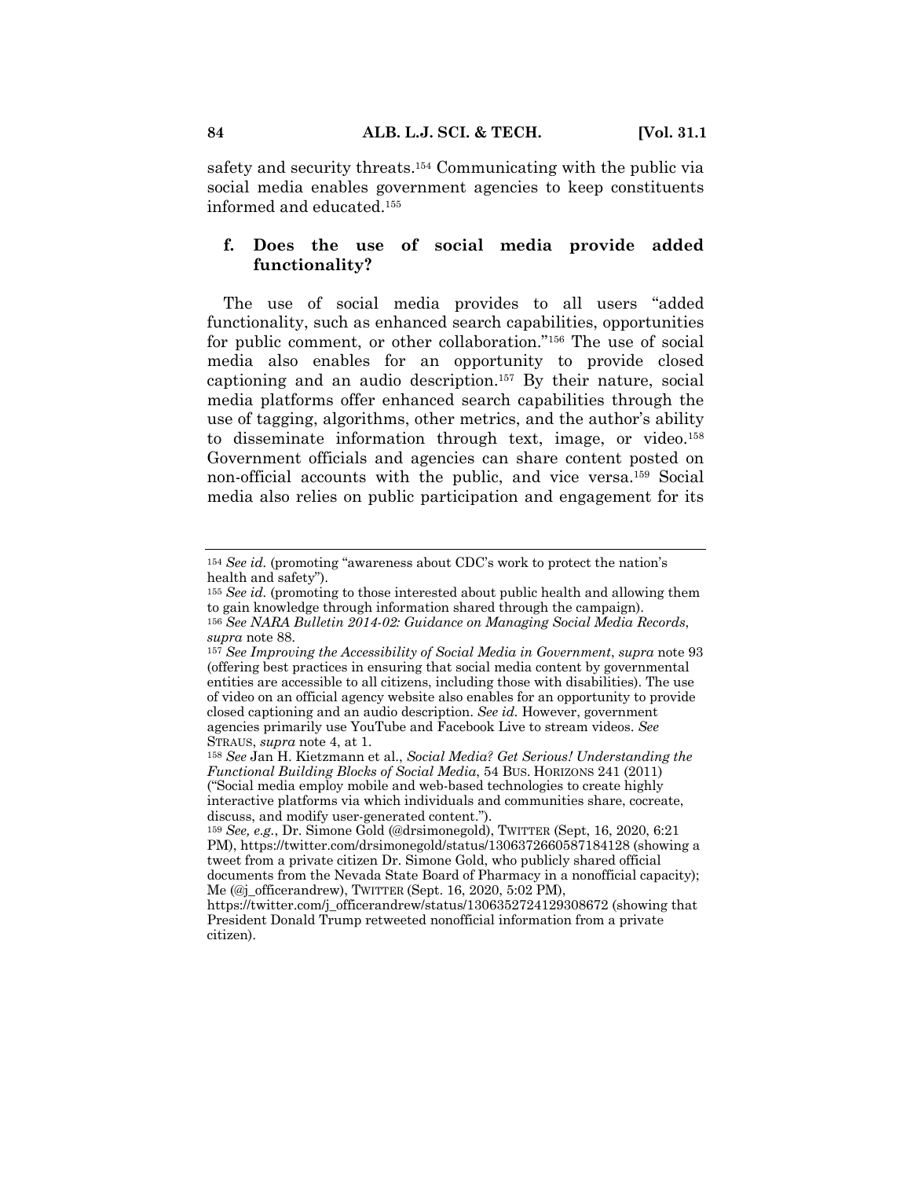safety and security threats.[154] Communicating with the public via social media enables government agencies to keep constituents informed and educated.[155]

### f. Does the use of social media provide added functionality?

The use of social media provides to all users "added functionality, such as enhanced search capabilities, opportunities for public comment, or other collaboration."[156] The use of social media also enables for an opportunity to provide closed captioning and an audio description.[157] By their nature, social media platforms offer enhanced search capabilities through the use of tagging, algorithms, other metrics, and the author's ability to disseminate information through text, image, or video.[158] Government officials and agencies can share content posted on non-official accounts with the public, and vice versa.[159] Social media also relies on public participation and engagement for its

---

[154] *See id.* (promoting "awareness about CDC's work to protect the nation's health and safety").

[155] *See id.* (promoting to those interested about public health and allowing them to gain knowledge through information shared through the campaign).

[156] *See NARA Bulletin 2014-02: Guidance on Managing Social Media Records*, *supra* note 88.

[157] *See Improving the Accessibility of Social Media in Government*, *supra* note 93 (offering best practices in ensuring that social media content by governmental entities are accessible to all citizens, including those with disabilities). The use of video on an official agency website also enables for an opportunity to provide closed captioning and an audio description. *See id.* However, government agencies primarily use YouTube and Facebook Live to stream videos. *See* STRAUS, *supra* note 4, at 1.

[158] *See* Jan H. Kietzmann et al., *Social Media? Get Serious! Understanding the Functional Building Blocks of Social Media*, 54 BUS. HORIZONS 241 (2011) ("Social media employ mobile and web-based technologies to create highly interactive platforms via which individuals and communities share, cocreate, discuss, and modify user-generated content.").

[159] *See, e.g.*, Dr. Simone Gold (@drsimonegold), TWITTER (Sept, 16, 2020, 6:21 PM), https://twitter.com/drsimonegold/status/1306372660587184128 (showing a tweet from a private citizen Dr. Simone Gold, who publicly shared official documents from the Nevada State Board of Pharmacy in a nonofficial capacity); Me (@j_officerandrew), TWITTER (Sept. 16, 2020, 5:02 PM), https://twitter.com/j_officerandrew/status/1306352724129308672 (showing that President Donald Trump retweeted nonofficial information from a private citizen).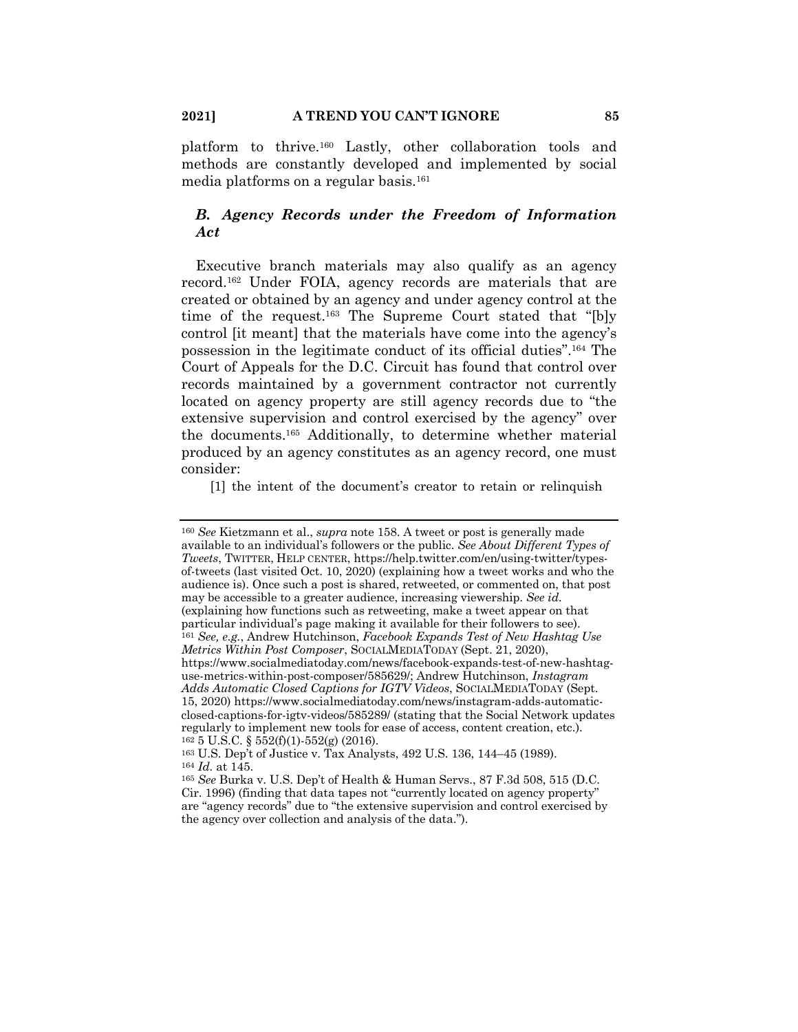platform to thrive.[160] Lastly, other collaboration tools and methods are constantly developed and implemented by social media platforms on a regular basis.[161]

### *B. Agency Records under the Freedom of Information Act*

Executive branch materials may also qualify as an agency record.[162] Under FOIA, agency records are materials that are created or obtained by an agency and under agency control at the time of the request.[163] The Supreme Court stated that "[b]y control [it meant] that the materials have come into the agency's possession in the legitimate conduct of its official duties".[164] The Court of Appeals for the D.C. Circuit has found that control over records maintained by a government contractor not currently located on agency property are still agency records due to "the extensive supervision and control exercised by the agency" over the documents.[165] Additionally, to determine whether material produced by an agency constitutes as an agency record, one must consider:

> [1] the intent of the document's creator to retain or relinquish

---

[160] *See* Kietzmann et al., *supra* note 158. A tweet or post is generally made available to an individual's followers or the public. *See About Different Types of Tweets*, TWITTER, HELP CENTER, https://help.twitter.com/en/using-twitter/types-of-tweets (last visited Oct. 10, 2020) (explaining how a tweet works and who the audience is). Once such a post is shared, retweeted, or commented on, that post may be accessible to a greater audience, increasing viewership. *See id.* (explaining how functions such as retweeting, make a tweet appear on that particular individual's page making it available for their followers to see).

[161] *See, e.g.*, Andrew Hutchinson, *Facebook Expands Test of New Hashtag Use Metrics Within Post Composer*, SOCIALMEDIATODAY (Sept. 21, 2020), https://www.socialmediatoday.com/news/facebook-expands-test-of-new-hashtag-use-metrics-within-post-composer/585629/; Andrew Hutchinson, *Instagram Adds Automatic Closed Captions for IGTV Videos*, SOCIALMEDIATODAY (Sept. 15, 2020) https://www.socialmediatoday.com/news/instagram-adds-automatic-closed-captions-for-igtv-videos/585289/ (stating that the Social Network updates regularly to implement new tools for ease of access, content creation, etc.).

[162] 5 U.S.C. § 552(f)(1)-552(g) (2016).

[163] U.S. Dep't of Justice v. Tax Analysts, 492 U.S. 136, 144–45 (1989).

[164] *Id.* at 145.

[165] *See* Burka v. U.S. Dep't of Health & Human Servs., 87 F.3d 508, 515 (D.C. Cir. 1996) (finding that data tapes not "currently located on agency property" are "agency records" due to "the extensive supervision and control exercised by the agency over collection and analysis of the data.").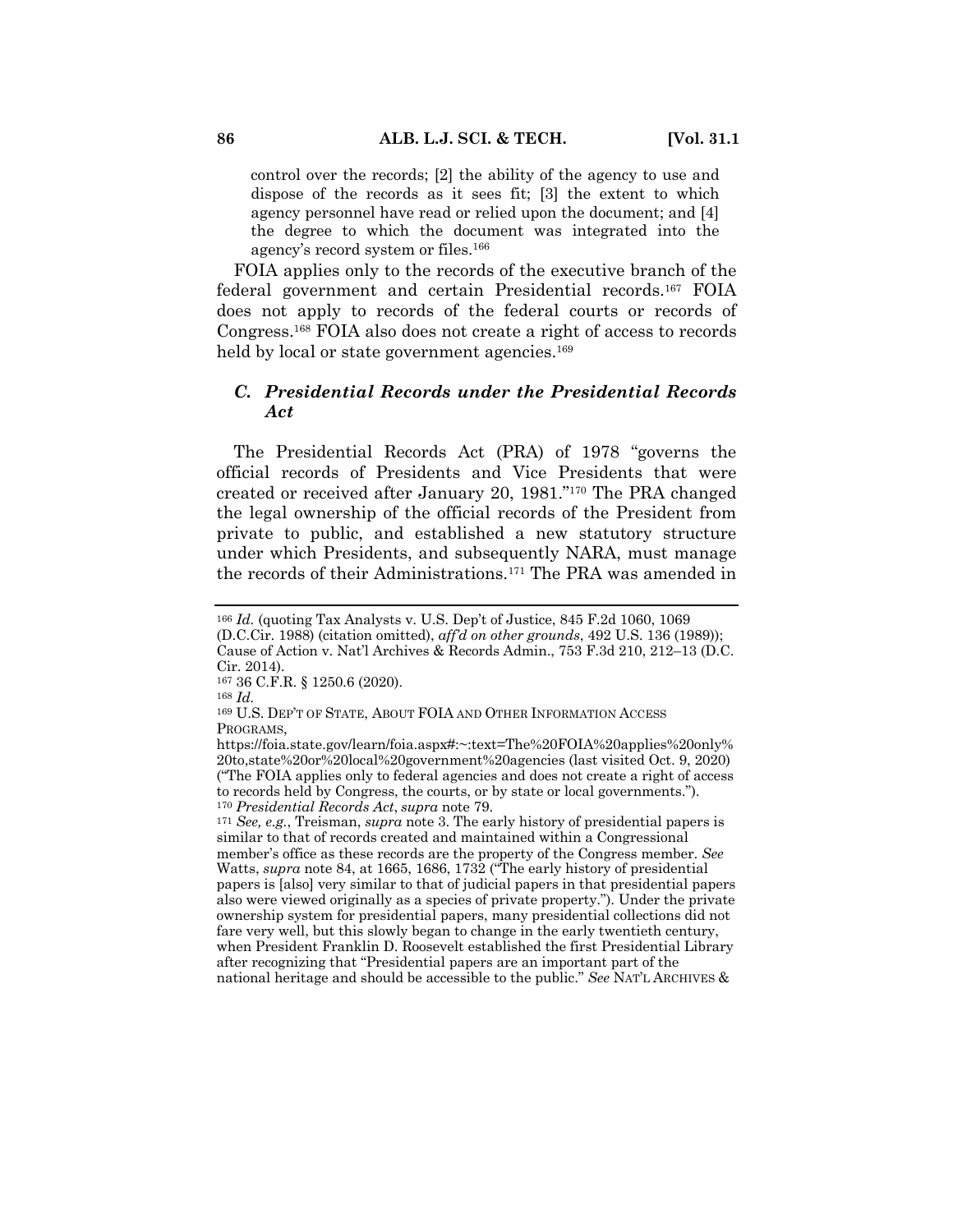control over the records; [2] the ability of the agency to use and dispose of the records as it sees fit; [3] the extent to which agency personnel have read or relied upon the document; and [4] the degree to which the document was integrated into the agency's record system or files.[166]

FOIA applies only to the records of the executive branch of the federal government and certain Presidential records.[167] FOIA does not apply to records of the federal courts or records of Congress.[168] FOIA also does not create a right of access to records held by local or state government agencies.[169]

### *C. Presidential Records under the Presidential Records Act*

The Presidential Records Act (PRA) of 1978 "governs the official records of Presidents and Vice Presidents that were created or received after January 20, 1981."[170] The PRA changed the legal ownership of the official records of the President from private to public, and established a new statutory structure under which Presidents, and subsequently NARA, must manage the records of their Administrations.[171] The PRA was amended in

---

[166] *Id.* (quoting Tax Analysts v. U.S. Dep't of Justice, 845 F.2d 1060, 1069 (D.C.Cir. 1988) (citation omitted), *aff'd on other grounds*, 492 U.S. 136 (1989)); Cause of Action v. Nat'l Archives & Records Admin., 753 F.3d 210, 212–13 (D.C. Cir. 2014).

[167] 36 C.F.R. § 1250.6 (2020).

[168] *Id.*

[169] U.S. DEP'T OF STATE, ABOUT FOIA AND OTHER INFORMATION ACCESS PROGRAMS, https://foia.state.gov/learn/foia.aspx#:~:text=The%20FOIA%20applies%20only%20to,state%20or%20local%20government%20agencies (last visited Oct. 9, 2020) ("The FOIA applies only to federal agencies and does not create a right of access to records held by Congress, the courts, or by state or local governments.").

[170] *Presidential Records Act*, *supra* note 79.

[171] *See, e.g.*, Treisman, *supra* note 3. The early history of presidential papers is similar to that of records created and maintained within a Congressional member's office as these records are the property of the Congress member. *See* Watts, *supra* note 84, at 1665, 1686, 1732 ("The early history of presidential papers is [also] very similar to that of judicial papers in that presidential papers also were viewed originally as a species of private property."). Under the private ownership system for presidential papers, many presidential collections did not fare very well, but this slowly began to change in the early twentieth century, when President Franklin D. Roosevelt established the first Presidential Library after recognizing that "Presidential papers are an important part of the national heritage and should be accessible to the public." *See* NAT'L ARCHIVES &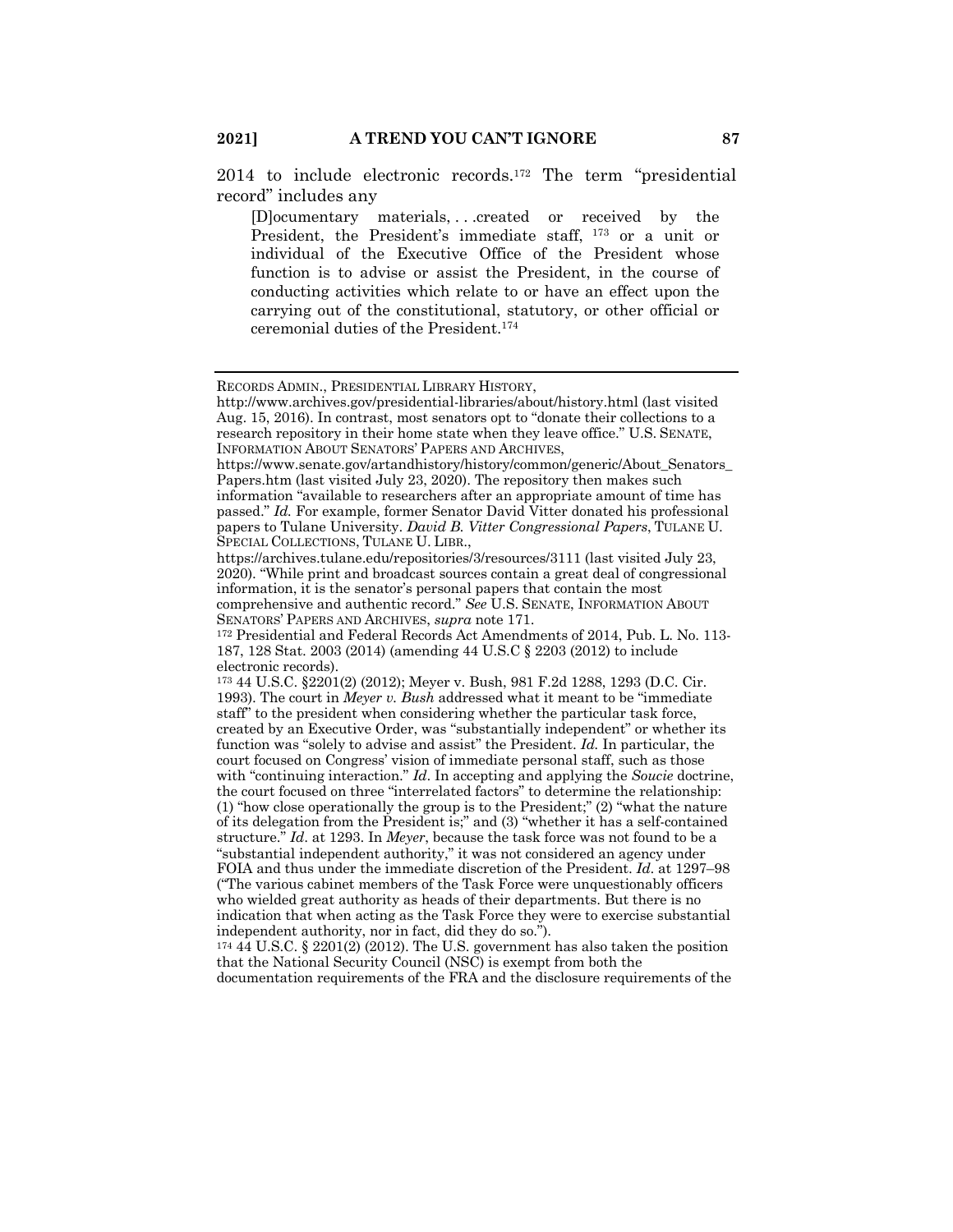2014 to include electronic records.[172] The term "presidential record" includes any

> [D]ocumentary materials, . . .created or received by the President, the President's immediate staff, [173] or a unit or individual of the Executive Office of the President whose function is to advise or assist the President, in the course of conducting activities which relate to or have an effect upon the carrying out of the constitutional, statutory, or other official or ceremonial duties of the President.[174]

---

RECORDS ADMIN., PRESIDENTIAL LIBRARY HISTORY, http://www.archives.gov/presidential-libraries/about/history.html (last visited Aug. 15, 2016). In contrast, most senators opt to "donate their collections to a research repository in their home state when they leave office." U.S. SENATE, INFORMATION ABOUT SENATORS' PAPERS AND ARCHIVES, https://www.senate.gov/artandhistory/history/common/generic/About_Senators_Papers.htm (last visited July 23, 2020). The repository then makes such information "available to researchers after an appropriate amount of time has passed." *Id.* For example, former Senator David Vitter donated his professional papers to Tulane University. *David B. Vitter Congressional Papers*, TULANE U. SPECIAL COLLECTIONS, TULANE U. LIBR., https://archives.tulane.edu/repositories/3/resources/3111 (last visited July 23, 2020). "While print and broadcast sources contain a great deal of congressional information, it is the senator's personal papers that contain the most comprehensive and authentic record." *See* U.S. SENATE, INFORMATION ABOUT SENATORS' PAPERS AND ARCHIVES, *supra* note 171.

[172] Presidential and Federal Records Act Amendments of 2014, Pub. L. No. 113-187, 128 Stat. 2003 (2014) (amending 44 U.S.C § 2203 (2012) to include electronic records).

[173] 44 U.S.C. §2201(2) (2012); Meyer v. Bush, 981 F.2d 1288, 1293 (D.C. Cir. 1993). The court in *Meyer v. Bush* addressed what it meant to be "immediate staff" to the president when considering whether the particular task force, created by an Executive Order, was "substantially independent" or whether its function was "solely to advise and assist" the President. *Id.* In particular, the court focused on Congress' vision of immediate personal staff, such as those with "continuing interaction." *Id*. In accepting and applying the *Soucie* doctrine, the court focused on three "interrelated factors" to determine the relationship: (1) "how close operationally the group is to the President;" (2) "what the nature of its delegation from the President is;" and (3) "whether it has a self-contained structure." *Id*. at 1293. In *Meyer*, because the task force was not found to be a "substantial independent authority," it was not considered an agency under FOIA and thus under the immediate discretion of the President. *Id*. at 1297–98 ("The various cabinet members of the Task Force were unquestionably officers who wielded great authority as heads of their departments. But there is no indication that when acting as the Task Force they were to exercise substantial independent authority, nor in fact, did they do so.").

[174] 44 U.S.C. § 2201(2) (2012). The U.S. government has also taken the position that the National Security Council (NSC) is exempt from both the documentation requirements of the FRA and the disclosure requirements of the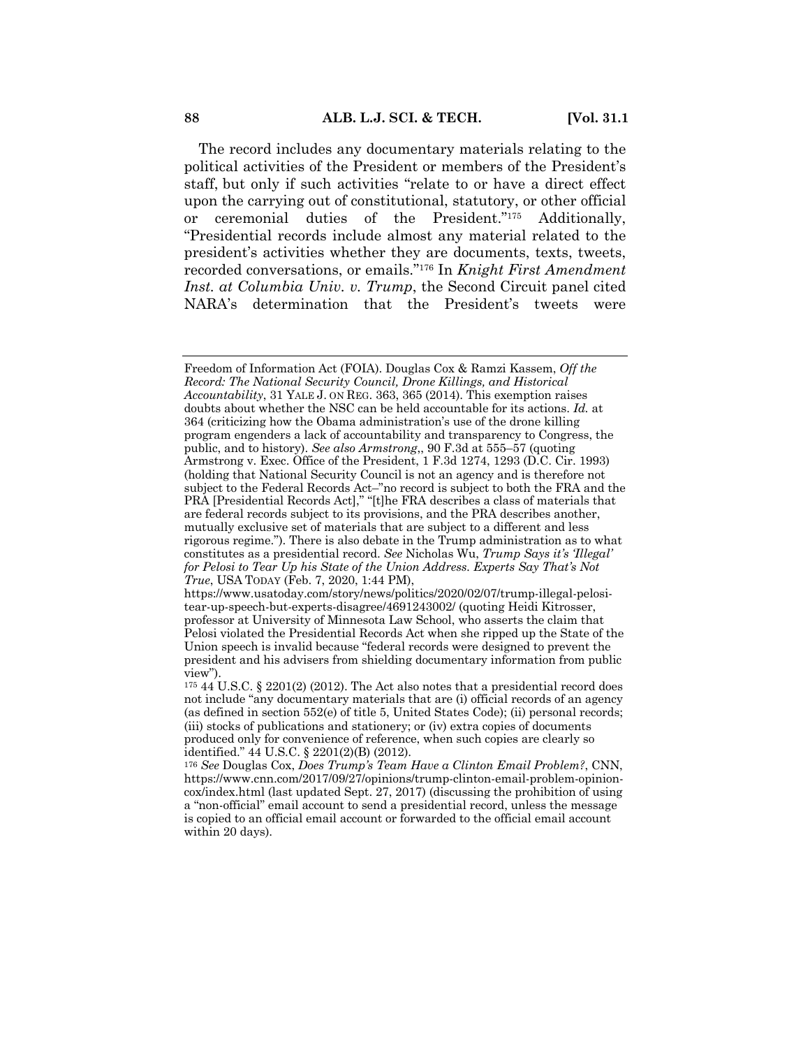The record includes any documentary materials relating to the political activities of the President or members of the President's staff, but only if such activities "relate to or have a direct effect upon the carrying out of constitutional, statutory, or other official or ceremonial duties of the President."[175] Additionally, "Presidential records include almost any material related to the president's activities whether they are documents, texts, tweets, recorded conversations, or emails."[176] In *Knight First Amendment Inst. at Columbia Univ. v. Trump*, the Second Circuit panel cited NARA's determination that the President's tweets were

---

Freedom of Information Act (FOIA). Douglas Cox & Ramzi Kassem, *Off the Record: The National Security Council, Drone Killings, and Historical Accountability*, 31 YALE J. ON REG. 363, 365 (2014). This exemption raises doubts about whether the NSC can be held accountable for its actions. *Id.* at 364 (criticizing how the Obama administration's use of the drone killing program engenders a lack of accountability and transparency to Congress, the public, and to history). *See also Armstrong*,, 90 F.3d at 555–57 (quoting Armstrong v. Exec. Office of the President, 1 F.3d 1274, 1293 (D.C. Cir. 1993) (holding that National Security Council is not an agency and is therefore not subject to the Federal Records Act–"no record is subject to both the FRA and the PRA [Presidential Records Act]," "[t]he FRA describes a class of materials that are federal records subject to its provisions, and the PRA describes another, mutually exclusive set of materials that are subject to a different and less rigorous regime."). There is also debate in the Trump administration as to what constitutes as a presidential record. *See* Nicholas Wu, *Trump Says it's 'Illegal' for Pelosi to Tear Up his State of the Union Address. Experts Say That's Not True*, USA TODAY (Feb. 7, 2020, 1:44 PM), https://www.usatoday.com/story/news/politics/2020/02/07/trump-illegal-pelosi-tear-up-speech-but-experts-disagree/4691243002/ (quoting Heidi Kitrosser, professor at University of Minnesota Law School, who asserts the claim that Pelosi violated the Presidential Records Act when she ripped up the State of the Union speech is invalid because "federal records were designed to prevent the president and his advisers from shielding documentary information from public view").

[175] 44 U.S.C. § 2201(2) (2012). The Act also notes that a presidential record does not include "any documentary materials that are (i) official records of an agency (as defined in section 552(e) of title 5, United States Code); (ii) personal records; (iii) stocks of publications and stationery; or (iv) extra copies of documents produced only for convenience of reference, when such copies are clearly so identified." 44 U.S.C. § 2201(2)(B) (2012).

[176] *See* Douglas Cox, *Does Trump's Team Have a Clinton Email Problem?*, CNN, https://www.cnn.com/2017/09/27/opinions/trump-clinton-email-problem-opinion-cox/index.html (last updated Sept. 27, 2017) (discussing the prohibition of using a "non-official" email account to send a presidential record, unless the message is copied to an official email account or forwarded to the official email account within 20 days).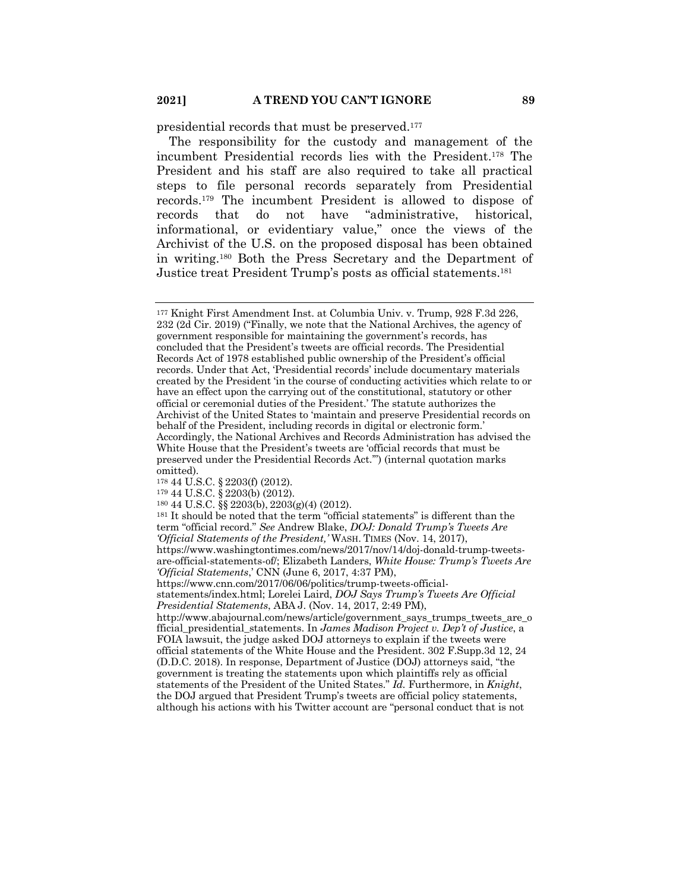presidential records that must be preserved.[177]

The responsibility for the custody and management of the incumbent Presidential records lies with the President.[178] The President and his staff are also required to take all practical steps to file personal records separately from Presidential records.[179] The incumbent President is allowed to dispose of records that do not have "administrative, historical, informational, or evidentiary value," once the views of the Archivist of the U.S. on the proposed disposal has been obtained in writing.[180] Both the Press Secretary and the Department of Justice treat President Trump's posts as official statements.[181]

---

[177] Knight First Amendment Inst. at Columbia Univ. v. Trump, 928 F.3d 226, 232 (2d Cir. 2019) ("Finally, we note that the National Archives, the agency of government responsible for maintaining the government's records, has concluded that the President's tweets are official records. The Presidential Records Act of 1978 established public ownership of the President's official records. Under that Act, 'Presidential records' include documentary materials created by the President 'in the course of conducting activities which relate to or have an effect upon the carrying out of the constitutional, statutory or other official or ceremonial duties of the President.' The statute authorizes the Archivist of the United States to 'maintain and preserve Presidential records on behalf of the President, including records in digital or electronic form.' Accordingly, the National Archives and Records Administration has advised the White House that the President's tweets are 'official records that must be preserved under the Presidential Records Act.'") (internal quotation marks omitted).

[178] 44 U.S.C. § 2203(f) (2012).

[179] 44 U.S.C. § 2203(b) (2012).

[180] 44 U.S.C. §§ 2203(b), 2203(g)(4) (2012).

[181] It should be noted that the term "official statements" is different than the term "official record." *See* Andrew Blake, *DOJ: Donald Trump's Tweets Are 'Official Statements of the President,'* WASH. TIMES (Nov. 14, 2017), https://www.washingtontimes.com/news/2017/nov/14/doj-donald-trump-tweets-are-official-statements-of/; Elizabeth Landers, *White House: Trump's Tweets Are 'Official Statements*,' CNN (June 6, 2017, 4:37 PM), https://www.cnn.com/2017/06/06/politics/trump-tweets-official-statements/index.html; Lorelei Laird, *DOJ Says Trump's Tweets Are Official Presidential Statements*, ABA J. (Nov. 14, 2017, 2:49 PM), http://www.abajournal.com/news/article/government_says_trumps_tweets_are_official_presidential_statements. In *James Madison Project v. Dep't of Justice*, a FOIA lawsuit, the judge asked DOJ attorneys to explain if the tweets were official statements of the White House and the President. 302 F.Supp.3d 12, 24 (D.D.C. 2018). In response, Department of Justice (DOJ) attorneys said, "the government is treating the statements upon which plaintiffs rely as official statements of the President of the United States." *Id.* Furthermore, in *Knight*, the DOJ argued that President Trump's tweets are official policy statements, although his actions with his Twitter account are "personal conduct that is not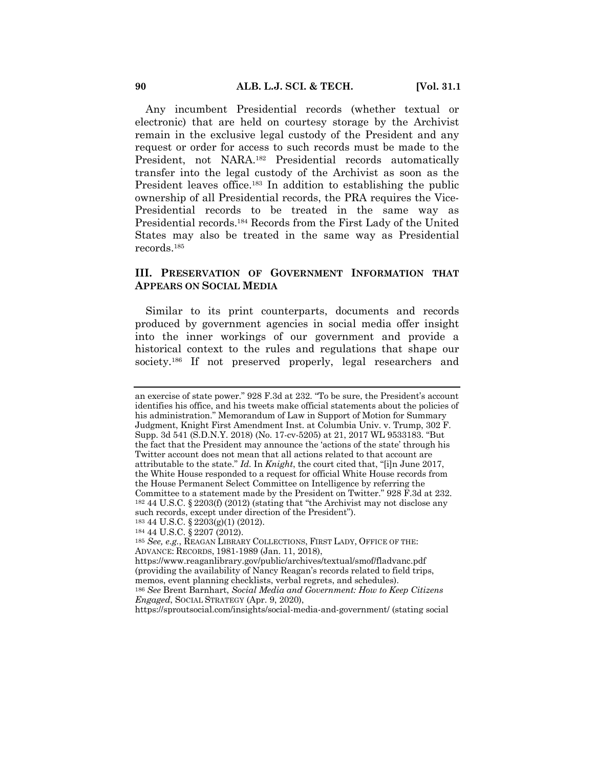Any incumbent Presidential records (whether textual or electronic) that are held on courtesy storage by the Archivist remain in the exclusive legal custody of the President and any request or order for access to such records must be made to the President, not NARA.[182] Presidential records automatically transfer into the legal custody of the Archivist as soon as the President leaves office.[183] In addition to establishing the public ownership of all Presidential records, the PRA requires the Vice-Presidential records to be treated in the same way as Presidential records.[184] Records from the First Lady of the United States may also be treated in the same way as Presidential records.[185]

## III. PRESERVATION OF GOVERNMENT INFORMATION THAT APPEARS ON SOCIAL MEDIA

Similar to its print counterparts, documents and records produced by government agencies in social media offer insight into the inner workings of our government and provide a historical context to the rules and regulations that shape our society.[186] If not preserved properly, legal researchers and

---

an exercise of state power." 928 F.3d at 232. "To be sure, the President's account identifies his office, and his tweets make official statements about the policies of his administration." Memorandum of Law in Support of Motion for Summary Judgment, Knight First Amendment Inst. at Columbia Univ. v. Trump, 302 F. Supp. 3d 541 (S.D.N.Y. 2018) (No. 17-cv-5205) at 21, 2017 WL 9533183. "But the fact that the President may announce the 'actions of the state' through his Twitter account does not mean that all actions related to that account are attributable to the state." *Id.* In *Knight*, the court cited that, "[i]n June 2017, the White House responded to a request for official White House records from the House Permanent Select Committee on Intelligence by referring the Committee to a statement made by the President on Twitter." 928 F.3d at 232.

[182] 44 U.S.C. § 2203(f) (2012) (stating that "the Archivist may not disclose any such records, except under direction of the President").

[183] 44 U.S.C. § 2203(g)(1) (2012).

[184] 44 U.S.C. § 2207 (2012).

[185] *See, e.g.*, REAGAN LIBRARY COLLECTIONS, FIRST LADY, OFFICE OF THE: ADVANCE: RECORDS, 1981-1989 (Jan. 11, 2018), https://www.reaganlibrary.gov/public/archives/textual/smof/fladvanc.pdf (providing the availability of Nancy Reagan's records related to field trips, memos, event planning checklists, verbal regrets, and schedules).

[186] *See* Brent Barnhart, *Social Media and Government: How to Keep Citizens Engaged*, SOCIAL STRATEGY (Apr. 9, 2020), https://sproutsocial.com/insights/social-media-and-government/ (stating social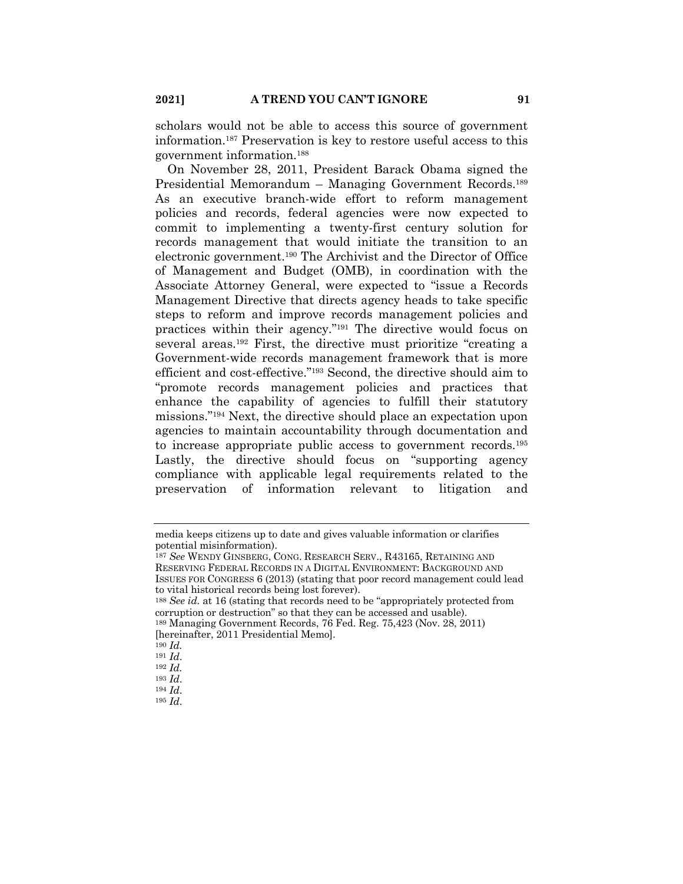scholars would not be able to access this source of government information.[187] Preservation is key to restore useful access to this government information.[188]

On November 28, 2011, President Barack Obama signed the Presidential Memorandum – Managing Government Records.[189] As an executive branch-wide effort to reform management policies and records, federal agencies were now expected to commit to implementing a twenty-first century solution for records management that would initiate the transition to an electronic government.[190] The Archivist and the Director of Office of Management and Budget (OMB), in coordination with the Associate Attorney General, were expected to "issue a Records Management Directive that directs agency heads to take specific steps to reform and improve records management policies and practices within their agency."[191] The directive would focus on several areas.[192] First, the directive must prioritize "creating a Government-wide records management framework that is more efficient and cost-effective."[193] Second, the directive should aim to "promote records management policies and practices that enhance the capability of agencies to fulfill their statutory missions."[194] Next, the directive should place an expectation upon agencies to maintain accountability through documentation and to increase appropriate public access to government records.[195] Lastly, the directive should focus on "supporting agency compliance with applicable legal requirements related to the preservation of information relevant to litigation and

---

media keeps citizens up to date and gives valuable information or clarifies potential misinformation).

[187] *See* WENDY GINSBERG, CONG. RESEARCH SERV., R43165, RETAINING AND RESERVING FEDERAL RECORDS IN A DIGITAL ENVIRONMENT: BACKGROUND AND ISSUES FOR CONGRESS 6 (2013) (stating that poor record management could lead to vital historical records being lost forever).

[188] *See id.* at 16 (stating that records need to be "appropriately protected from corruption or destruction" so that they can be accessed and usable).

[189] Managing Government Records, 76 Fed. Reg. 75,423 (Nov. 28, 2011) [hereinafter, 2011 Presidential Memo].

[190] *Id.*

[191] *Id.*

[192] *Id.*

[193] *Id.*

[194] *Id.*

[195] *Id.*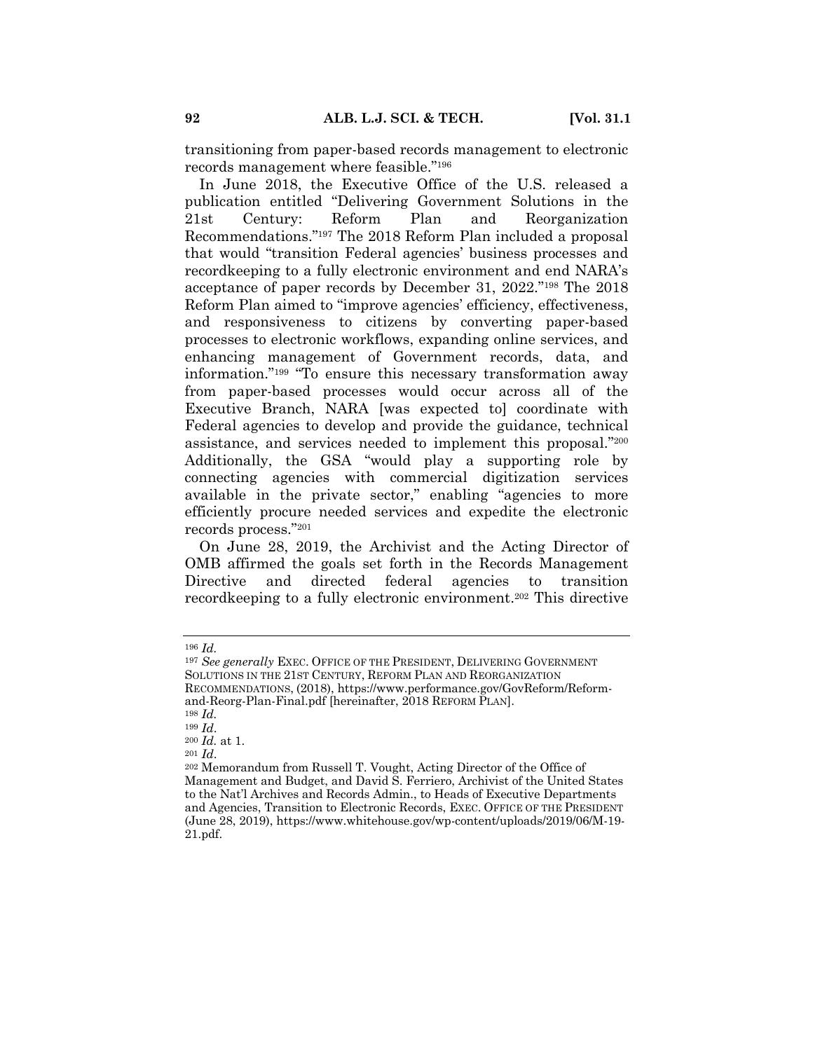transitioning from paper-based records management to electronic records management where feasible."[196]

In June 2018, the Executive Office of the U.S. released a publication entitled "Delivering Government Solutions in the 21st Century: Reform Plan and Reorganization Recommendations."[197] The 2018 Reform Plan included a proposal that would "transition Federal agencies' business processes and recordkeeping to a fully electronic environment and end NARA's acceptance of paper records by December 31, 2022."[198] The 2018 Reform Plan aimed to "improve agencies' efficiency, effectiveness, and responsiveness to citizens by converting paper-based processes to electronic workflows, expanding online services, and enhancing management of Government records, data, and information."[199] "To ensure this necessary transformation away from paper-based processes would occur across all of the Executive Branch, NARA [was expected to] coordinate with Federal agencies to develop and provide the guidance, technical assistance, and services needed to implement this proposal."[200] Additionally, the GSA "would play a supporting role by connecting agencies with commercial digitization services available in the private sector," enabling "agencies to more efficiently procure needed services and expedite the electronic records process."[201]

On June 28, 2019, the Archivist and the Acting Director of OMB affirmed the goals set forth in the Records Management Directive and directed federal agencies to transition recordkeeping to a fully electronic environment.[202] This directive

---

[196] *Id.*

[197] *See generally* EXEC. OFFICE OF THE PRESIDENT, DELIVERING GOVERNMENT SOLUTIONS IN THE 21ST CENTURY, REFORM PLAN AND REORGANIZATION RECOMMENDATIONS, (2018), https://www.performance.gov/GovReform/Reform-and-Reorg-Plan-Final.pdf [hereinafter, 2018 REFORM PLAN].

[198] *Id.*

[199] *Id.*

[200] *Id.* at 1.

[201] *Id.*

[202] Memorandum from Russell T. Vought, Acting Director of the Office of Management and Budget, and David S. Ferriero, Archivist of the United States to the Nat'l Archives and Records Admin., to Heads of Executive Departments and Agencies, Transition to Electronic Records, EXEC. OFFICE OF THE PRESIDENT (June 28, 2019), https://www.whitehouse.gov/wp-content/uploads/2019/06/M-19-21.pdf.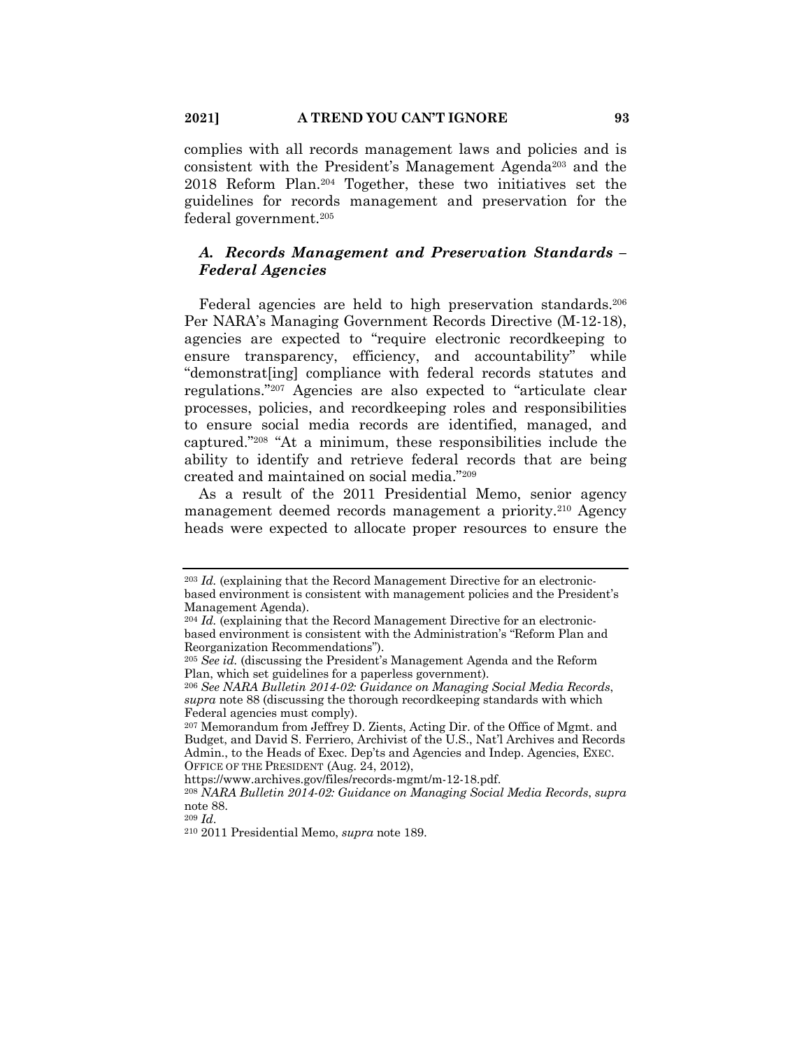complies with all records management laws and policies and is consistent with the President's Management Agenda[203] and the 2018 Reform Plan.[204] Together, these two initiatives set the guidelines for records management and preservation for the federal government.[205]

### *A. Records Management and Preservation Standards – Federal Agencies*

Federal agencies are held to high preservation standards.[206] Per NARA's Managing Government Records Directive (M-12-18), agencies are expected to "require electronic recordkeeping to ensure transparency, efficiency, and accountability" while "demonstrat[ing] compliance with federal records statutes and regulations."[207] Agencies are also expected to "articulate clear processes, policies, and recordkeeping roles and responsibilities to ensure social media records are identified, managed, and captured."[208] "At a minimum, these responsibilities include the ability to identify and retrieve federal records that are being created and maintained on social media."[209]

As a result of the 2011 Presidential Memo, senior agency management deemed records management a priority.[210] Agency heads were expected to allocate proper resources to ensure the

---

[203] *Id.* (explaining that the Record Management Directive for an electronic-based environment is consistent with management policies and the President's Management Agenda).

[204] *Id.* (explaining that the Record Management Directive for an electronic-based environment is consistent with the Administration's "Reform Plan and Reorganization Recommendations").

[205] *See id.* (discussing the President's Management Agenda and the Reform Plan, which set guidelines for a paperless government).

[206] *See NARA Bulletin 2014-02: Guidance on Managing Social Media Records*, *supra* note 88 (discussing the thorough recordkeeping standards with which Federal agencies must comply).

[207] Memorandum from Jeffrey D. Zients, Acting Dir. of the Office of Mgmt. and Budget, and David S. Ferriero, Archivist of the U.S., Nat'l Archives and Records Admin., to the Heads of Exec. Dep'ts and Agencies and Indep. Agencies, EXEC. OFFICE OF THE PRESIDENT (Aug. 24, 2012), https://www.archives.gov/files/records-mgmt/m-12-18.pdf.

[208] *NARA Bulletin 2014-02: Guidance on Managing Social Media Records*, *supra* note 88.

[209] *Id.*

[210] 2011 Presidential Memo, *supra* note 189.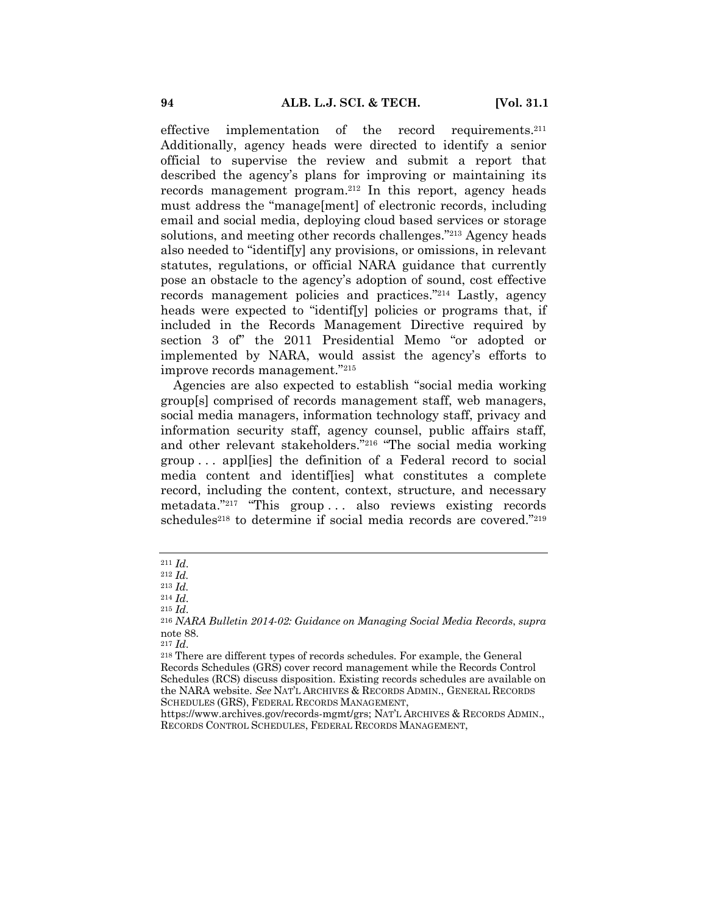effective implementation of the record requirements.[211] Additionally, agency heads were directed to identify a senior official to supervise the review and submit a report that described the agency's plans for improving or maintaining its records management program.[212] In this report, agency heads must address the "manage[ment] of electronic records, including email and social media, deploying cloud based services or storage solutions, and meeting other records challenges."[213] Agency heads also needed to "identif[y] any provisions, or omissions, in relevant statutes, regulations, or official NARA guidance that currently pose an obstacle to the agency's adoption of sound, cost effective records management policies and practices."[214] Lastly, agency heads were expected to "identif[y] policies or programs that, if included in the Records Management Directive required by section 3 of" the 2011 Presidential Memo "or adopted or implemented by NARA, would assist the agency's efforts to improve records management."[215]

Agencies are also expected to establish "social media working group[s] comprised of records management staff, web managers, social media managers, information technology staff, privacy and information security staff, agency counsel, public affairs staff, and other relevant stakeholders."[216] "The social media working group . . . appl[ies] the definition of a Federal record to social media content and identif[ies] what constitutes a complete record, including the content, context, structure, and necessary metadata."[217] "This group . . . also reviews existing records schedules[218] to determine if social media records are covered."[219]

---

[211] *Id.*

[212] *Id.*

[213] *Id.*

[214] *Id.*

[215] *Id.*

[216] *NARA Bulletin 2014-02: Guidance on Managing Social Media Records*, *supra* note 88.

[217] *Id.*

[218] There are different types of records schedules. For example, the General Records Schedules (GRS) cover record management while the Records Control Schedules (RCS) discuss disposition. Existing records schedules are available on the NARA website. *See* NAT'L ARCHIVES & RECORDS ADMIN., GENERAL RECORDS SCHEDULES (GRS), FEDERAL RECORDS MANAGEMENT, https://www.archives.gov/records-mgmt/grs; NAT'L ARCHIVES & RECORDS ADMIN., RECORDS CONTROL SCHEDULES, FEDERAL RECORDS MANAGEMENT,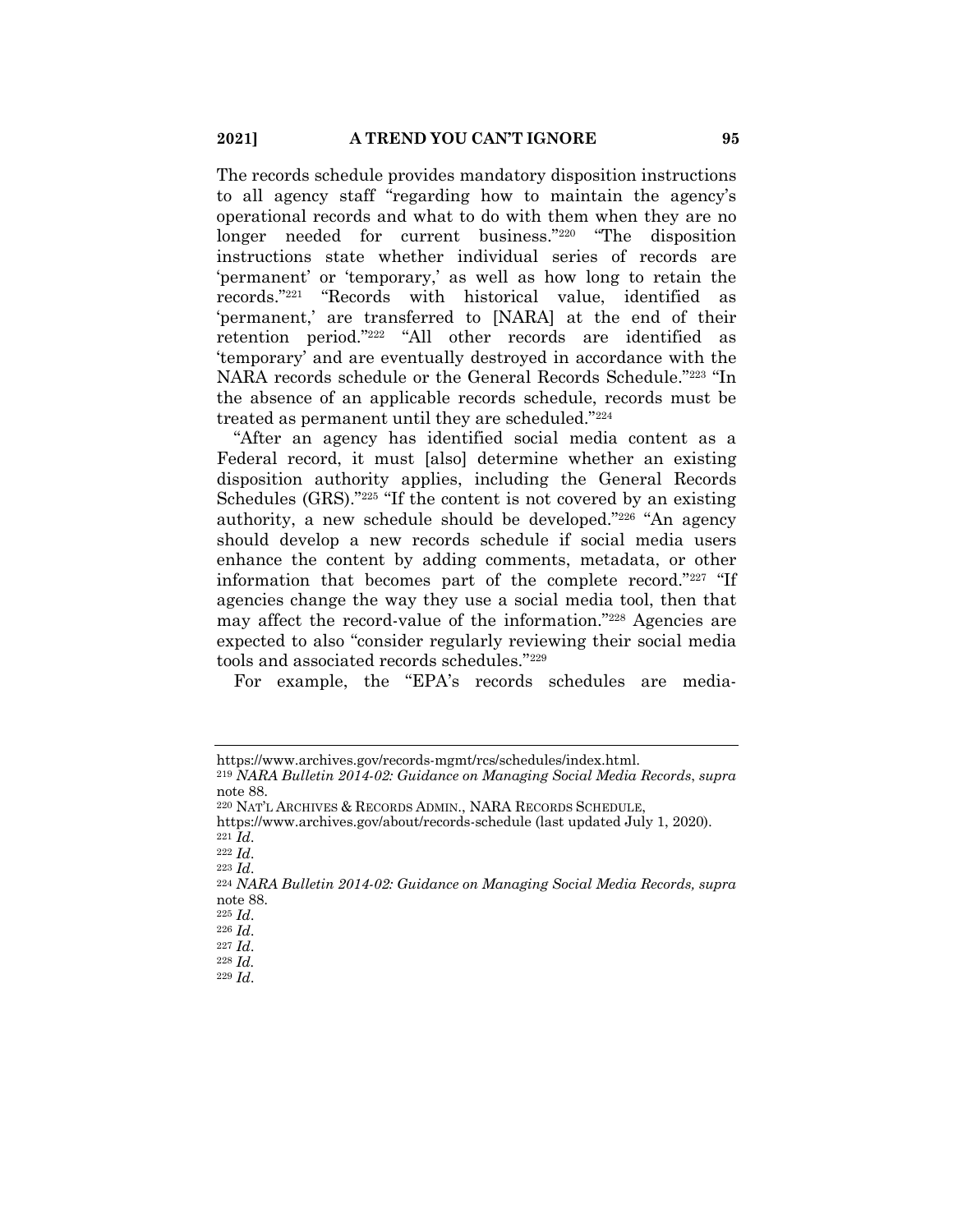The records schedule provides mandatory disposition instructions to all agency staff "regarding how to maintain the agency's operational records and what to do with them when they are no longer needed for current business."[220] "The disposition instructions state whether individual series of records are 'permanent' or 'temporary,' as well as how long to retain the records."[221] "Records with historical value, identified as 'permanent,' are transferred to [NARA] at the end of their retention period."[222] "All other records are identified as 'temporary' and are eventually destroyed in accordance with the NARA records schedule or the General Records Schedule."[223] "In the absence of an applicable records schedule, records must be treated as permanent until they are scheduled."[224]

"After an agency has identified social media content as a Federal record, it must [also] determine whether an existing disposition authority applies, including the General Records Schedules (GRS)."[225] "If the content is not covered by an existing authority, a new schedule should be developed."[226] "An agency should develop a new records schedule if social media users enhance the content by adding comments, metadata, or other information that becomes part of the complete record."[227] "If agencies change the way they use a social media tool, then that may affect the record-value of the information."[228] Agencies are expected to also "consider regularly reviewing their social media tools and associated records schedules."[229]

For example, the "EPA's records schedules are media-

---

https://www.archives.gov/records-mgmt/rcs/schedules/index.html.

[219] *NARA Bulletin 2014-02: Guidance on Managing Social Media Records*, *supra* note 88.

[220] NAT'L ARCHIVES & RECORDS ADMIN., NARA RECORDS SCHEDULE, https://www.archives.gov/about/records-schedule (last updated July 1, 2020).

[221] *Id*.

[222] *Id*.

[223] *Id*.

[224] *NARA Bulletin 2014-02: Guidance on Managing Social Media Records, supra* note 88.

[225] *Id*.

[226] *Id*.

[227] *Id*.

[228] *Id.*

[229] *Id*.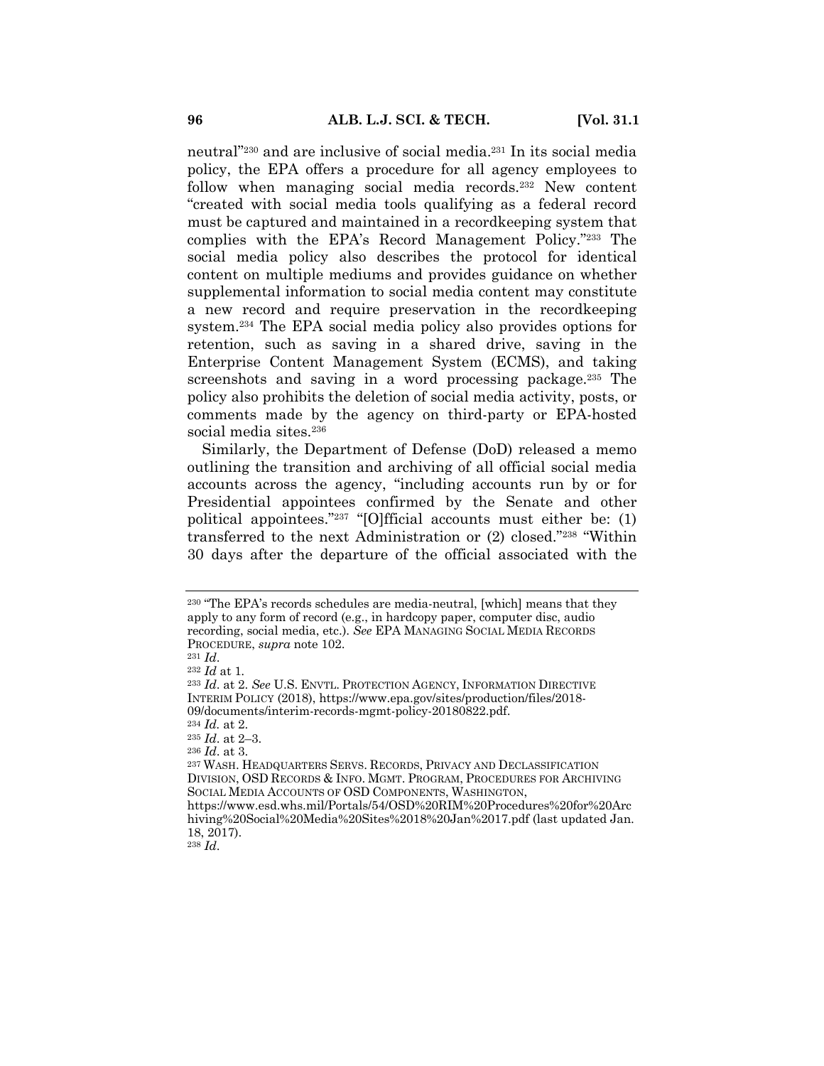neutral"[230] and are inclusive of social media.[231] In its social media policy, the EPA offers a procedure for all agency employees to follow when managing social media records.[232] New content "created with social media tools qualifying as a federal record must be captured and maintained in a recordkeeping system that complies with the EPA's Record Management Policy."[233] The social media policy also describes the protocol for identical content on multiple mediums and provides guidance on whether supplemental information to social media content may constitute a new record and require preservation in the recordkeeping system.[234] The EPA social media policy also provides options for retention, such as saving in a shared drive, saving in the Enterprise Content Management System (ECMS), and taking screenshots and saving in a word processing package.[235] The policy also prohibits the deletion of social media activity, posts, or comments made by the agency on third-party or EPA-hosted social media sites.[236]

Similarly, the Department of Defense (DoD) released a memo outlining the transition and archiving of all official social media accounts across the agency, "including accounts run by or for Presidential appointees confirmed by the Senate and other political appointees."[237] "[O]fficial accounts must either be: (1) transferred to the next Administration or (2) closed."[238] "Within 30 days after the departure of the official associated with the

---

[230] "The EPA's records schedules are media-neutral, [which] means that they apply to any form of record (e.g., in hardcopy paper, computer disc, audio recording, social media, etc.). *See* EPA MANAGING SOCIAL MEDIA RECORDS PROCEDURE, *supra* note 102.

[231] *Id.*

[232] *Id* at 1.

[233] *Id*. at 2. *See* U.S. ENVTL. PROTECTION AGENCY, INFORMATION DIRECTIVE INTERIM POLICY (2018), https://www.epa.gov/sites/production/files/2018-09/documents/interim-records-mgmt-policy-20180822.pdf.

[234] *Id.* at 2.

[235] *Id*. at 2–3.

[236] *Id*. at 3.

[237] WASH. HEADQUARTERS SERVS. RECORDS, PRIVACY AND DECLASSIFICATION DIVISION, OSD RECORDS & INFO. MGMT. PROGRAM, PROCEDURES FOR ARCHIVING SOCIAL MEDIA ACCOUNTS OF OSD COMPONENTS, WASHINGTON, https://www.esd.whs.mil/Portals/54/OSD%20RIM%20Procedures%20for%20Archiving%20Social%20Media%20Sites%2018%20Jan%2017.pdf (last updated Jan. 18, 2017).

[238] *Id*.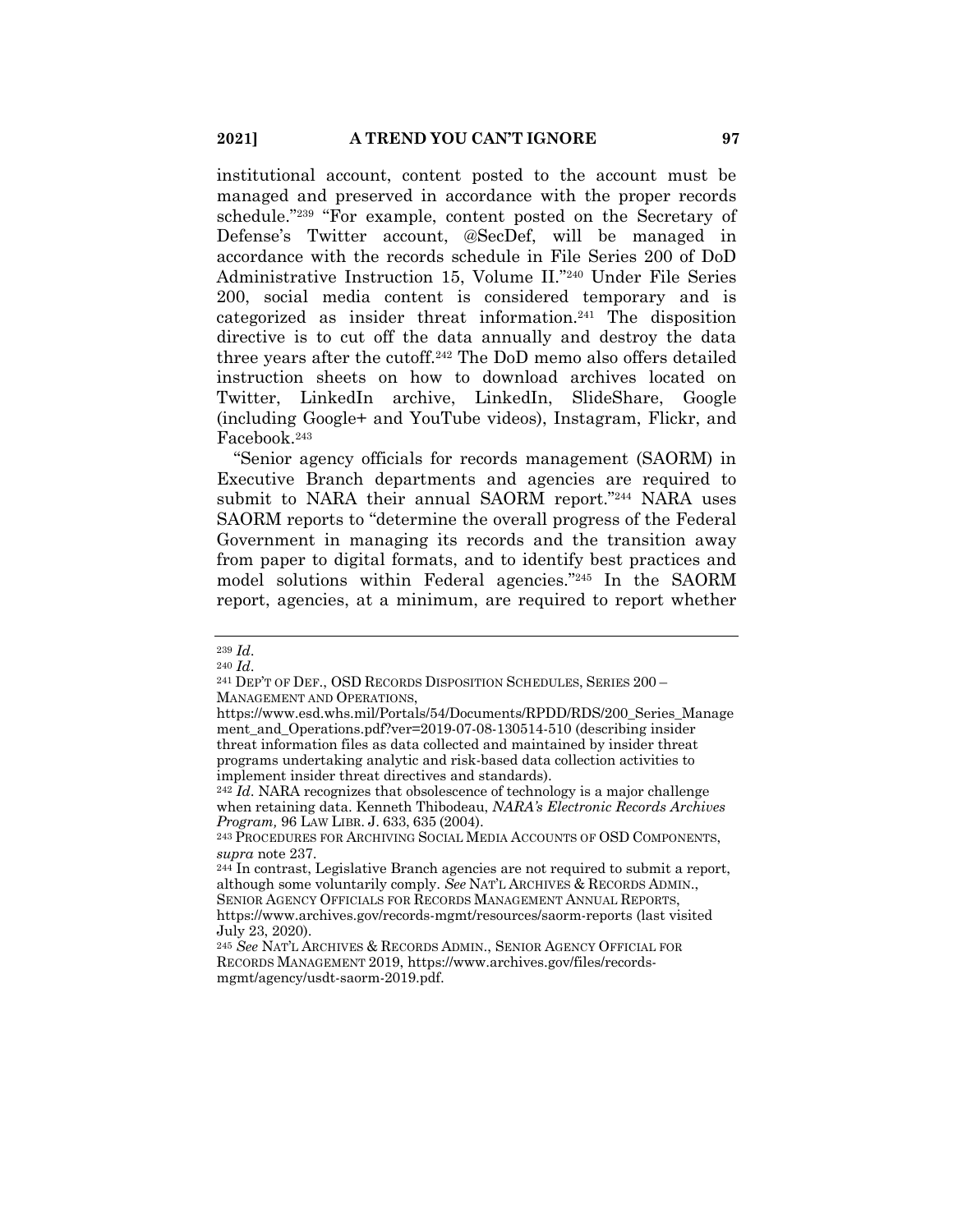institutional account, content posted to the account must be managed and preserved in accordance with the proper records schedule."[239] "For example, content posted on the Secretary of Defense's Twitter account, @SecDef, will be managed in accordance with the records schedule in File Series 200 of DoD Administrative Instruction 15, Volume II."[240] Under File Series 200, social media content is considered temporary and is categorized as insider threat information.[241] The disposition directive is to cut off the data annually and destroy the data three years after the cutoff.[242] The DoD memo also offers detailed instruction sheets on how to download archives located on Twitter, LinkedIn archive, LinkedIn, SlideShare, Google (including Google+ and YouTube videos), Instagram, Flickr, and Facebook.[243]

"Senior agency officials for records management (SAORM) in Executive Branch departments and agencies are required to submit to NARA their annual SAORM report."[244] NARA uses SAORM reports to "determine the overall progress of the Federal Government in managing its records and the transition away from paper to digital formats, and to identify best practices and model solutions within Federal agencies."[245] In the SAORM report, agencies, at a minimum, are required to report whether

---

[239] *Id.*

[240] *Id.*

[241] DEP'T OF DEF., OSD RECORDS DISPOSITION SCHEDULES, SERIES 200 – MANAGEMENT AND OPERATIONS, https://www.esd.whs.mil/Portals/54/Documents/RPDD/RDS/200_Series_Management_and_Operations.pdf?ver=2019-07-08-130514-510 (describing insider threat information files as data collected and maintained by insider threat programs undertaking analytic and risk-based data collection activities to implement insider threat directives and standards).

[242] *Id.* NARA recognizes that obsolescence of technology is a major challenge when retaining data. Kenneth Thibodeau, *NARA's Electronic Records Archives Program,* 96 LAW LIBR. J. 633, 635 (2004).

[243] PROCEDURES FOR ARCHIVING SOCIAL MEDIA ACCOUNTS OF OSD COMPONENTS, *supra* note 237.

[244] In contrast, Legislative Branch agencies are not required to submit a report, although some voluntarily comply. *See* NAT'L ARCHIVES & RECORDS ADMIN., SENIOR AGENCY OFFICIALS FOR RECORDS MANAGEMENT ANNUAL REPORTS, https://www.archives.gov/records-mgmt/resources/saorm-reports (last visited July 23, 2020).

[245] *See* NAT'L ARCHIVES & RECORDS ADMIN., SENIOR AGENCY OFFICIAL FOR RECORDS MANAGEMENT 2019, https://www.archives.gov/files/records-mgmt/agency/usdt-saorm-2019.pdf.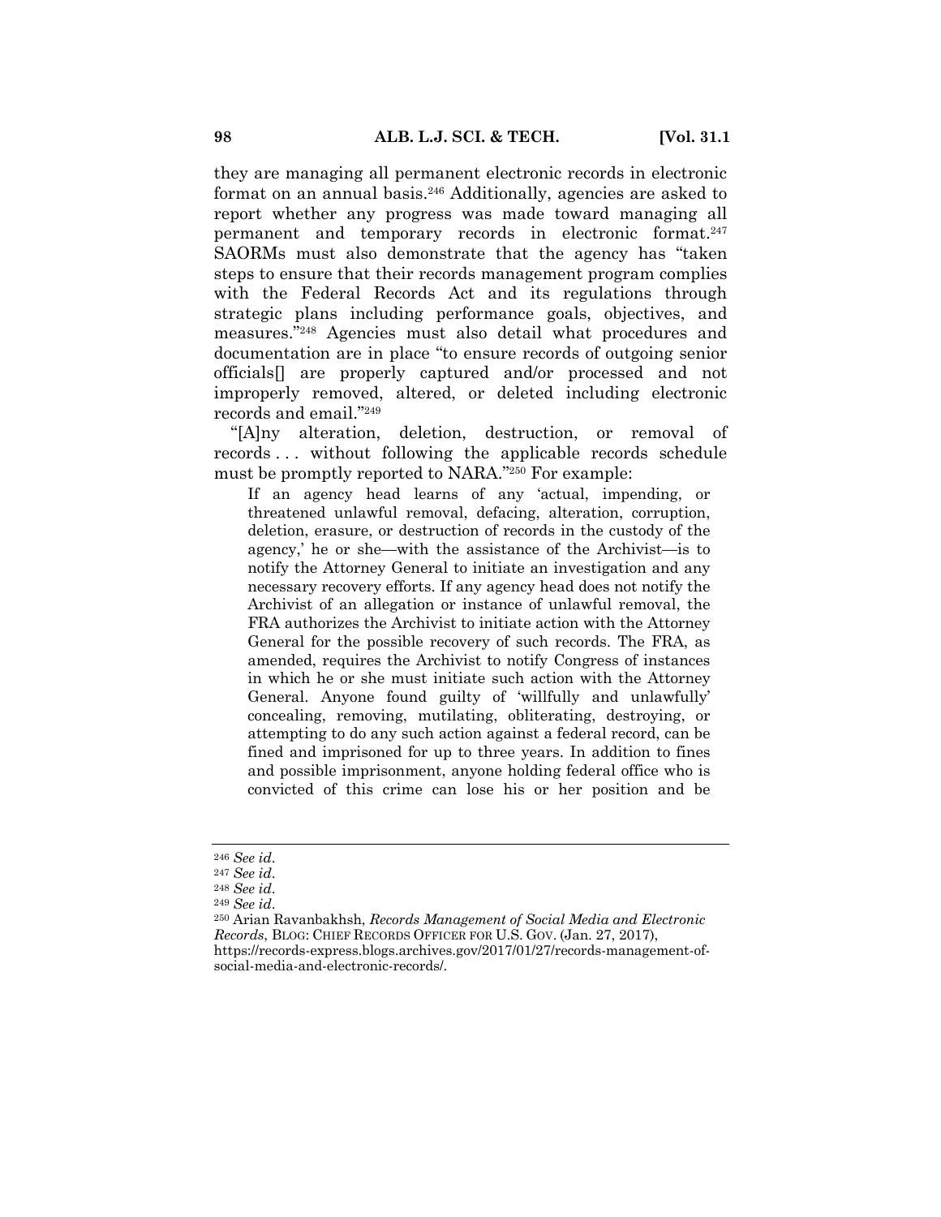they are managing all permanent electronic records in electronic format on an annual basis.[246] Additionally, agencies are asked to report whether any progress was made toward managing all permanent and temporary records in electronic format.[247] SAORMs must also demonstrate that the agency has "taken steps to ensure that their records management program complies with the Federal Records Act and its regulations through strategic plans including performance goals, objectives, and measures."[248] Agencies must also detail what procedures and documentation are in place "to ensure records of outgoing senior officials[] are properly captured and/or processed and not improperly removed, altered, or deleted including electronic records and email."[249]

"[A]ny alteration, deletion, destruction, or removal of records . . . without following the applicable records schedule must be promptly reported to NARA."[250] For example:

> If an agency head learns of any 'actual, impending, or threatened unlawful removal, defacing, alteration, corruption, deletion, erasure, or destruction of records in the custody of the agency,' he or she—with the assistance of the Archivist—is to notify the Attorney General to initiate an investigation and any necessary recovery efforts. If any agency head does not notify the Archivist of an allegation or instance of unlawful removal, the FRA authorizes the Archivist to initiate action with the Attorney General for the possible recovery of such records. The FRA, as amended, requires the Archivist to notify Congress of instances in which he or she must initiate such action with the Attorney General. Anyone found guilty of 'willfully and unlawfully' concealing, removing, mutilating, obliterating, destroying, or attempting to do any such action against a federal record, can be fined and imprisoned for up to three years. In addition to fines and possible imprisonment, anyone holding federal office who is convicted of this crime can lose his or her position and be

---

[246] *See id*.
[247] *See id*.
[248] *See id*.
[249] *See id*.
[250] Arian Ravanbakhsh, *Records Management of Social Media and Electronic Records*, BLOG: CHIEF RECORDS OFFICER FOR U.S. GOV. (Jan. 27, 2017), https://records-express.blogs.archives.gov/2017/01/27/records-management-of-social-media-and-electronic-records/.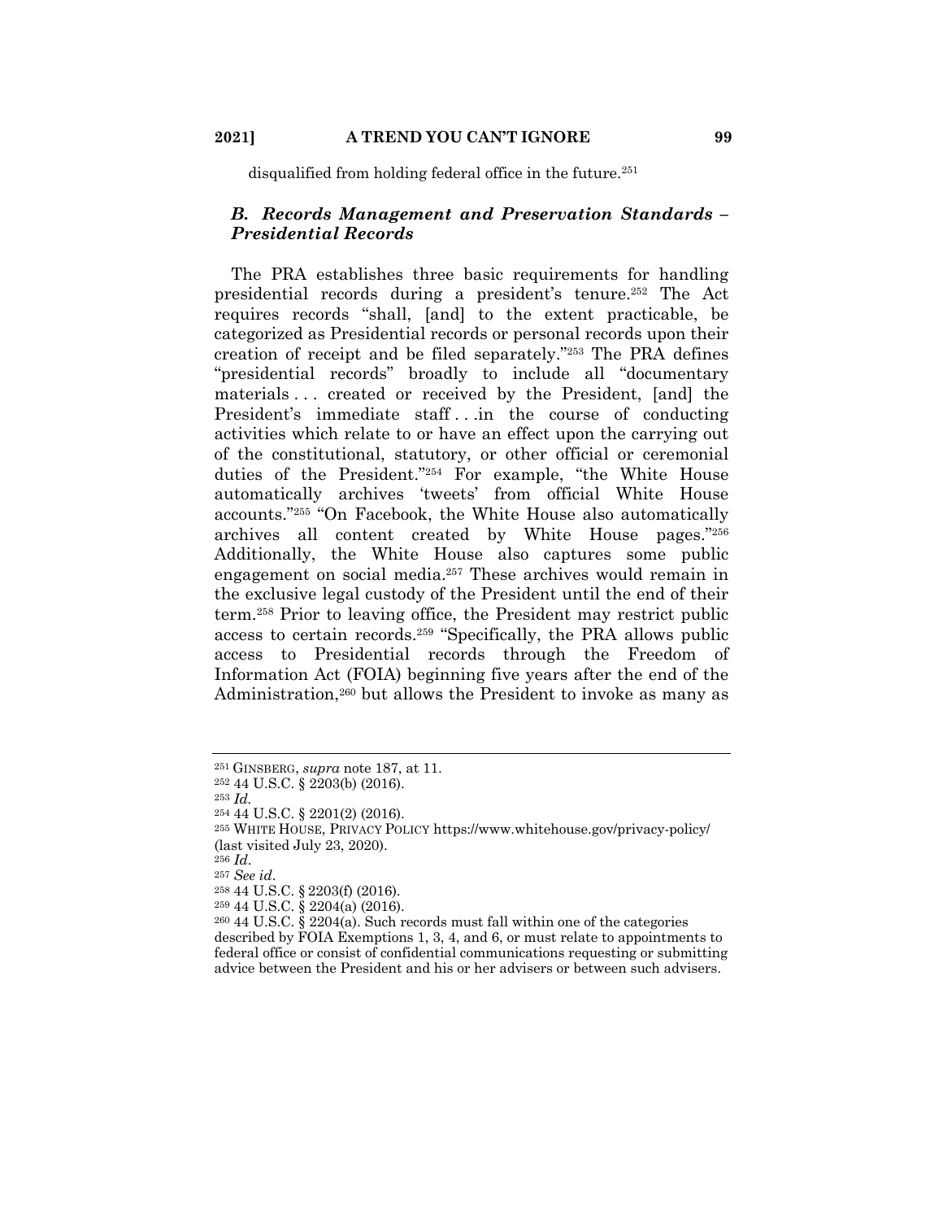disqualified from holding federal office in the future.[251]

### *B. Records Management and Preservation Standards – Presidential Records*

The PRA establishes three basic requirements for handling presidential records during a president's tenure.[252] The Act requires records "shall, [and] to the extent practicable, be categorized as Presidential records or personal records upon their creation of receipt and be filed separately."[253] The PRA defines "presidential records" broadly to include all "documentary materials . . . created or received by the President, [and] the President's immediate staff . . .in the course of conducting activities which relate to or have an effect upon the carrying out of the constitutional, statutory, or other official or ceremonial duties of the President."[254] For example, "the White House automatically archives 'tweets' from official White House accounts."[255] "On Facebook, the White House also automatically archives all content created by White House pages."[256] Additionally, the White House also captures some public engagement on social media.[257] These archives would remain in the exclusive legal custody of the President until the end of their term.[258] Prior to leaving office, the President may restrict public access to certain records.[259] "Specifically, the PRA allows public access to Presidential records through the Freedom of Information Act (FOIA) beginning five years after the end of the Administration,[260] but allows the President to invoke as many as

---

[251] GINSBERG, *supra* note 187, at 11.

[252] 44 U.S.C. § 2203(b) (2016).

[253] *Id.*

[254] 44 U.S.C. § 2201(2) (2016).

[255] WHITE HOUSE, PRIVACY POLICY https://www.whitehouse.gov/privacy-policy/ (last visited July 23, 2020).

[256] *Id*.

[257] *See id*.

[258] 44 U.S.C. § 2203(f) (2016).

[259] 44 U.S.C. § 2204(a) (2016).

[260] 44 U.S.C. § 2204(a). Such records must fall within one of the categories described by FOIA Exemptions 1, 3, 4, and 6, or must relate to appointments to federal office or consist of confidential communications requesting or submitting advice between the President and his or her advisers or between such advisers.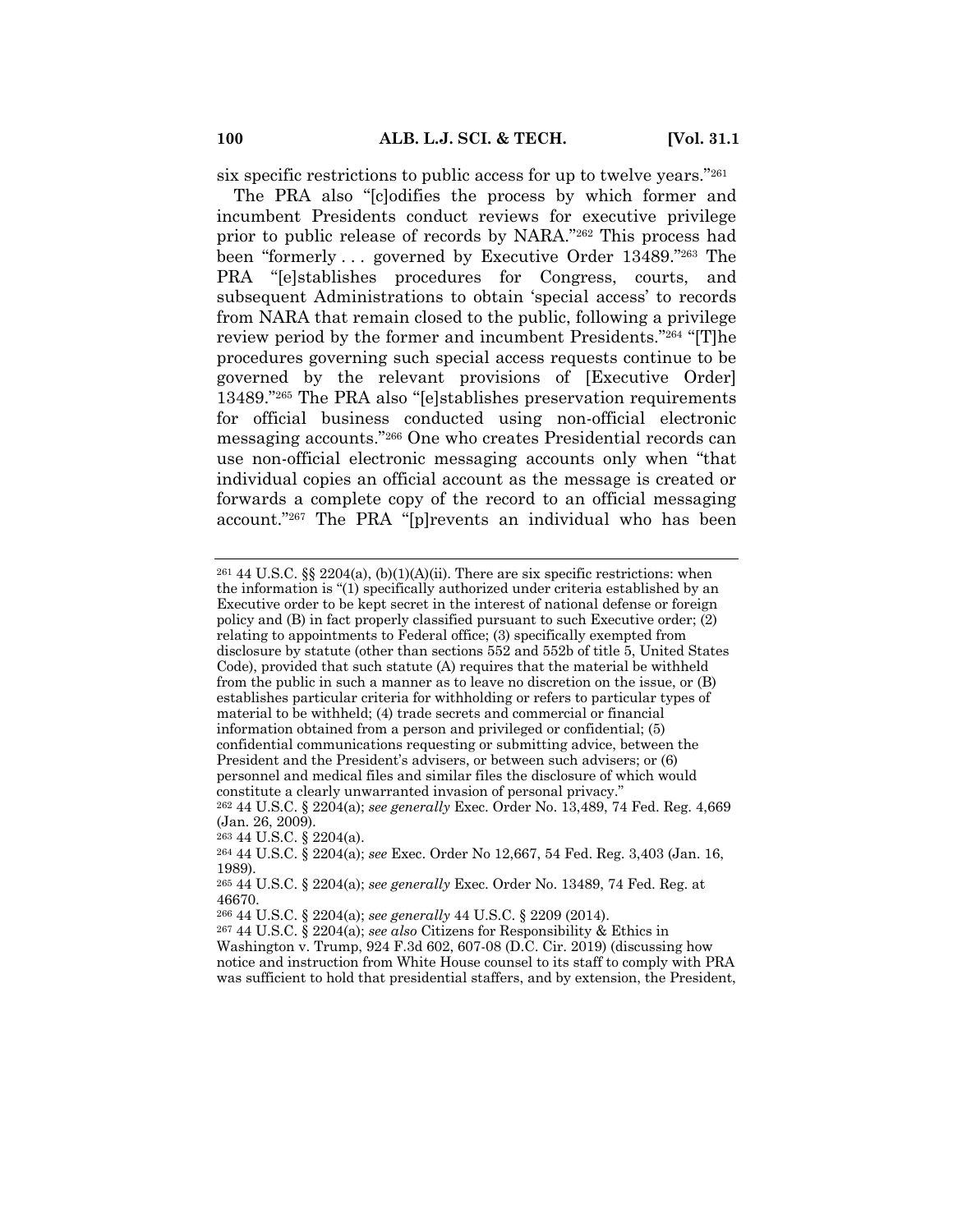six specific restrictions to public access for up to twelve years."[261]

The PRA also "[c]odifies the process by which former and incumbent Presidents conduct reviews for executive privilege prior to public release of records by NARA."[262] This process had been "formerly . . . governed by Executive Order 13489."[263] The PRA "[e]stablishes procedures for Congress, courts, and subsequent Administrations to obtain 'special access' to records from NARA that remain closed to the public, following a privilege review period by the former and incumbent Presidents."[264] "[T]he procedures governing such special access requests continue to be governed by the relevant provisions of [Executive Order] 13489."[265] The PRA also "[e]stablishes preservation requirements for official business conducted using non-official electronic messaging accounts."[266] One who creates Presidential records can use non-official electronic messaging accounts only when "that individual copies an official account as the message is created or forwards a complete copy of the record to an official messaging account."[267] The PRA "[p]revents an individual who has been

---

[261] 44 U.S.C. §§ 2204(a), (b)(1)(A)(ii). There are six specific restrictions: when the information is "(1) specifically authorized under criteria established by an Executive order to be kept secret in the interest of national defense or foreign policy and (B) in fact properly classified pursuant to such Executive order; (2) relating to appointments to Federal office; (3) specifically exempted from disclosure by statute (other than sections 552 and 552b of title 5, United States Code), provided that such statute (A) requires that the material be withheld from the public in such a manner as to leave no discretion on the issue, or (B) establishes particular criteria for withholding or refers to particular types of material to be withheld; (4) trade secrets and commercial or financial information obtained from a person and privileged or confidential; (5) confidential communications requesting or submitting advice, between the President and the President's advisers, or between such advisers; or (6) personnel and medical files and similar files the disclosure of which would constitute a clearly unwarranted invasion of personal privacy."

[262] 44 U.S.C. § 2204(a); *see generally* Exec. Order No. 13,489, 74 Fed. Reg. 4,669 (Jan. 26, 2009).

[263] 44 U.S.C. § 2204(a).

[264] 44 U.S.C. § 2204(a); *see* Exec. Order No 12,667, 54 Fed. Reg. 3,403 (Jan. 16, 1989).

[265] 44 U.S.C. § 2204(a); *see generally* Exec. Order No. 13489, 74 Fed. Reg. at 46670.

[266] 44 U.S.C. § 2204(a); *see generally* 44 U.S.C. § 2209 (2014).

[267] 44 U.S.C. § 2204(a); *see also* Citizens for Responsibility & Ethics in Washington v. Trump, 924 F.3d 602, 607-08 (D.C. Cir. 2019) (discussing how notice and instruction from White House counsel to its staff to comply with PRA was sufficient to hold that presidential staffers, and by extension, the President,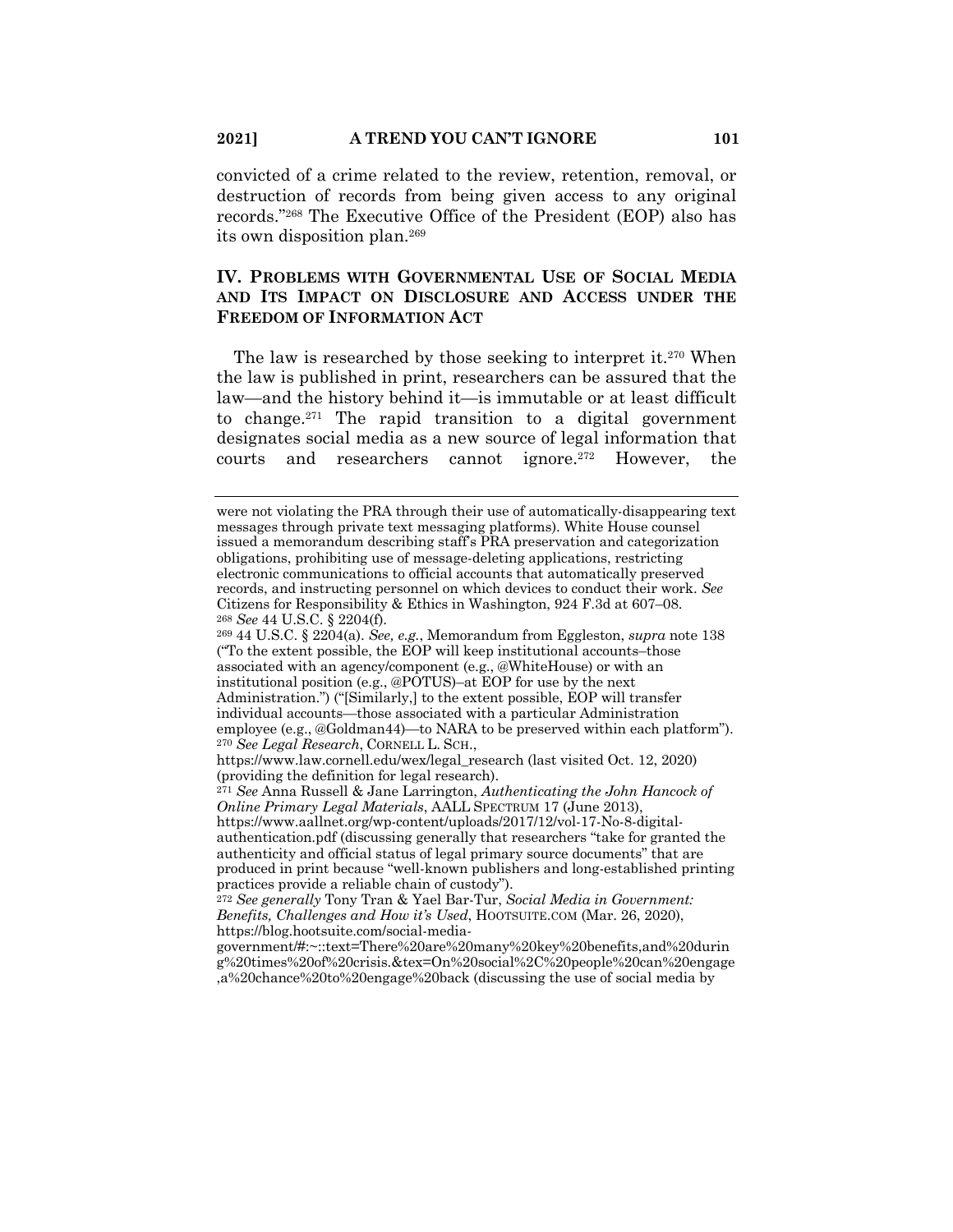convicted of a crime related to the review, retention, removal, or destruction of records from being given access to any original records."[268] The Executive Office of the President (EOP) also has its own disposition plan.[269]

## IV. PROBLEMS WITH GOVERNMENTAL USE OF SOCIAL MEDIA AND ITS IMPACT ON DISCLOSURE AND ACCESS UNDER THE FREEDOM OF INFORMATION ACT

The law is researched by those seeking to interpret it.[270] When the law is published in print, researchers can be assured that the law—and the history behind it—is immutable or at least difficult to change.[271] The rapid transition to a digital government designates social media as a new source of legal information that courts and researchers cannot ignore.[272] However, the

---

were not violating the PRA through their use of automatically-disappearing text messages through private text messaging platforms). White House counsel issued a memorandum describing staff's PRA preservation and categorization obligations, prohibiting use of message-deleting applications, restricting electronic communications to official accounts that automatically preserved records, and instructing personnel on which devices to conduct their work. *See* Citizens for Responsibility & Ethics in Washington, 924 F.3d at 607–08.

[268] *See* 44 U.S.C. § 2204(f).

[269] 44 U.S.C. § 2204(a). *See, e.g.*, Memorandum from Eggleston, *supra* note 138 ("To the extent possible, the EOP will keep institutional accounts–those associated with an agency/component (e.g., @WhiteHouse) or with an institutional position (e.g., @POTUS)–at EOP for use by the next Administration.") ("[Similarly,] to the extent possible, EOP will transfer individual accounts—those associated with a particular Administration employee (e.g., @Goldman44)—to NARA to be preserved within each platform").

[270] *See Legal Research*, CORNELL L. SCH., https://www.law.cornell.edu/wex/legal_research (last visited Oct. 12, 2020) (providing the definition for legal research).

[271] *See* Anna Russell & Jane Larrington, *Authenticating the John Hancock of Online Primary Legal Materials*, AALL SPECTRUM 17 (June 2013), https://www.aallnet.org/wp-content/uploads/2017/12/vol-17-No-8-digital-authentication.pdf (discussing generally that researchers "take for granted the authenticity and official status of legal primary source documents" that are produced in print because "well-known publishers and long-established printing practices provide a reliable chain of custody").

[272] *See generally* Tony Tran & Yael Bar-Tur, *Social Media in Government: Benefits, Challenges and How it's Used*, HOOTSUITE.COM (Mar. 26, 2020), https://blog.hootsuite.com/social-media-government/#:~:text=There%20are%20many%20key%20benefits,and%20during%20times%20of%20crisis.&tex=On%20social%2C%20people%20can%20engage,a%20chance%20to%20engage%20back (discussing the use of social media by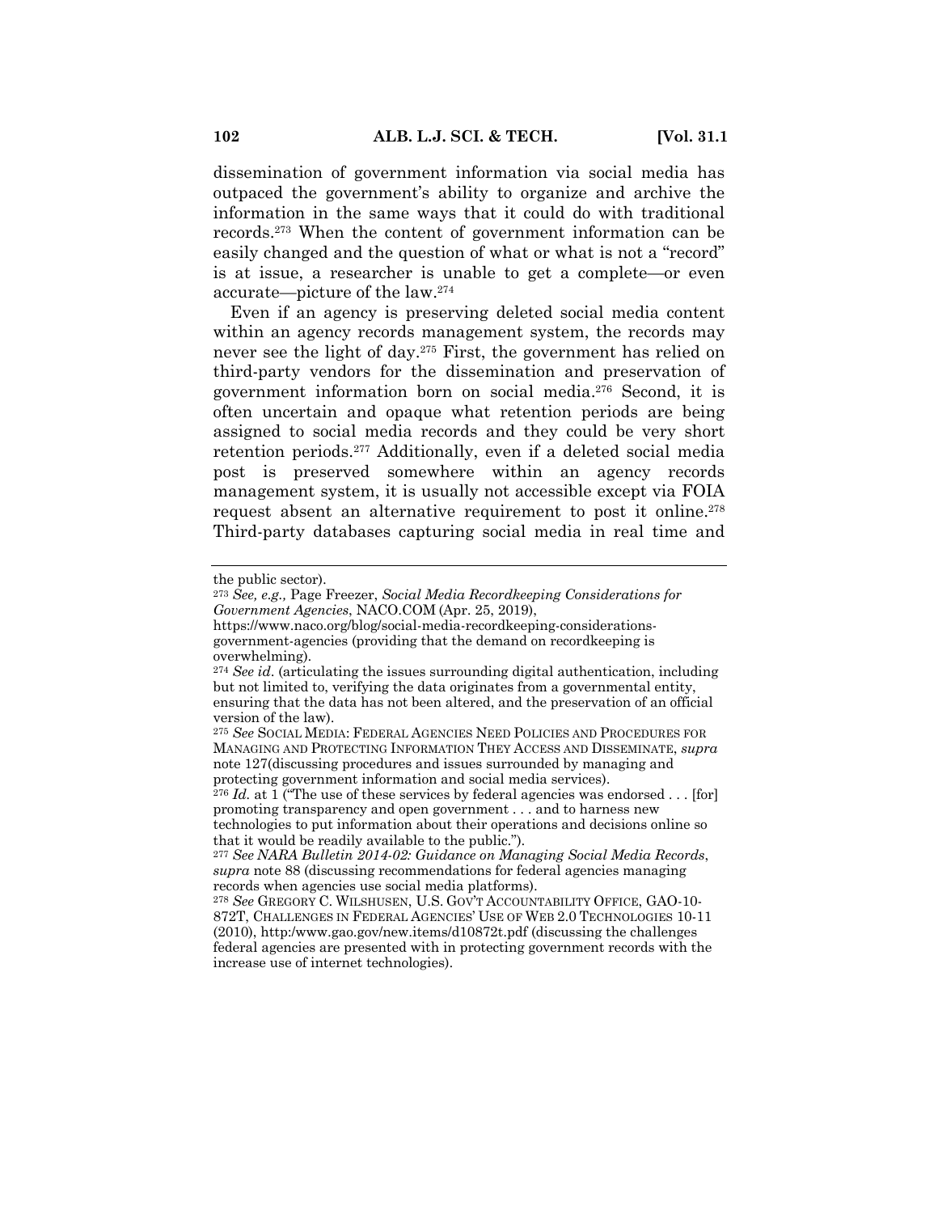dissemination of government information via social media has outpaced the government's ability to organize and archive the information in the same ways that it could do with traditional records.[273] When the content of government information can be easily changed and the question of what or what is not a "record" is at issue, a researcher is unable to get a complete—or even accurate—picture of the law.[274]

Even if an agency is preserving deleted social media content within an agency records management system, the records may never see the light of day.[275] First, the government has relied on third-party vendors for the dissemination and preservation of government information born on social media.[276] Second, it is often uncertain and opaque what retention periods are being assigned to social media records and they could be very short retention periods.[277] Additionally, even if a deleted social media post is preserved somewhere within an agency records management system, it is usually not accessible except via FOIA request absent an alternative requirement to post it online.[278] Third-party databases capturing social media in real time and

---

the public sector).

[273] *See, e.g.,* Page Freezer, *Social Media Recordkeeping Considerations for Government Agencies*, NACO.COM (Apr. 25, 2019), https://www.naco.org/blog/social-media-recordkeeping-considerations-government-agencies (providing that the demand on recordkeeping is overwhelming).

[274] *See id.* (articulating the issues surrounding digital authentication, including but not limited to, verifying the data originates from a governmental entity, ensuring that the data has not been altered, and the preservation of an official version of the law).

[275] *See* SOCIAL MEDIA: FEDERAL AGENCIES NEED POLICIES AND PROCEDURES FOR MANAGING AND PROTECTING INFORMATION THEY ACCESS AND DISSEMINATE, *supra* note 127(discussing procedures and issues surrounded by managing and protecting government information and social media services).

[276] *Id.* at 1 ("The use of these services by federal agencies was endorsed . . . [for] promoting transparency and open government . . . and to harness new technologies to put information about their operations and decisions online so that it would be readily available to the public.").

[277] *See NARA Bulletin 2014-02: Guidance on Managing Social Media Records*, *supra* note 88 (discussing recommendations for federal agencies managing records when agencies use social media platforms).

[278] *See* GREGORY C. WILSHUSEN, U.S. GOV'T ACCOUNTABILITY OFFICE, GAO-10-872T, CHALLENGES IN FEDERAL AGENCIES' USE OF WEB 2.0 TECHNOLOGIES 10-11 (2010), http:/www.gao.gov/new.items/d10872t.pdf (discussing the challenges federal agencies are presented with in protecting government records with the increase use of internet technologies).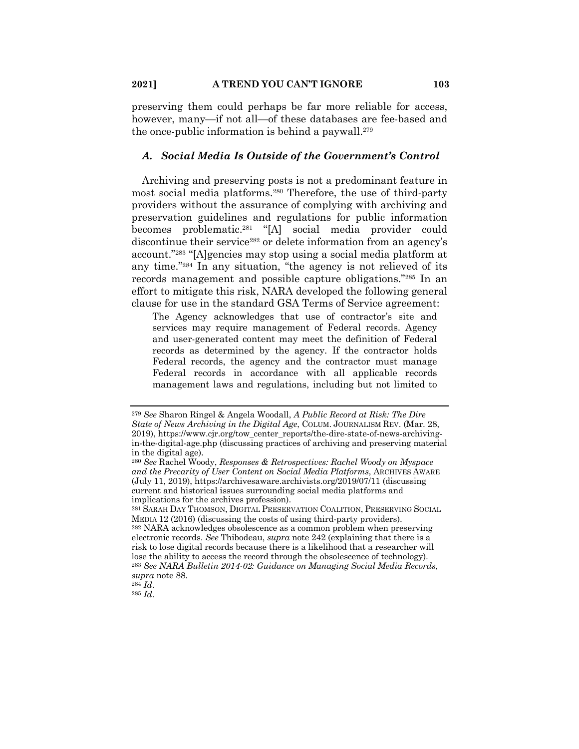preserving them could perhaps be far more reliable for access, however, many—if not all—of these databases are fee-based and the once-public information is behind a paywall.[279]

### *A. Social Media Is Outside of the Government's Control*

Archiving and preserving posts is not a predominant feature in most social media platforms.[280] Therefore, the use of third-party providers without the assurance of complying with archiving and preservation guidelines and regulations for public information becomes problematic.[281] "[A] social media provider could discontinue their service[282] or delete information from an agency's account."[283] "[A]gencies may stop using a social media platform at any time."[284] In any situation, "the agency is not relieved of its records management and possible capture obligations."[285] In an effort to mitigate this risk, NARA developed the following general clause for use in the standard GSA Terms of Service agreement:

> The Agency acknowledges that use of contractor's site and services may require management of Federal records. Agency and user-generated content may meet the definition of Federal records as determined by the agency. If the contractor holds Federal records, the agency and the contractor must manage Federal records in accordance with all applicable records management laws and regulations, including but not limited to

---

[279] *See* Sharon Ringel & Angela Woodall, *A Public Record at Risk: The Dire State of News Archiving in the Digital Age*, COLUM. JOURNALISM REV. (Mar. 28, 2019), https://www.cjr.org/tow_center_reports/the-dire-state-of-news-archiving-in-the-digital-age.php (discussing practices of archiving and preserving material in the digital age).

[280] *See* Rachel Woody, *Responses & Retrospectives: Rachel Woody on Myspace and the Precarity of User Content on Social Media Platforms*, ARCHIVES AWARE (July 11, 2019), https://archivesaware.archivists.org/2019/07/11 (discussing current and historical issues surrounding social media platforms and implications for the archives profession).

[281] SARAH DAY THOMSON, DIGITAL PRESERVATION COALITION, PRESERVING SOCIAL MEDIA 12 (2016) (discussing the costs of using third-party providers).

[282] NARA acknowledges obsolescence as a common problem when preserving electronic records. *See* Thibodeau, *supra* note 242 (explaining that there is a risk to lose digital records because there is a likelihood that a researcher will lose the ability to access the record through the obsolescence of technology).

[283] *See NARA Bulletin 2014-02: Guidance on Managing Social Media Records*, *supra* note 88.

[284] *Id.*

[285] *Id.*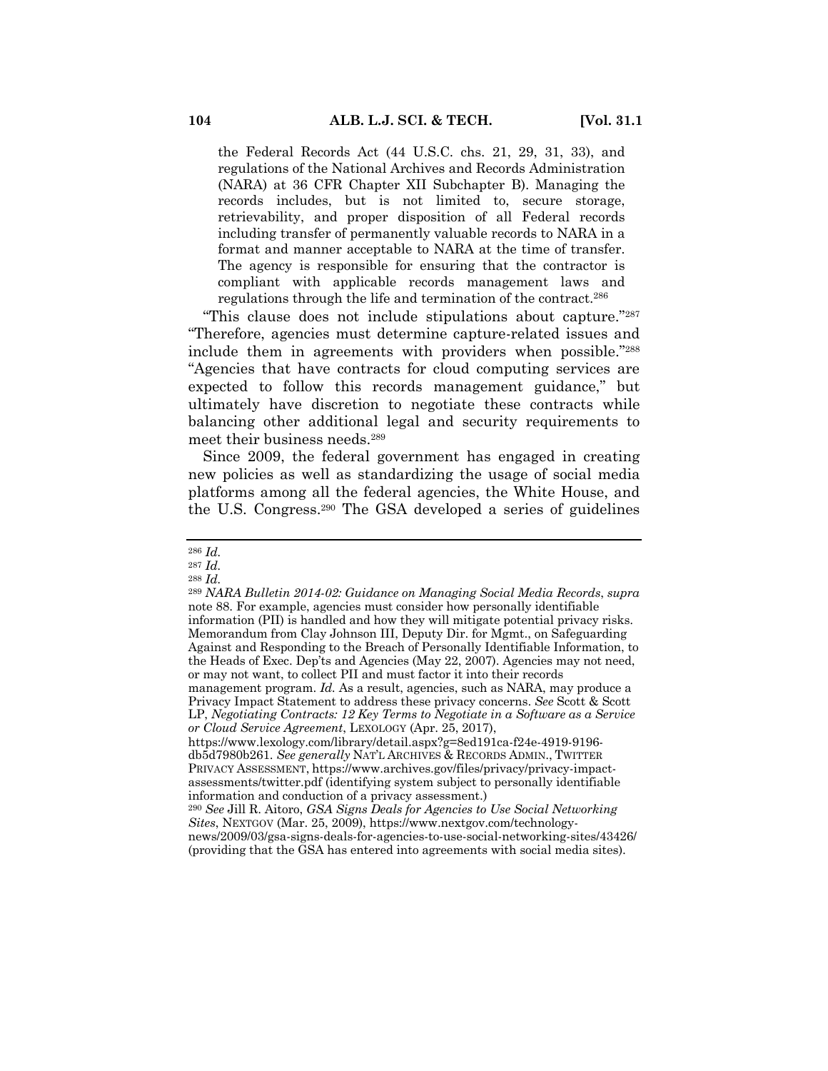> the Federal Records Act (44 U.S.C. chs. 21, 29, 31, 33), and regulations of the National Archives and Records Administration (NARA) at 36 CFR Chapter XII Subchapter B). Managing the records includes, but is not limited to, secure storage, retrievability, and proper disposition of all Federal records including transfer of permanently valuable records to NARA in a format and manner acceptable to NARA at the time of transfer. The agency is responsible for ensuring that the contractor is compliant with applicable records management laws and regulations through the life and termination of the contract.[286]

"This clause does not include stipulations about capture."[287] "Therefore, agencies must determine capture-related issues and include them in agreements with providers when possible."[288] "Agencies that have contracts for cloud computing services are expected to follow this records management guidance," but ultimately have discretion to negotiate these contracts while balancing other additional legal and security requirements to meet their business needs.[289]

Since 2009, the federal government has engaged in creating new policies as well as standardizing the usage of social media platforms among all the federal agencies, the White House, and the U.S. Congress.[290] The GSA developed a series of guidelines

---

[286] *Id.*

[287] *Id.*

[288] *Id.*

[289] *NARA Bulletin 2014-02: Guidance on Managing Social Media Records*, *supra* note 88. For example, agencies must consider how personally identifiable information (PII) is handled and how they will mitigate potential privacy risks. Memorandum from Clay Johnson III, Deputy Dir. for Mgmt., on Safeguarding Against and Responding to the Breach of Personally Identifiable Information, to the Heads of Exec. Dep'ts and Agencies (May 22, 2007). Agencies may not need, or may not want, to collect PII and must factor it into their records management program. *Id.* As a result, agencies, such as NARA, may produce a Privacy Impact Statement to address these privacy concerns. *See* Scott & Scott LP, *Negotiating Contracts: 12 Key Terms to Negotiate in a Software as a Service or Cloud Service Agreement*, LEXOLOGY (Apr. 25, 2017), https://www.lexology.com/library/detail.aspx?g=8ed191ca-f24e-4919-9196-db5d7980b261. *See generally* NAT'L ARCHIVES & RECORDS ADMIN., TWITTER PRIVACY ASSESSMENT, https://www.archives.gov/files/privacy/privacy-impact-assessments/twitter.pdf (identifying system subject to personally identifiable information and conduction of a privacy assessment.)

[290] *See* Jill R. Aitoro, *GSA Signs Deals for Agencies to Use Social Networking Sites*, NEXTGOV (Mar. 25, 2009), https://www.nextgov.com/technology-news/2009/03/gsa-signs-deals-for-agencies-to-use-social-networking-sites/43426/ (providing that the GSA has entered into agreements with social media sites).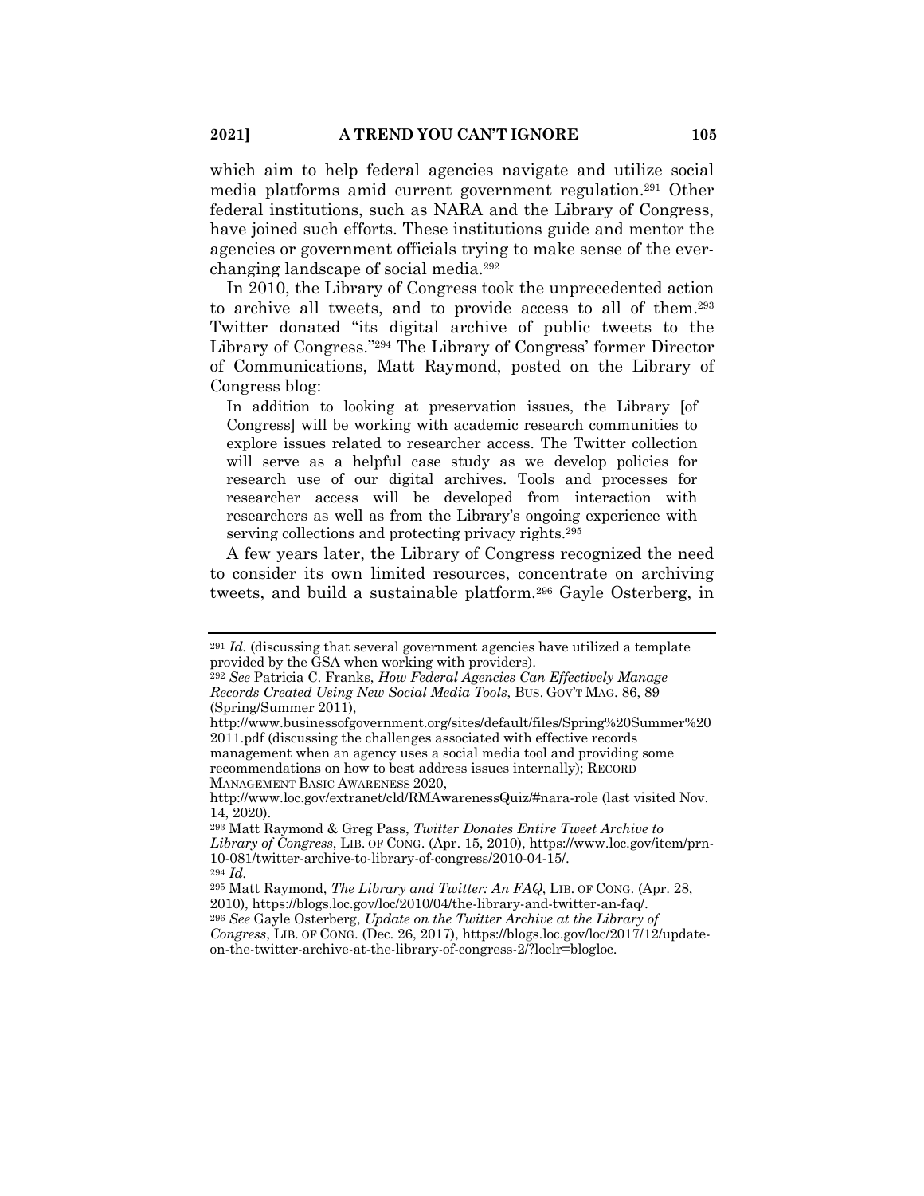which aim to help federal agencies navigate and utilize social media platforms amid current government regulation.[291] Other federal institutions, such as NARA and the Library of Congress, have joined such efforts. These institutions guide and mentor the agencies or government officials trying to make sense of the ever-changing landscape of social media.[292]

In 2010, the Library of Congress took the unprecedented action to archive all tweets, and to provide access to all of them.[293] Twitter donated "its digital archive of public tweets to the Library of Congress."[294] The Library of Congress' former Director of Communications, Matt Raymond, posted on the Library of Congress blog:

> In addition to looking at preservation issues, the Library [of Congress] will be working with academic research communities to explore issues related to researcher access. The Twitter collection will serve as a helpful case study as we develop policies for research use of our digital archives. Tools and processes for researcher access will be developed from interaction with researchers as well as from the Library's ongoing experience with serving collections and protecting privacy rights.[295]

A few years later, the Library of Congress recognized the need to consider its own limited resources, concentrate on archiving tweets, and build a sustainable platform.[296] Gayle Osterberg, in

---

[291] *Id.* (discussing that several government agencies have utilized a template provided by the GSA when working with providers).

[292] *See* Patricia C. Franks, *How Federal Agencies Can Effectively Manage Records Created Using New Social Media Tools*, BUS. GOV'T MAG. 86, 89 (Spring/Summer 2011), http://www.businessofgovernment.org/sites/default/files/Spring%20Summer%202011.pdf (discussing the challenges associated with effective records management when an agency uses a social media tool and providing some recommendations on how to best address issues internally); RECORD MANAGEMENT BASIC AWARENESS 2020, http://www.loc.gov/extranet/cld/RMAwarenessQuiz/#nara-role (last visited Nov. 14, 2020).

[293] Matt Raymond & Greg Pass, *Twitter Donates Entire Tweet Archive to Library of Congress*, LIB. OF CONG. (Apr. 15, 2010), https://www.loc.gov/item/prn-10-081/twitter-archive-to-library-of-congress/2010-04-15/.

[294] *Id.*

[295] Matt Raymond, *The Library and Twitter: An FAQ*, LIB. OF CONG. (Apr. 28, 2010), https://blogs.loc.gov/loc/2010/04/the-library-and-twitter-an-faq/.

[296] *See* Gayle Osterberg, *Update on the Twitter Archive at the Library of Congress*, LIB. OF CONG. (Dec. 26, 2017), https://blogs.loc.gov/loc/2017/12/update-on-the-twitter-archive-at-the-library-of-congress-2/?loclr=blogloc.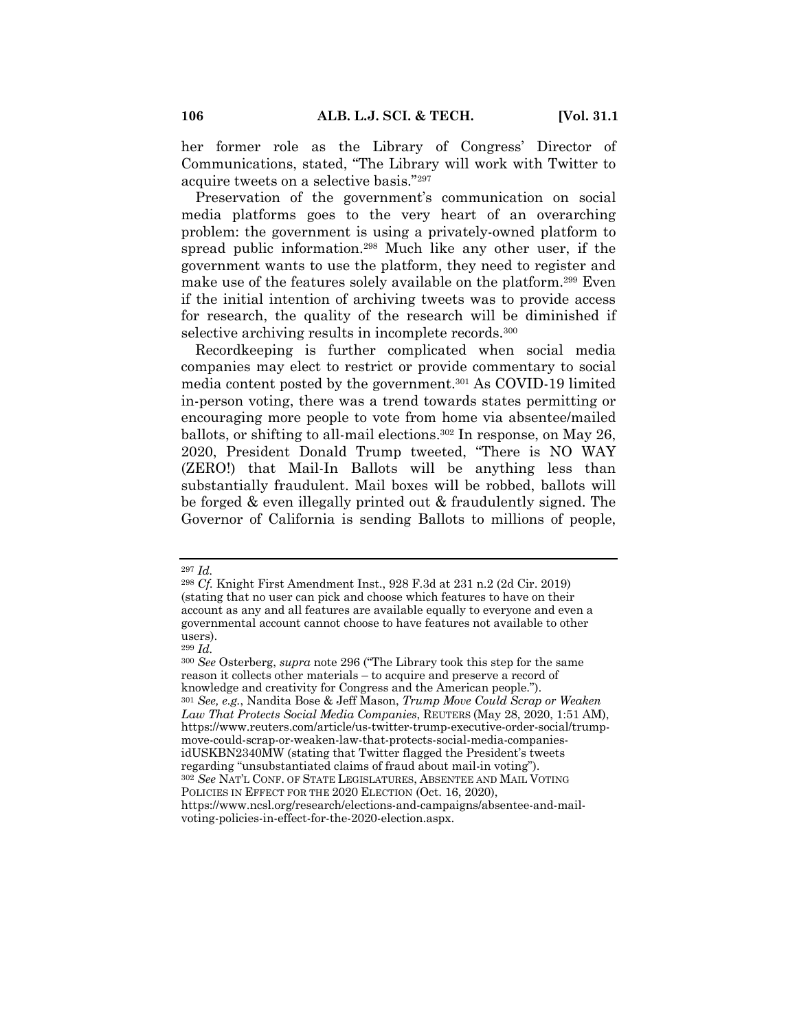her former role as the Library of Congress' Director of Communications, stated, "The Library will work with Twitter to acquire tweets on a selective basis."[297]

Preservation of the government's communication on social media platforms goes to the very heart of an overarching problem: the government is using a privately-owned platform to spread public information.[298] Much like any other user, if the government wants to use the platform, they need to register and make use of the features solely available on the platform.[299] Even if the initial intention of archiving tweets was to provide access for research, the quality of the research will be diminished if selective archiving results in incomplete records.[300]

Recordkeeping is further complicated when social media companies may elect to restrict or provide commentary to social media content posted by the government.[301] As COVID-19 limited in-person voting, there was a trend towards states permitting or encouraging more people to vote from home via absentee/mailed ballots, or shifting to all-mail elections.[302] In response, on May 26, 2020, President Donald Trump tweeted, "There is NO WAY (ZERO!) that Mail-In Ballots will be anything less than substantially fraudulent. Mail boxes will be robbed, ballots will be forged & even illegally printed out & fraudulently signed. The Governor of California is sending Ballots to millions of people,

---

[297] *Id.*

[298] *Cf.* Knight First Amendment Inst., 928 F.3d at 231 n.2 (2d Cir. 2019) (stating that no user can pick and choose which features to have on their account as any and all features are available equally to everyone and even a governmental account cannot choose to have features not available to other users).

[299] *Id.*

[300] *See* Osterberg, *supra* note 296 ("The Library took this step for the same reason it collects other materials – to acquire and preserve a record of knowledge and creativity for Congress and the American people.").

[301] *See, e.g.*, Nandita Bose & Jeff Mason, *Trump Move Could Scrap or Weaken Law That Protects Social Media Companies*, REUTERS (May 28, 2020, 1:51 AM), https://www.reuters.com/article/us-twitter-trump-executive-order-social/trump-move-could-scrap-or-weaken-law-that-protects-social-media-companies-idUSKBN2340MW (stating that Twitter flagged the President's tweets regarding "unsubstantiated claims of fraud about mail-in voting").

[302] *See* NAT'L CONF. OF STATE LEGISLATURES, ABSENTEE AND MAIL VOTING POLICIES IN EFFECT FOR THE 2020 ELECTION (Oct. 16, 2020), https://www.ncsl.org/research/elections-and-campaigns/absentee-and-mail-voting-policies-in-effect-for-the-2020-election.aspx.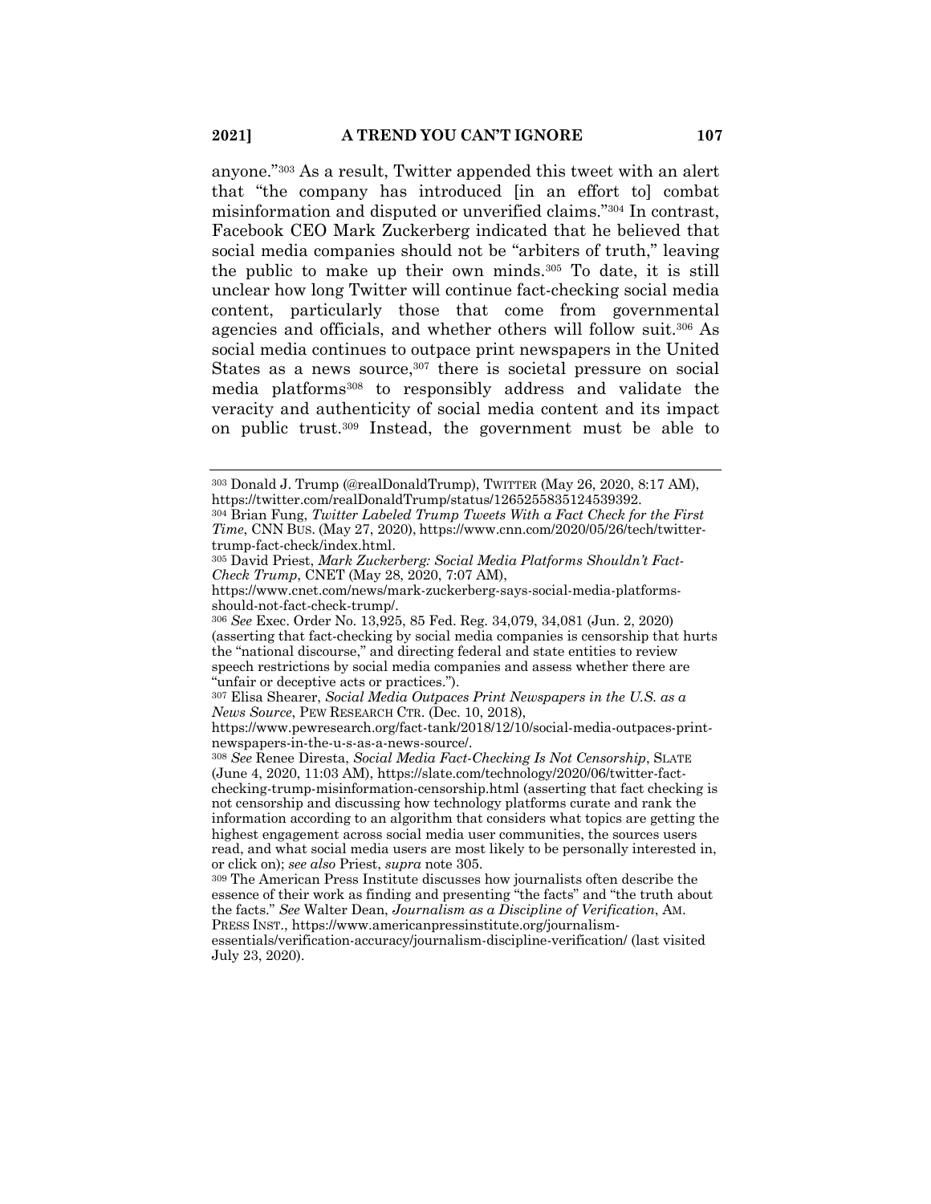anyone."[303] As a result, Twitter appended this tweet with an alert that "the company has introduced [in an effort to] combat misinformation and disputed or unverified claims."[304] In contrast, Facebook CEO Mark Zuckerberg indicated that he believed that social media companies should not be "arbiters of truth," leaving the public to make up their own minds.[305] To date, it is still unclear how long Twitter will continue fact-checking social media content, particularly those that come from governmental agencies and officials, and whether others will follow suit.[306] As social media continues to outpace print newspapers in the United States as a news source,[307] there is societal pressure on social media platforms[308] to responsibly address and validate the veracity and authenticity of social media content and its impact on public trust.[309] Instead, the government must be able to

---

[303] Donald J. Trump (@realDonaldTrump), TWITTER (May 26, 2020, 8:17 AM), https://twitter.com/realDonaldTrump/status/1265255835124539392.

[304] Brian Fung, *Twitter Labeled Trump Tweets With a Fact Check for the First Time*, CNN BUS. (May 27, 2020), https://www.cnn.com/2020/05/26/tech/twitter-trump-fact-check/index.html.

[305] David Priest, *Mark Zuckerberg: Social Media Platforms Shouldn't Fact-Check Trump*, CNET (May 28, 2020, 7:07 AM), https://www.cnet.com/news/mark-zuckerberg-says-social-media-platforms-should-not-fact-check-trump/.

[306] *See* Exec. Order No. 13,925, 85 Fed. Reg. 34,079, 34,081 (Jun. 2, 2020) (asserting that fact-checking by social media companies is censorship that hurts the "national discourse," and directing federal and state entities to review speech restrictions by social media companies and assess whether there are "unfair or deceptive acts or practices.").

[307] Elisa Shearer, *Social Media Outpaces Print Newspapers in the U.S. as a News Source*, PEW RESEARCH CTR. (Dec. 10, 2018), https://www.pewresearch.org/fact-tank/2018/12/10/social-media-outpaces-print-newspapers-in-the-u-s-as-a-news-source/.

[308] *See* Renee Diresta, *Social Media Fact-Checking Is Not Censorship*, SLATE (June 4, 2020, 11:03 AM), https://slate.com/technology/2020/06/twitter-fact-checking-trump-misinformation-censorship.html (asserting that fact checking is not censorship and discussing how technology platforms curate and rank the information according to an algorithm that considers what topics are getting the highest engagement across social media user communities, the sources users read, and what social media users are most likely to be personally interested in, or click on); *see also* Priest, *supra* note 305.

[309] The American Press Institute discusses how journalists often describe the essence of their work as finding and presenting "the facts" and "the truth about the facts." *See* Walter Dean, *Journalism as a Discipline of Verification*, AM. PRESS INST., https://www.americanpressinstitute.org/journalism-essentials/verification-accuracy/journalism-discipline-verification/ (last visited July 23, 2020).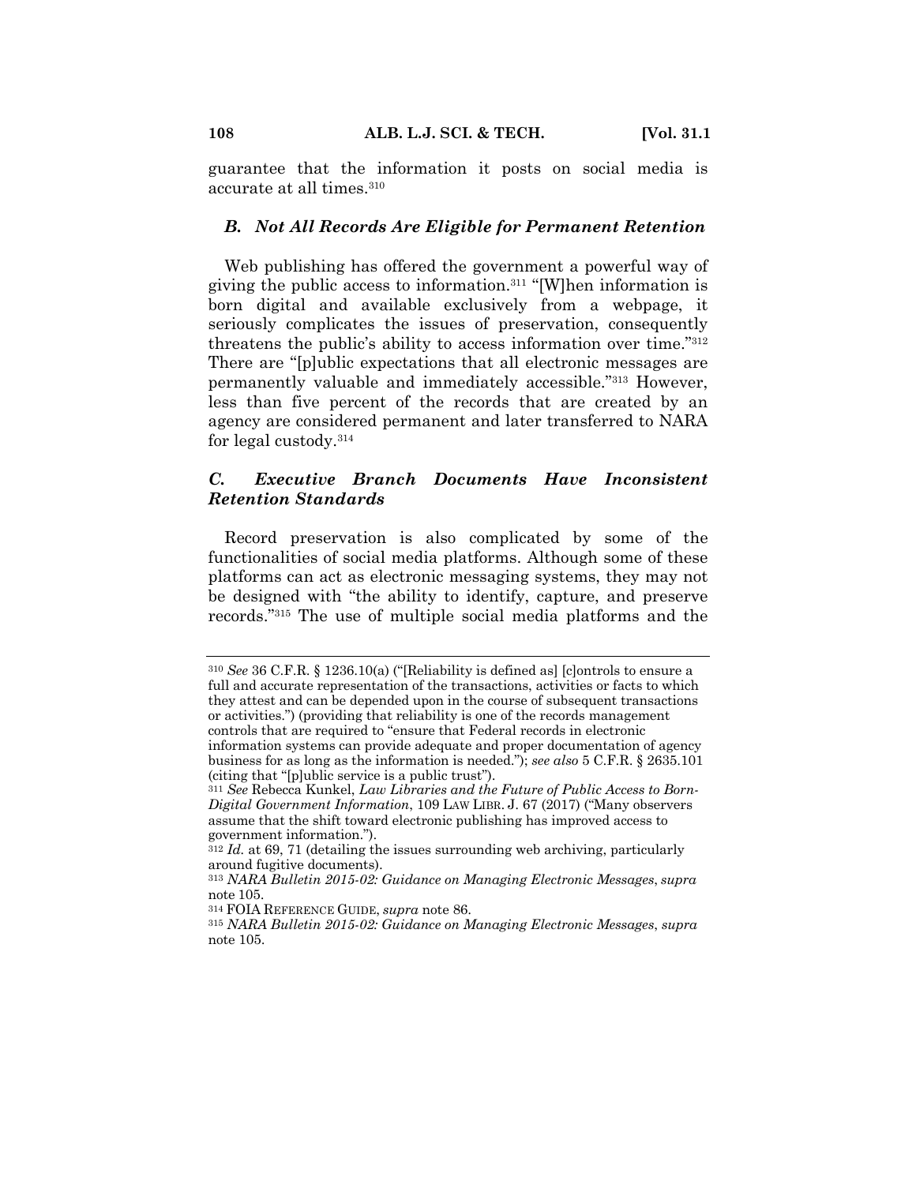guarantee that the information it posts on social media is accurate at all times.[310]

### *B. Not All Records Are Eligible for Permanent Retention*

Web publishing has offered the government a powerful way of giving the public access to information.[311] "[W]hen information is born digital and available exclusively from a webpage, it seriously complicates the issues of preservation, consequently threatens the public's ability to access information over time."[312] There are "[p]ublic expectations that all electronic messages are permanently valuable and immediately accessible."[313] However, less than five percent of the records that are created by an agency are considered permanent and later transferred to NARA for legal custody.[314]

### *C. Executive Branch Documents Have Inconsistent Retention Standards*

Record preservation is also complicated by some of the functionalities of social media platforms. Although some of these platforms can act as electronic messaging systems, they may not be designed with "the ability to identify, capture, and preserve records."[315] The use of multiple social media platforms and the

---

[310] *See* 36 C.F.R. § 1236.10(a) ("[Reliability is defined as] [c]ontrols to ensure a full and accurate representation of the transactions, activities or facts to which they attest and can be depended upon in the course of subsequent transactions or activities.") (providing that reliability is one of the records management controls that are required to "ensure that Federal records in electronic information systems can provide adequate and proper documentation of agency business for as long as the information is needed."); *see also* 5 C.F.R. § 2635.101 (citing that "[p]ublic service is a public trust").

[311] *See* Rebecca Kunkel, *Law Libraries and the Future of Public Access to Born-Digital Government Information*, 109 LAW LIBR. J. 67 (2017) ("Many observers assume that the shift toward electronic publishing has improved access to government information.").

[312] *Id.* at 69, 71 (detailing the issues surrounding web archiving, particularly around fugitive documents).

[313] *NARA Bulletin 2015-02: Guidance on Managing Electronic Messages*, *supra* note 105.

[314] FOIA REFERENCE GUIDE, *supra* note 86.

[315] *NARA Bulletin 2015-02: Guidance on Managing Electronic Messages*, *supra* note 105.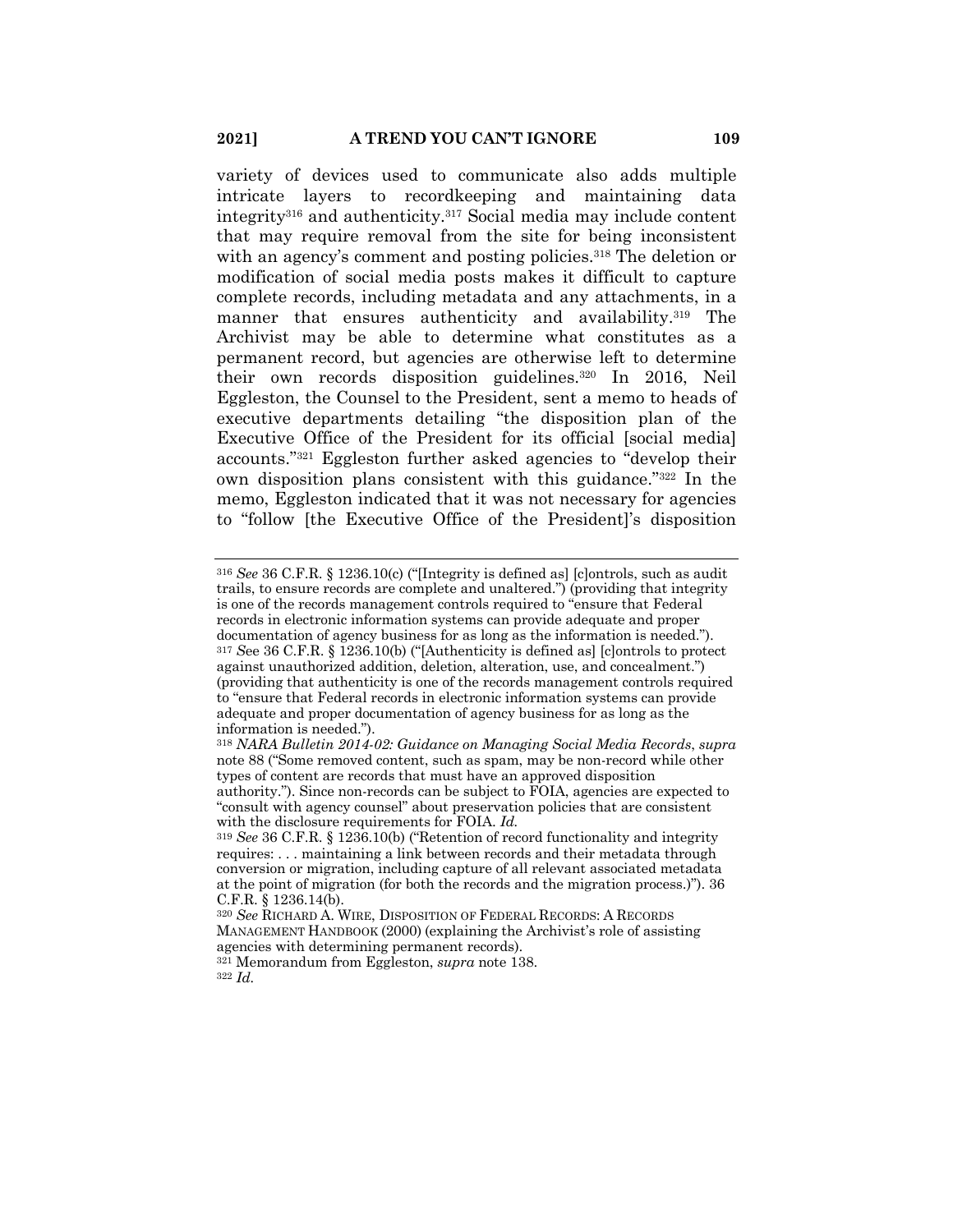variety of devices used to communicate also adds multiple intricate layers to recordkeeping and maintaining data integrity[316] and authenticity.[317] Social media may include content that may require removal from the site for being inconsistent with an agency's comment and posting policies.[318] The deletion or modification of social media posts makes it difficult to capture complete records, including metadata and any attachments, in a manner that ensures authenticity and availability.[319] The Archivist may be able to determine what constitutes as a permanent record, but agencies are otherwise left to determine their own records disposition guidelines.[320] In 2016, Neil Eggleston, the Counsel to the President, sent a memo to heads of executive departments detailing "the disposition plan of the Executive Office of the President for its official [social media] accounts."[321] Eggleston further asked agencies to "develop their own disposition plans consistent with this guidance."[322] In the memo, Eggleston indicated that it was not necessary for agencies to "follow [the Executive Office of the President]'s disposition

---

[316] *See* 36 C.F.R. § 1236.10(c) ("[Integrity is defined as] [c]ontrols, such as audit trails, to ensure records are complete and unaltered.") (providing that integrity is one of the records management controls required to "ensure that Federal records in electronic information systems can provide adequate and proper documentation of agency business for as long as the information is needed.").

[317] *S*ee 36 C.F.R. § 1236.10(b) ("[Authenticity is defined as] [c]ontrols to protect against unauthorized addition, deletion, alteration, use, and concealment.") (providing that authenticity is one of the records management controls required to "ensure that Federal records in electronic information systems can provide adequate and proper documentation of agency business for as long as the information is needed.").

[318] *NARA Bulletin 2014-02: Guidance on Managing Social Media Records*, *supra* note 88 ("Some removed content, such as spam, may be non-record while other types of content are records that must have an approved disposition authority."). Since non-records can be subject to FOIA, agencies are expected to "consult with agency counsel" about preservation policies that are consistent with the disclosure requirements for FOIA. *Id.*

[319] *See* 36 C.F.R. § 1236.10(b) ("Retention of record functionality and integrity requires: . . . maintaining a link between records and their metadata through conversion or migration, including capture of all relevant associated metadata at the point of migration (for both the records and the migration process.)"). 36 C.F.R. § 1236.14(b).

[320] *See* RICHARD A. WIRE, DISPOSITION OF FEDERAL RECORDS: A RECORDS MANAGEMENT HANDBOOK (2000) (explaining the Archivist's role of assisting agencies with determining permanent records).

[321] Memorandum from Eggleston, *supra* note 138.

[322] *Id.*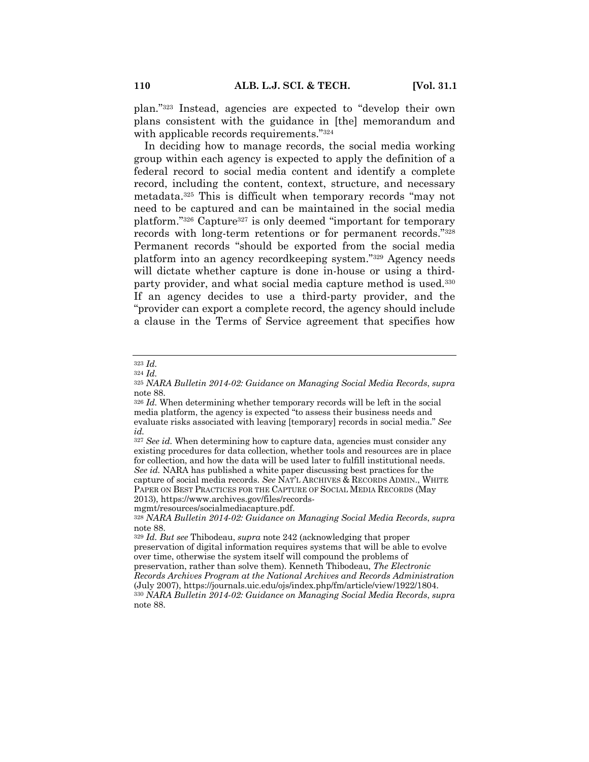plan."[323] Instead, agencies are expected to "develop their own plans consistent with the guidance in [the] memorandum and with applicable records requirements."[324]

In deciding how to manage records, the social media working group within each agency is expected to apply the definition of a federal record to social media content and identify a complete record, including the content, context, structure, and necessary metadata.[325] This is difficult when temporary records "may not need to be captured and can be maintained in the social media platform."[326] Capture[327] is only deemed "important for temporary records with long-term retentions or for permanent records."[328] Permanent records "should be exported from the social media platform into an agency recordkeeping system."[329] Agency needs will dictate whether capture is done in-house or using a third-party provider, and what social media capture method is used.[330] If an agency decides to use a third-party provider, and the "provider can export a complete record, the agency should include a clause in the Terms of Service agreement that specifies how

---

[323] *Id.*

[324] *Id.*

[325] *NARA Bulletin 2014-02: Guidance on Managing Social Media Records*, *supra* note 88.

[326] *Id.* When determining whether temporary records will be left in the social media platform, the agency is expected "to assess their business needs and evaluate risks associated with leaving [temporary] records in social media." *See id.*

[327] *See id.* When determining how to capture data, agencies must consider any existing procedures for data collection, whether tools and resources are in place for collection, and how the data will be used later to fulfill institutional needs. *See id.* NARA has published a white paper discussing best practices for the capture of social media records. *See* NAT'L ARCHIVES & RECORDS ADMIN., WHITE PAPER ON BEST PRACTICES FOR THE CAPTURE OF SOCIAL MEDIA RECORDS (May 2013), https://www.archives.gov/files/records-mgmt/resources/socialmediacapture.pdf.

[328] *NARA Bulletin 2014-02: Guidance on Managing Social Media Records*, *supra* note 88.

[329] *Id. But see* Thibodeau, *supra* note 242 (acknowledging that proper preservation of digital information requires systems that will be able to evolve over time, otherwise the system itself will compound the problems of preservation, rather than solve them). Kenneth Thibodeau, *The Electronic Records Archives Program at the National Archives and Records Administration* (July 2007), https://journals.uic.edu/ojs/index.php/fm/article/view/1922/1804.

[330] *NARA Bulletin 2014-02: Guidance on Managing Social Media Records*, *supra* note 88.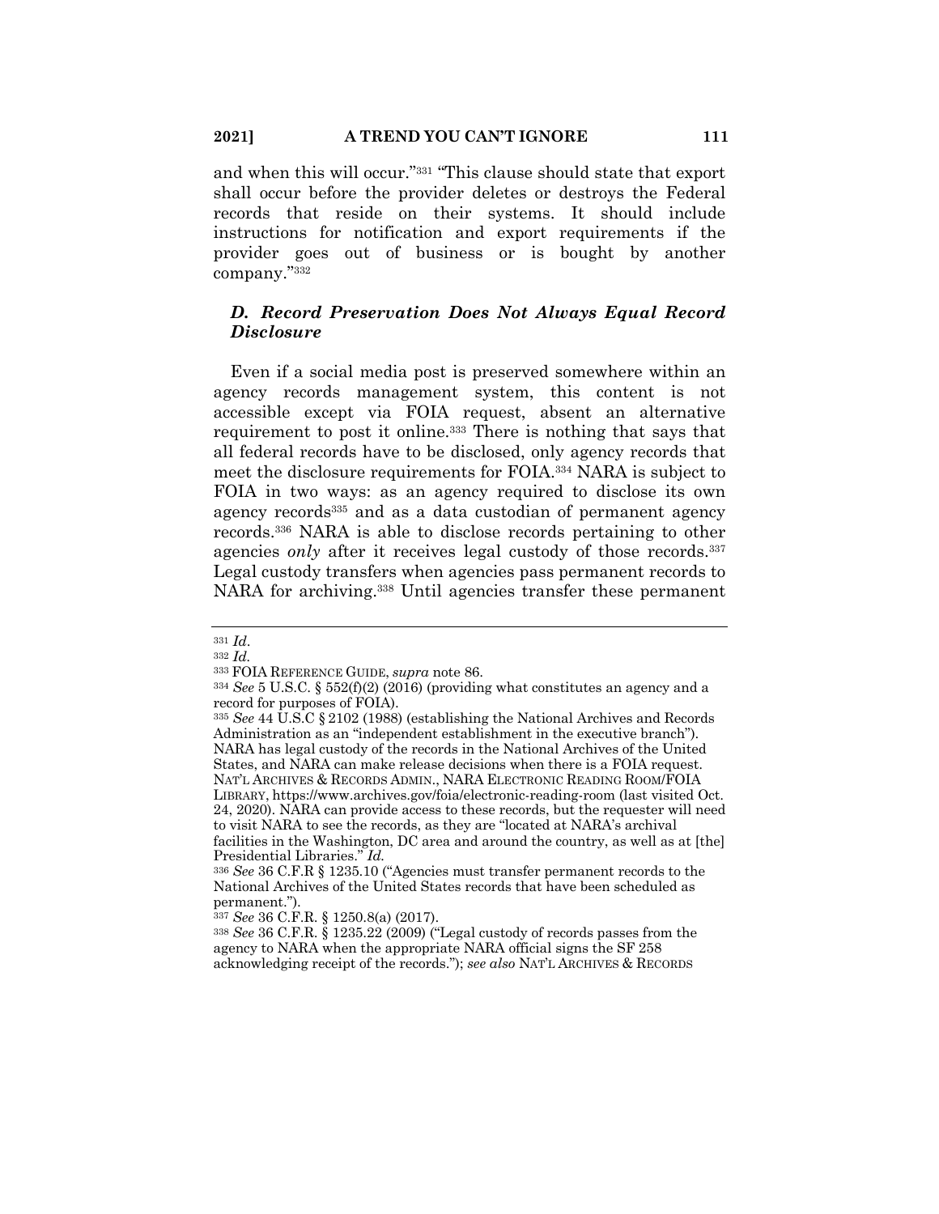and when this will occur."[331] "This clause should state that export shall occur before the provider deletes or destroys the Federal records that reside on their systems. It should include instructions for notification and export requirements if the provider goes out of business or is bought by another company."[332]

### *D. Record Preservation Does Not Always Equal Record Disclosure*

Even if a social media post is preserved somewhere within an agency records management system, this content is not accessible except via FOIA request, absent an alternative requirement to post it online.[333] There is nothing that says that all federal records have to be disclosed, only agency records that meet the disclosure requirements for FOIA.[334] NARA is subject to FOIA in two ways: as an agency required to disclose its own agency records[335] and as a data custodian of permanent agency records.[336] NARA is able to disclose records pertaining to other agencies *only* after it receives legal custody of those records.[337] Legal custody transfers when agencies pass permanent records to NARA for archiving.[338] Until agencies transfer these permanent

---

[331] *Id.*

[332] *Id.*

[333] FOIA REFERENCE GUIDE, *supra* note 86.

[334] *See* 5 U.S.C. § 552(f)(2) (2016) (providing what constitutes an agency and a record for purposes of FOIA).

[335] *See* 44 U.S.C § 2102 (1988) (establishing the National Archives and Records Administration as an "independent establishment in the executive branch"). NARA has legal custody of the records in the National Archives of the United States, and NARA can make release decisions when there is a FOIA request. NAT'L ARCHIVES & RECORDS ADMIN., NARA ELECTRONIC READING ROOM/FOIA LIBRARY, https://www.archives.gov/foia/electronic-reading-room (last visited Oct. 24, 2020). NARA can provide access to these records, but the requester will need to visit NARA to see the records, as they are "located at NARA's archival facilities in the Washington, DC area and around the country, as well as at [the] Presidential Libraries." *Id.*

[336] *See* 36 C.F.R § 1235.10 ("Agencies must transfer permanent records to the National Archives of the United States records that have been scheduled as permanent.").

[337] *See* 36 C.F.R. § 1250.8(a) (2017).

[338] *See* 36 C.F.R. § 1235.22 (2009) ("Legal custody of records passes from the agency to NARA when the appropriate NARA official signs the SF 258 acknowledging receipt of the records."); *see also* NAT'L ARCHIVES & RECORDS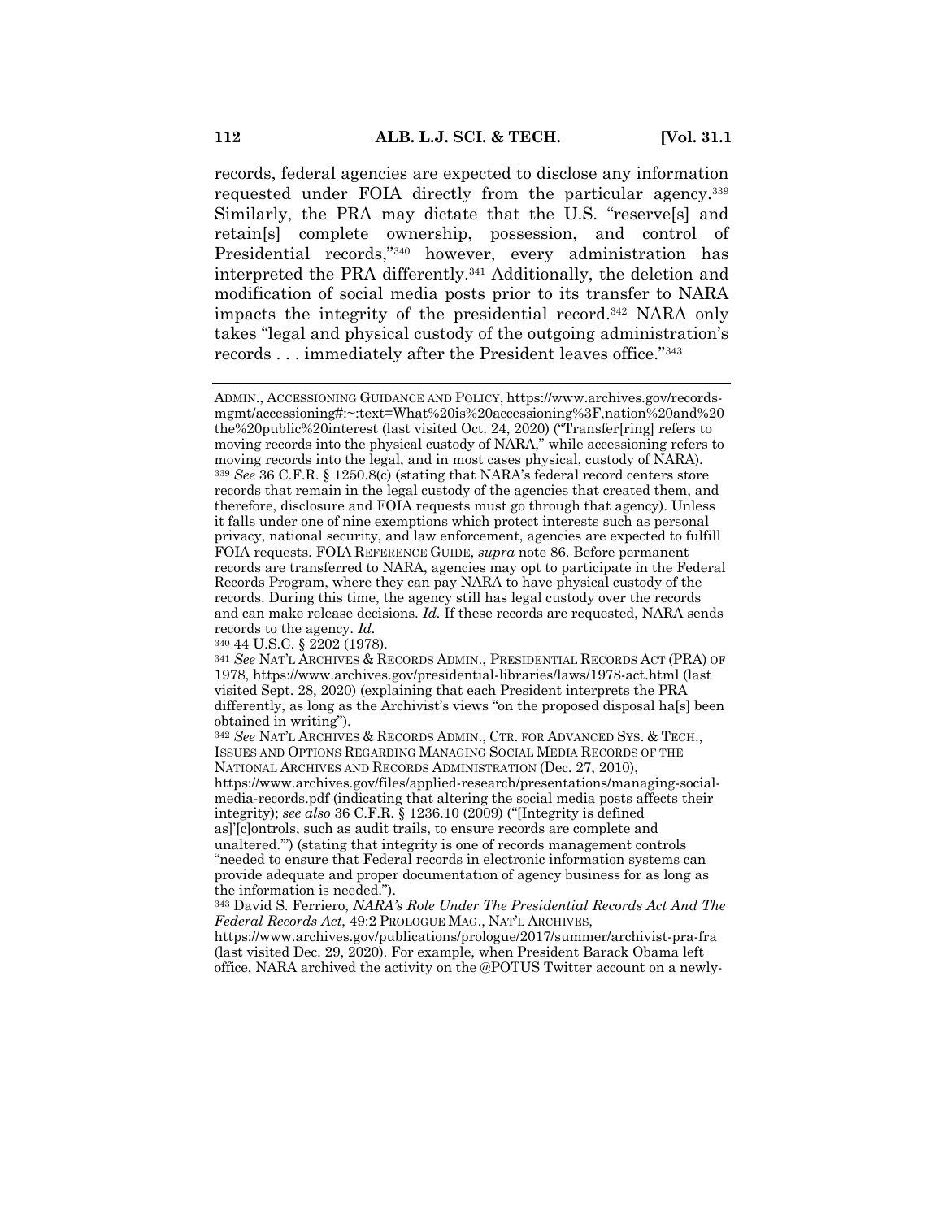records, federal agencies are expected to disclose any information requested under FOIA directly from the particular agency.[339] Similarly, the PRA may dictate that the U.S. "reserve[s] and retain[s] complete ownership, possession, and control of Presidential records,"[340] however, every administration has interpreted the PRA differently.[341] Additionally, the deletion and modification of social media posts prior to its transfer to NARA impacts the integrity of the presidential record.[342] NARA only takes "legal and physical custody of the outgoing administration's records . . . immediately after the President leaves office."[343]

---

ADMIN., ACCESSIONING GUIDANCE AND POLICY, https://www.archives.gov/records-mgmt/accessioning#:~:text=What%20is%20accessioning%3F,nation%20and%20the%20public%20interest (last visited Oct. 24, 2020) ("Transfer[ring] refers to moving records into the physical custody of NARA," while accessioning refers to moving records into the legal, and in most cases physical, custody of NARA).

[339] *See* 36 C.F.R. § 1250.8(c) (stating that NARA's federal record centers store records that remain in the legal custody of the agencies that created them, and therefore, disclosure and FOIA requests must go through that agency). Unless it falls under one of nine exemptions which protect interests such as personal privacy, national security, and law enforcement, agencies are expected to fulfill FOIA requests. FOIA REFERENCE GUIDE, *supra* note 86. Before permanent records are transferred to NARA, agencies may opt to participate in the Federal Records Program, where they can pay NARA to have physical custody of the records. During this time, the agency still has legal custody over the records and can make release decisions. *Id.* If these records are requested, NARA sends records to the agency. *Id.*

[340] 44 U.S.C. § 2202 (1978).

[341] *See* NAT'L ARCHIVES & RECORDS ADMIN., PRESIDENTIAL RECORDS ACT (PRA) OF 1978, https://www.archives.gov/presidential-libraries/laws/1978-act.html (last visited Sept. 28, 2020) (explaining that each President interprets the PRA differently, as long as the Archivist's views "on the proposed disposal ha[s] been obtained in writing").

[342] *See* NAT'L ARCHIVES & RECORDS ADMIN., CTR. FOR ADVANCED SYS. & TECH., ISSUES AND OPTIONS REGARDING MANAGING SOCIAL MEDIA RECORDS OF THE NATIONAL ARCHIVES AND RECORDS ADMINISTRATION (Dec. 27, 2010), https://www.archives.gov/files/applied-research/presentations/managing-social-media-records.pdf (indicating that altering the social media posts affects their integrity); *see also* 36 C.F.R. § 1236.10 (2009) ("[Integrity is defined as]'[c]ontrols, such as audit trails, to ensure records are complete and unaltered.'") (stating that integrity is one of records management controls "needed to ensure that Federal records in electronic information systems can provide adequate and proper documentation of agency business for as long as the information is needed.").

[343] David S. Ferriero, *NARA's Role Under The Presidential Records Act And The Federal Records Act*, 49:2 PROLOGUE MAG., NAT'L ARCHIVES, https://www.archives.gov/publications/prologue/2017/summer/archivist-pra-fra (last visited Dec. 29, 2020). For example, when President Barack Obama left office, NARA archived the activity on the @POTUS Twitter account on a newly-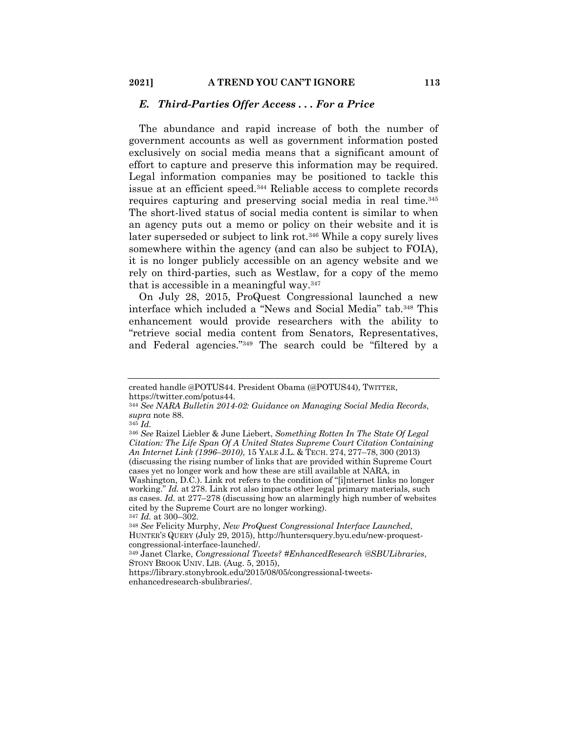### *E. Third-Parties Offer Access . . . For a Price*

The abundance and rapid increase of both the number of government accounts as well as government information posted exclusively on social media means that a significant amount of effort to capture and preserve this information may be required. Legal information companies may be positioned to tackle this issue at an efficient speed.[344] Reliable access to complete records requires capturing and preserving social media in real time.[345] The short-lived status of social media content is similar to when an agency puts out a memo or policy on their website and it is later superseded or subject to link rot.[346] While a copy surely lives somewhere within the agency (and can also be subject to FOIA), it is no longer publicly accessible on an agency website and we rely on third-parties, such as Westlaw, for a copy of the memo that is accessible in a meaningful way.[347]

On July 28, 2015, ProQuest Congressional launched a new interface which included a "News and Social Media" tab.[348] This enhancement would provide researchers with the ability to "retrieve social media content from Senators, Representatives, and Federal agencies."[349] The search could be "filtered by a

---

created handle @POTUS44. President Obama (@POTUS44), TWITTER, https://twitter.com/potus44.

[344] *See NARA Bulletin 2014-02: Guidance on Managing Social Media Records*, *supra* note 88.

[345] *Id.*

[346] *See* Raizel Liebler & June Liebert, *Something Rotten In The State Of Legal Citation: The Life Span Of A United States Supreme Court Citation Containing An Internet Link (1996–2010)*, 15 YALE J.L. & TECH. 274, 277–78, 300 (2013) (discussing the rising number of links that are provided within Supreme Court cases yet no longer work and how these are still available at NARA, in Washington, D.C.). Link rot refers to the condition of "[i]nternet links no longer working." *Id.* at 278. Link rot also impacts other legal primary materials, such as cases. *Id.* at 277–278 (discussing how an alarmingly high number of websites cited by the Supreme Court are no longer working).

[347] *Id.* at 300–302.

[348] *See* Felicity Murphy, *New ProQuest Congressional Interface Launched*, HUNTER'S QUERY (July 29, 2015), http://huntersquery.byu.edu/new-proquest-congressional-interface-launched/.

[349] Janet Clarke, *Congressional Tweets? #EnhancedResearch @SBULibraries*, STONY BROOK UNIV. LIB. (Aug. 5, 2015), https://library.stonybrook.edu/2015/08/05/congressional-tweets-enhancedresearch-sbulibraries/.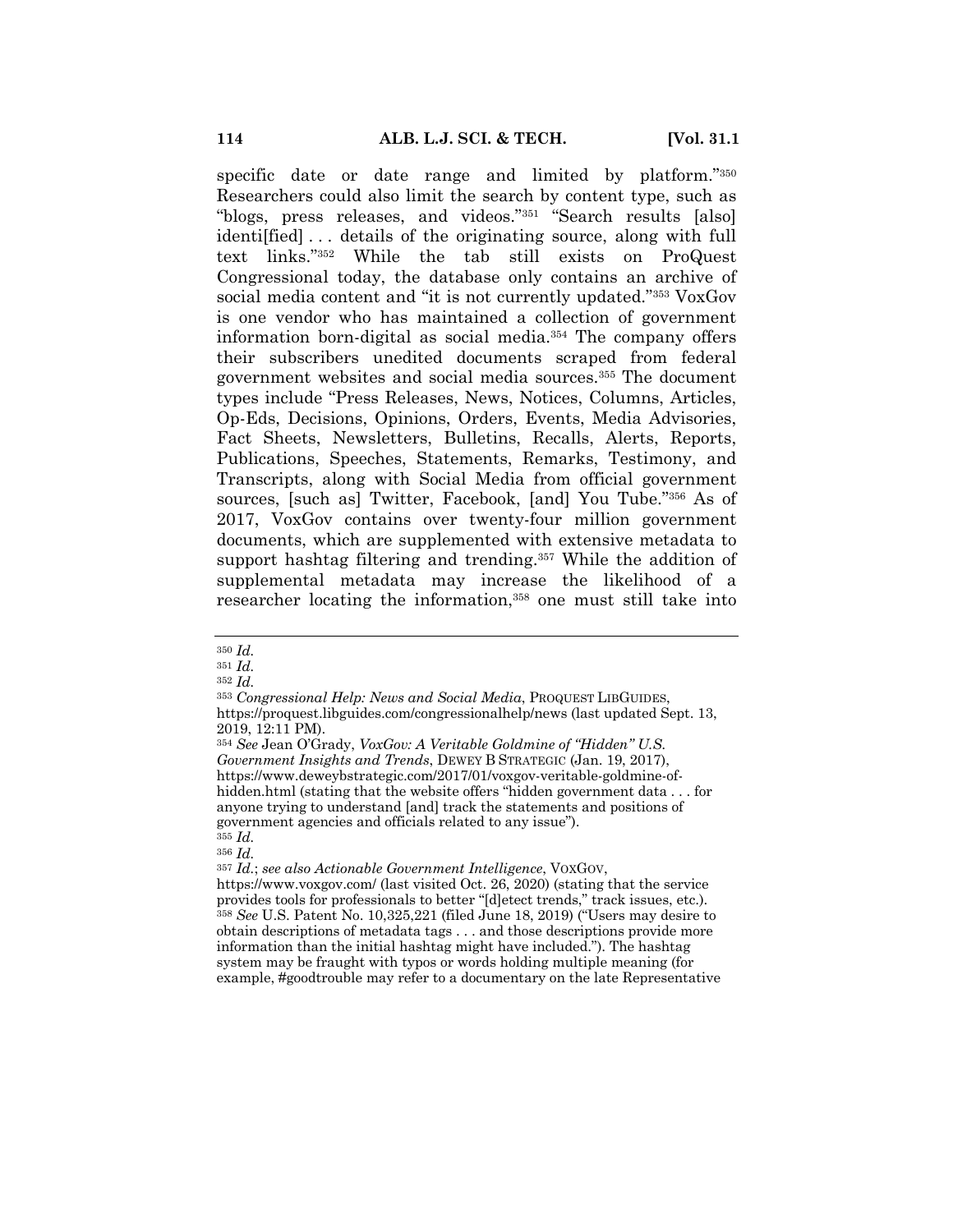specific date or date range and limited by platform."[350] Researchers could also limit the search by content type, such as "blogs, press releases, and videos."[351] "Search results [also] identi[fied] . . . details of the originating source, along with full text links."[352] While the tab still exists on ProQuest Congressional today, the database only contains an archive of social media content and "it is not currently updated."[353] VoxGov is one vendor who has maintained a collection of government information born-digital as social media.[354] The company offers their subscribers unedited documents scraped from federal government websites and social media sources.[355] The document types include "Press Releases, News, Notices, Columns, Articles, Op-Eds, Decisions, Opinions, Orders, Events, Media Advisories, Fact Sheets, Newsletters, Bulletins, Recalls, Alerts, Reports, Publications, Speeches, Statements, Remarks, Testimony, and Transcripts, along with Social Media from official government sources, [such as] Twitter, Facebook, [and] You Tube."[356] As of 2017, VoxGov contains over twenty-four million government documents, which are supplemented with extensive metadata to support hashtag filtering and trending.[357] While the addition of supplemental metadata may increase the likelihood of a researcher locating the information,[358] one must still take into

---

[350] *Id.*

[351] *Id.*

[352] *Id.*

[353] *Congressional Help: News and Social Media*, PROQUEST LIBGUIDES, https://proquest.libguides.com/congressionalhelp/news (last updated Sept. 13, 2019, 12:11 PM).

[354] *See* Jean O'Grady, *VoxGov: A Veritable Goldmine of "Hidden" U.S. Government Insights and Trends*, DEWEY B STRATEGIC (Jan. 19, 2017), https://www.deweybstrategic.com/2017/01/voxgov-veritable-goldmine-of-hidden.html (stating that the website offers "hidden government data . . . for anyone trying to understand [and] track the statements and positions of government agencies and officials related to any issue").

[355] *Id.*

[356] *Id.*

[357] *Id.*; *see also Actionable Government Intelligence*, VOXGOV, https://www.voxgov.com/ (last visited Oct. 26, 2020) (stating that the service provides tools for professionals to better "[d]etect trends," track issues, etc.).

[358] *See* U.S. Patent No. 10,325,221 (filed June 18, 2019) ("Users may desire to obtain descriptions of metadata tags . . . and those descriptions provide more information than the initial hashtag might have included."). The hashtag system may be fraught with typos or words holding multiple meaning (for example, #goodtrouble may refer to a documentary on the late Representative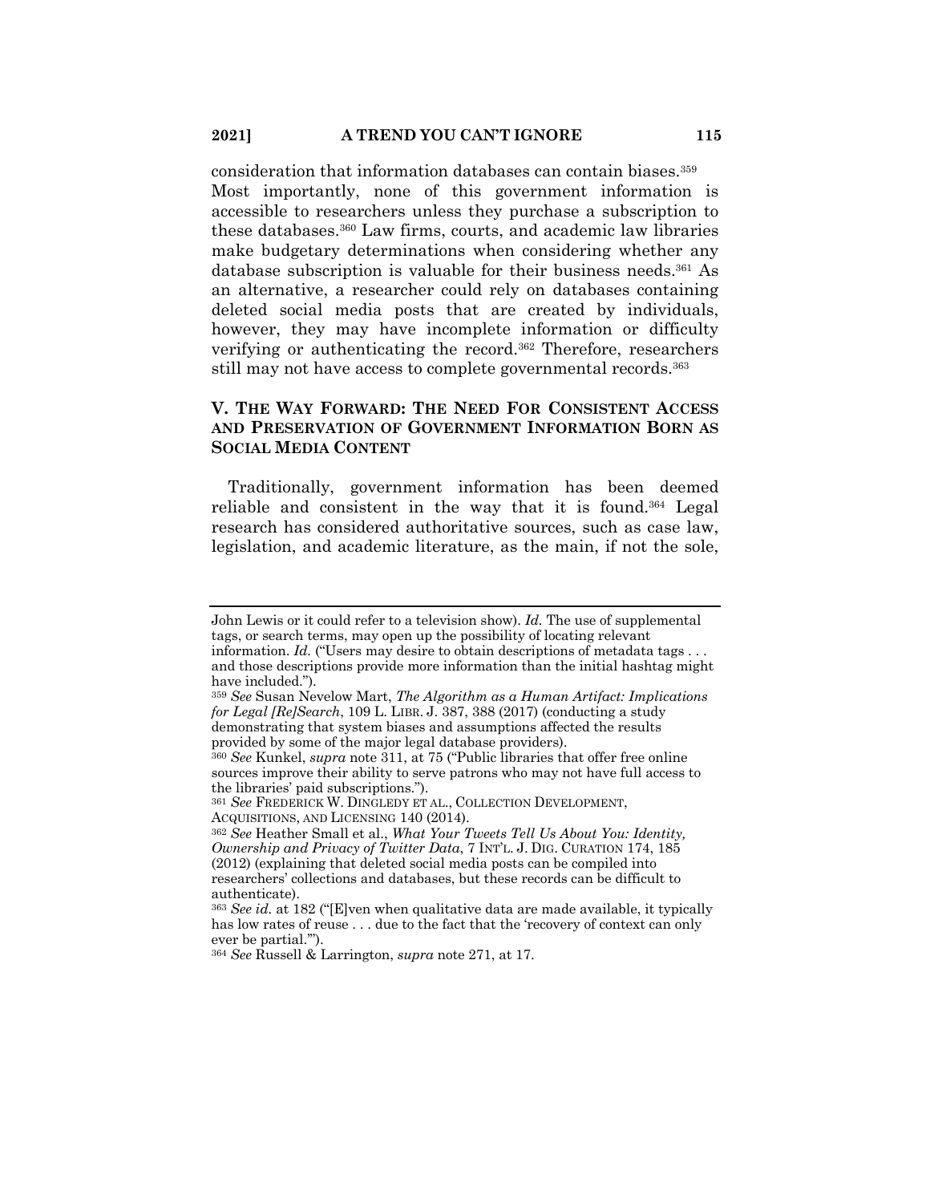consideration that information databases can contain biases.[359] Most importantly, none of this government information is accessible to researchers unless they purchase a subscription to these databases.[360] Law firms, courts, and academic law libraries make budgetary determinations when considering whether any database subscription is valuable for their business needs.[361] As an alternative, a researcher could rely on databases containing deleted social media posts that are created by individuals, however, they may have incomplete information or difficulty verifying or authenticating the record.[362] Therefore, researchers still may not have access to complete governmental records.[363]

## V. THE WAY FORWARD: THE NEED FOR CONSISTENT ACCESS AND PRESERVATION OF GOVERNMENT INFORMATION BORN AS SOCIAL MEDIA CONTENT

Traditionally, government information has been deemed reliable and consistent in the way that it is found.[364] Legal research has considered authoritative sources, such as case law, legislation, and academic literature, as the main, if not the sole,

---

John Lewis or it could refer to a television show). *Id.* The use of supplemental tags, or search terms, may open up the possibility of locating relevant information. *Id.* ("Users may desire to obtain descriptions of metadata tags . . . and those descriptions provide more information than the initial hashtag might have included.").

[359] *See* Susan Nevelow Mart, *The Algorithm as a Human Artifact: Implications for Legal [Re]Search*, 109 L. LIBR. J. 387, 388 (2017) (conducting a study demonstrating that system biases and assumptions affected the results provided by some of the major legal database providers).

[360] *See* Kunkel, *supra* note 311, at 75 ("Public libraries that offer free online sources improve their ability to serve patrons who may not have full access to the libraries' paid subscriptions.").

[361] *See* FREDERICK W. DINGLEDY ET AL., COLLECTION DEVELOPMENT, ACQUISITIONS, AND LICENSING 140 (2014).

[362] *See* Heather Small et al., *What Your Tweets Tell Us About You: Identity, Ownership and Privacy of Twitter Data*, 7 INT'L. J. DIG. CURATION 174, 185 (2012) (explaining that deleted social media posts can be compiled into researchers' collections and databases, but these records can be difficult to authenticate).

[363] *See id.* at 182 ("[E]ven when qualitative data are made available, it typically has low rates of reuse . . . due to the fact that the 'recovery of context can only ever be partial.'").

[364] *See* Russell & Larrington, *supra* note 271, at 17.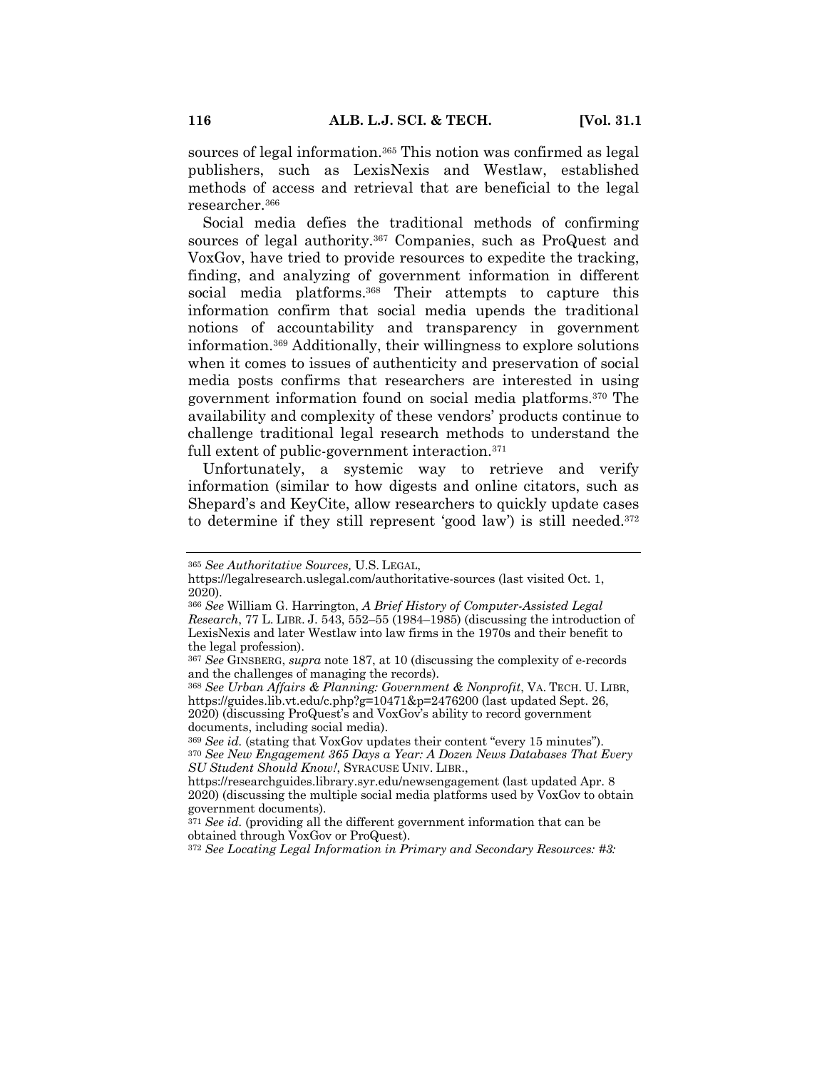sources of legal information.[365] This notion was confirmed as legal publishers, such as LexisNexis and Westlaw, established methods of access and retrieval that are beneficial to the legal researcher.[366]

Social media defies the traditional methods of confirming sources of legal authority.[367] Companies, such as ProQuest and VoxGov, have tried to provide resources to expedite the tracking, finding, and analyzing of government information in different social media platforms.[368] Their attempts to capture this information confirm that social media upends the traditional notions of accountability and transparency in government information.[369] Additionally, their willingness to explore solutions when it comes to issues of authenticity and preservation of social media posts confirms that researchers are interested in using government information found on social media platforms.[370] The availability and complexity of these vendors' products continue to challenge traditional legal research methods to understand the full extent of public-government interaction.[371]

Unfortunately, a systemic way to retrieve and verify information (similar to how digests and online citators, such as Shepard's and KeyCite, allow researchers to quickly update cases to determine if they still represent 'good law') is still needed.[372]

---

[365] *See Authoritative Sources,* U.S. LEGAL, https://legalresearch.uslegal.com/authoritative-sources (last visited Oct. 1, 2020).

[366] *See* William G. Harrington, *A Brief History of Computer-Assisted Legal Research*, 77 L. LIBR. J. 543, 552–55 (1984–1985) (discussing the introduction of LexisNexis and later Westlaw into law firms in the 1970s and their benefit to the legal profession).

[367] *See* GINSBERG, *supra* note 187, at 10 (discussing the complexity of e-records and the challenges of managing the records).

[368] *See Urban Affairs & Planning: Government & Nonprofit*, VA. TECH. U. LIBR, https://guides.lib.vt.edu/c.php?g=10471&p=2476200 (last updated Sept. 26, 2020) (discussing ProQuest's and VoxGov's ability to record government documents, including social media).

[369] *See id.* (stating that VoxGov updates their content "every 15 minutes").

[370] *See New Engagement 365 Days a Year: A Dozen News Databases That Every SU Student Should Know!*, SYRACUSE UNIV. LIBR., https://researchguides.library.syr.edu/newsengagement (last updated Apr. 8 2020) (discussing the multiple social media platforms used by VoxGov to obtain government documents).

[371] *See id.* (providing all the different government information that can be obtained through VoxGov or ProQuest).

[372] *See Locating Legal Information in Primary and Secondary Resources: #3:*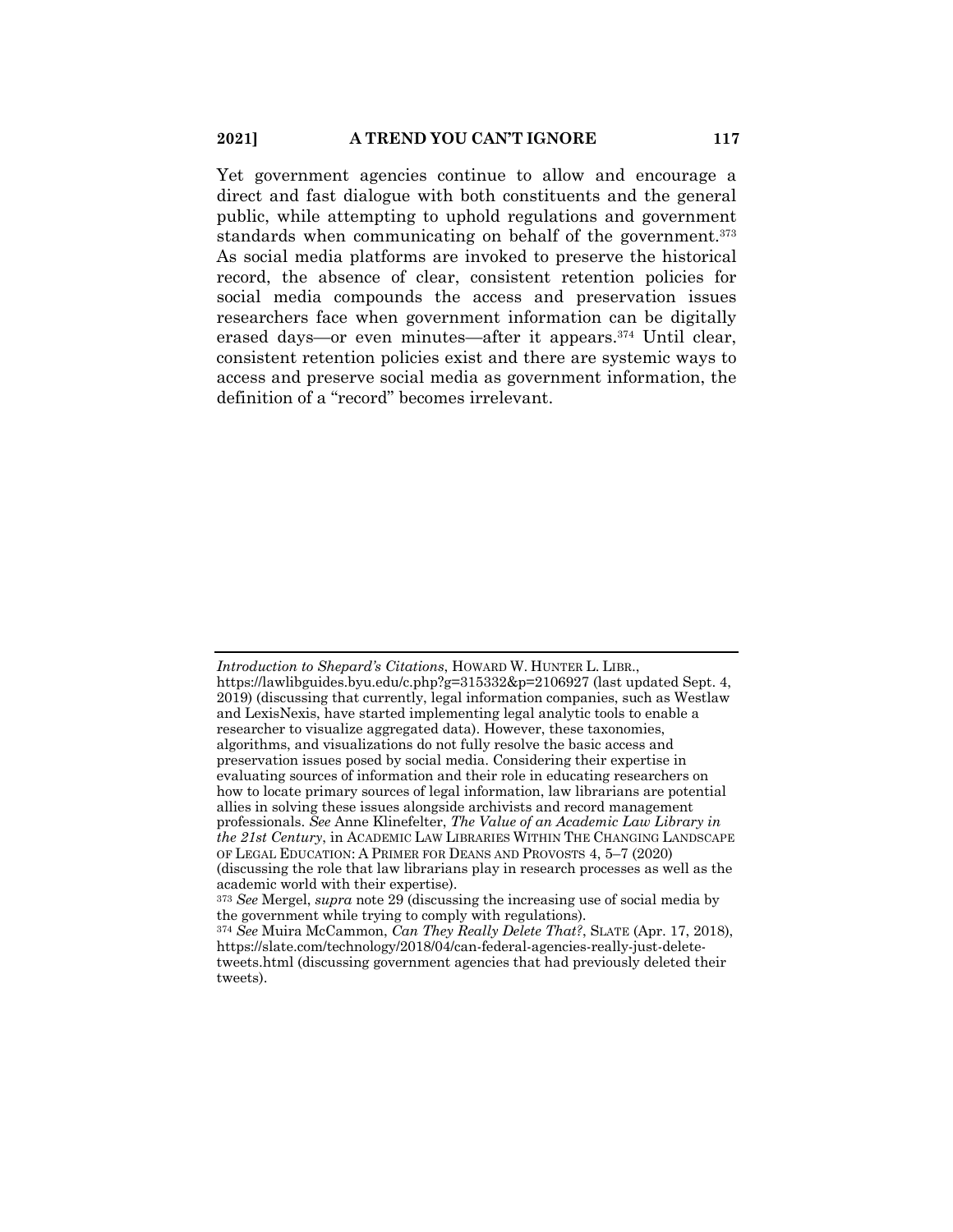Yet government agencies continue to allow and encourage a direct and fast dialogue with both constituents and the general public, while attempting to uphold regulations and government standards when communicating on behalf of the government.[373] As social media platforms are invoked to preserve the historical record, the absence of clear, consistent retention policies for social media compounds the access and preservation issues researchers face when government information can be digitally erased days—or even minutes—after it appears.[374] Until clear, consistent retention policies exist and there are systemic ways to access and preserve social media as government information, the definition of a "record" becomes irrelevant.

---

*Introduction to Shepard's Citations*, HOWARD W. HUNTER L. LIBR., https://lawlibguides.byu.edu/c.php?g=315332&p=2106927 (last updated Sept. 4, 2019) (discussing that currently, legal information companies, such as Westlaw and LexisNexis, have started implementing legal analytic tools to enable a researcher to visualize aggregated data). However, these taxonomies, algorithms, and visualizations do not fully resolve the basic access and preservation issues posed by social media. Considering their expertise in evaluating sources of information and their role in educating researchers on how to locate primary sources of legal information, law librarians are potential allies in solving these issues alongside archivists and record management professionals. *See* Anne Klinefelter, *The Value of an Academic Law Library in the 21st Century*, in ACADEMIC LAW LIBRARIES WITHIN THE CHANGING LANDSCAPE OF LEGAL EDUCATION: A PRIMER FOR DEANS AND PROVOSTS 4, 5–7 (2020) (discussing the role that law librarians play in research processes as well as the academic world with their expertise).

[373] *See* Mergel, *supra* note 29 (discussing the increasing use of social media by the government while trying to comply with regulations).

[374] *See* Muira McCammon, *Can They Really Delete That?*, SLATE (Apr. 17, 2018), https://slate.com/technology/2018/04/can-federal-agencies-really-just-delete-tweets.html (discussing government agencies that had previously deleted their tweets).